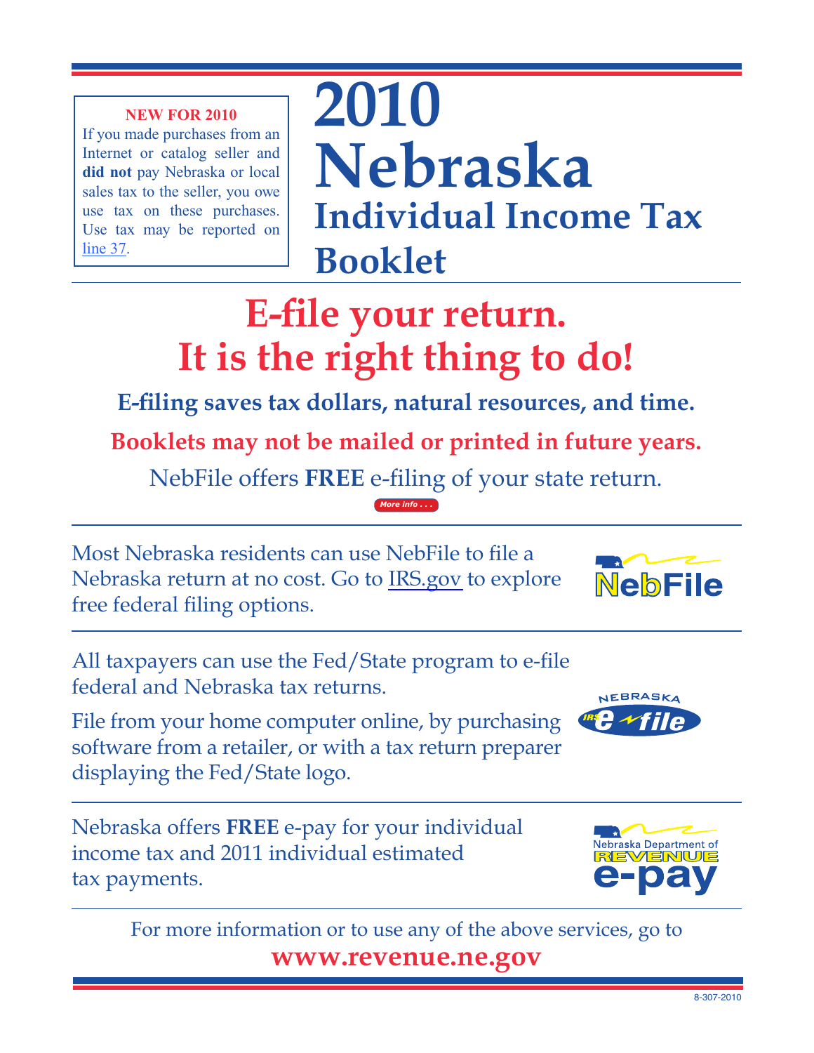**NEW FOR 2010**

If you made purchases from an Internet or catalog seller and **did not** pay Nebraska or local sales tax to the seller, you owe use tax on these purchases. Use tax may be reported on line 37.

# 2010 Nebraska Individual Income Tax Booklet

## E-file your return. It is the right thing to do!

**E-filing saves tax dollars, natural resources, and time.**

**Booklets may not be mailed or printed in future years.**

NebFile offers **FREE** e-filing of your state return.

*More info . . .*

---

Most Nebraska residents can use NebFile to file a Nebraska return at no cost. Go to IRS.gov to explore free federal filing options.

NebFile

---

All taxpayers can use the Fed/State program to e-file federal and Nebraska tax returns.

File from your home computer online, by purchasing software from a retailer, or with a tax return preparer displaying the Fed/State logo.

NEBRASKA IRS e-file

---

Nebraska offers **FREE** e-pay for your individual income tax and 2011 individual estimated tax payments.

Nebraska Department of REVENUE e-pay

---

For more information or to use any of the above services, go to

**www.revenue.ne.gov**

8-307-2010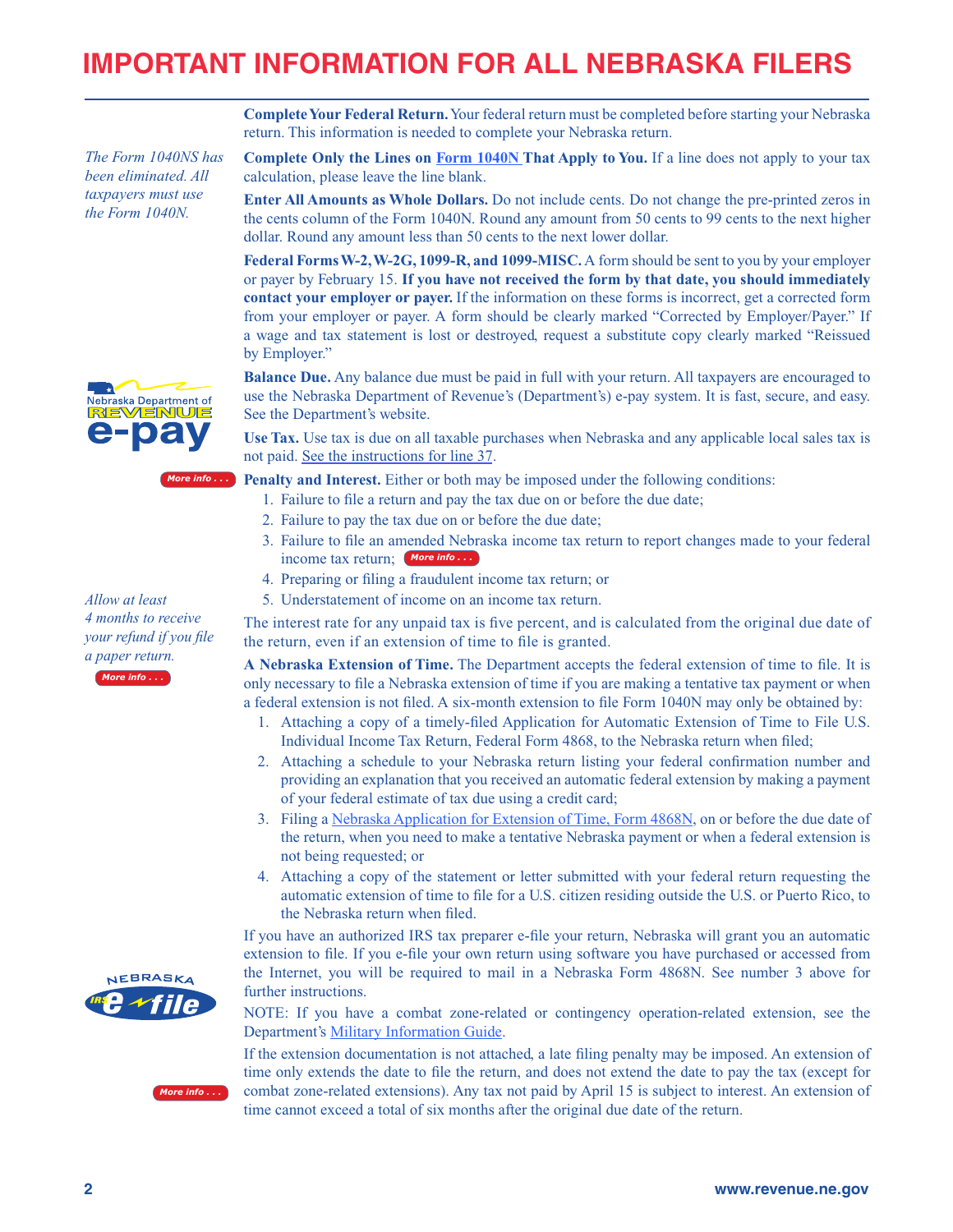# IMPORTANT INFORMATION FOR ALL NEBRASKA FILERS

**Complete Your Federal Return.** Your federal return must be completed before starting your Nebraska return. This information is needed to complete your Nebraska return.

*The Form 1040NS has been eliminated. All taxpayers must use the Form 1040N.*

**Complete Only the Lines on Form 1040N That Apply to You.** If a line does not apply to your tax calculation, please leave the line blank.

**Enter All Amounts as Whole Dollars.** Do not include cents. Do not change the pre-printed zeros in the cents column of the Form 1040N. Round any amount from 50 cents to 99 cents to the next higher dollar. Round any amount less than 50 cents to the next lower dollar.

**Federal Forms W-2, W-2G, 1099-R, and 1099-MISC.** A form should be sent to you by your employer or payer by February 15. **If you have not received the form by that date, you should immediately contact your employer or payer.** If the information on these forms is incorrect, get a corrected form from your employer or payer. A form should be clearly marked "Corrected by Employer/Payer." If a wage and tax statement is lost or destroyed, request a substitute copy clearly marked "Reissued by Employer."

**Balance Due.** Any balance due must be paid in full with your return. All taxpayers are encouraged to use the Nebraska Department of Revenue's (Department's) e-pay system. It is fast, secure, and easy. See the Department's website.

**Use Tax.** Use tax is due on all taxable purchases when Nebraska and any applicable local sales tax is not paid. See the instructions for line 37.

**Penalty and Interest.** Either or both may be imposed under the following conditions:

1. Failure to file a return and pay the tax due on or before the due date;
2. Failure to pay the tax due on or before the due date;
3. Failure to file an amended Nebraska income tax return to report changes made to your federal income tax return;
4. Preparing or filing a fraudulent income tax return; or
5. Understatement of income on an income tax return.

*Allow at least 4 months to receive your refund if you file a paper return.*

The interest rate for any unpaid tax is five percent, and is calculated from the original due date of the return, even if an extension of time to file is granted.

**A Nebraska Extension of Time.** The Department accepts the federal extension of time to file. It is only necessary to file a Nebraska extension of time if you are making a tentative tax payment or when a federal extension is not filed. A six-month extension to file Form 1040N may only be obtained by:

1. Attaching a copy of a timely-filed Application for Automatic Extension of Time to File U.S. Individual Income Tax Return, Federal Form 4868, to the Nebraska return when filed;
2. Attaching a schedule to your Nebraska return listing your federal confirmation number and providing an explanation that you received an automatic federal extension by making a payment of your federal estimate of tax due using a credit card;
3. Filing a Nebraska Application for Extension of Time, Form 4868N, on or before the due date of the return, when you need to make a tentative Nebraska payment or when a federal extension is not being requested; or
4. Attaching a copy of the statement or letter submitted with your federal return requesting the automatic extension of time to file for a U.S. citizen residing outside the U.S. or Puerto Rico, to the Nebraska return when filed.

If you have an authorized IRS tax preparer e-file your return, Nebraska will grant you an automatic extension to file. If you e-file your own return using software you have purchased or accessed from the Internet, you will be required to mail in a Nebraska Form 4868N. See number 3 above for further instructions.

NOTE: If you have a combat zone-related or contingency operation-related extension, see the Department's Military Information Guide.

If the extension documentation is not attached, a late filing penalty may be imposed. An extension of time only extends the date to file the return, and does not extend the date to pay the tax (except for combat zone-related extensions). Any tax not paid by April 15 is subject to interest. An extension of time cannot exceed a total of six months after the original due date of the return.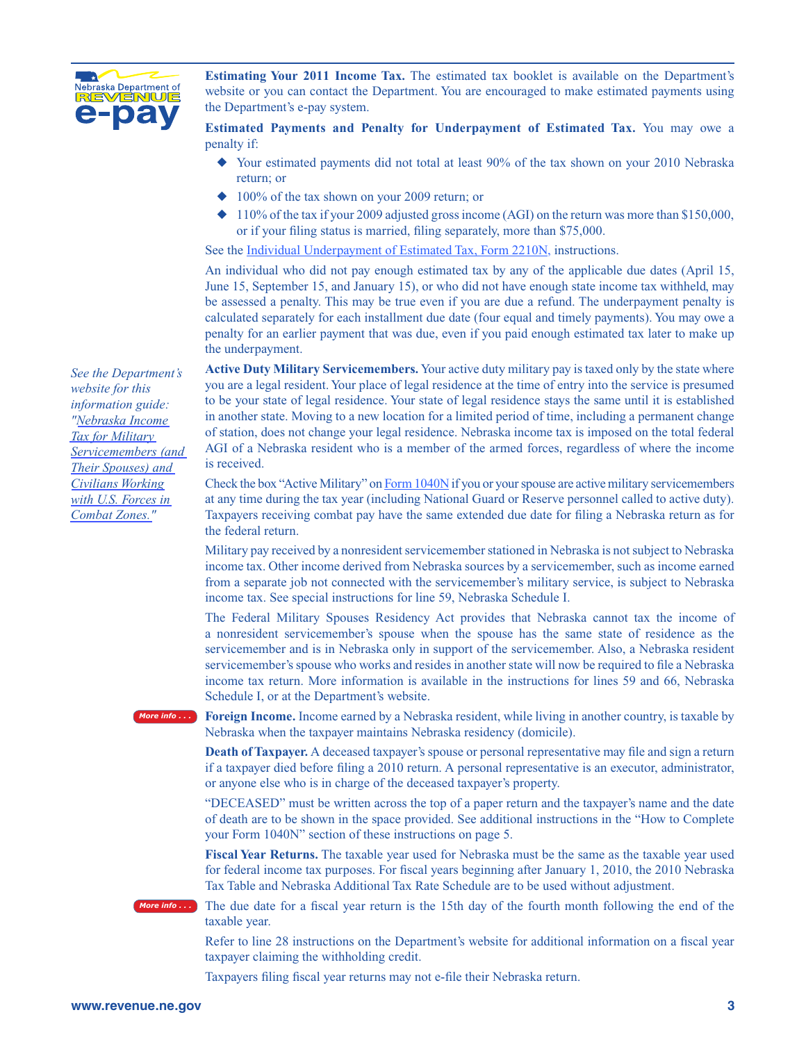**Estimating Your 2011 Income Tax.** The estimated tax booklet is available on the Department's website or you can contact the Department. You are encouraged to make estimated payments using the Department's e-pay system.

**Estimated Payments and Penalty for Underpayment of Estimated Tax.** You may owe a penalty if:

- Your estimated payments did not total at least 90% of the tax shown on your 2010 Nebraska return; or
- 100% of the tax shown on your 2009 return; or
- 110% of the tax if your 2009 adjusted gross income (AGI) on the return was more than $150,000, or if your filing status is married, filing separately, more than $75,000.

See the Individual Underpayment of Estimated Tax, Form 2210N, instructions.

An individual who did not pay enough estimated tax by any of the applicable due dates (April 15, June 15, September 15, and January 15), or who did not have enough state income tax withheld, may be assessed a penalty. This may be true even if you are due a refund. The underpayment penalty is calculated separately for each installment due date (four equal and timely payments). You may owe a penalty for an earlier payment that was due, even if you paid enough estimated tax later to make up the underpayment.

*See the Department's website for this information guide: "Nebraska Income Tax for Military Servicemembers (and Their Spouses) and Civilians Working with U.S. Forces in Combat Zones."*

**Active Duty Military Servicemembers.** Your active duty military pay is taxed only by the state where you are a legal resident. Your place of legal residence at the time of entry into the service is presumed to be your state of legal residence. Your state of legal residence stays the same until it is established in another state. Moving to a new location for a limited period of time, including a permanent change of station, does not change your legal residence. Nebraska income tax is imposed on the total federal AGI of a Nebraska resident who is a member of the armed forces, regardless of where the income is received.

Check the box "Active Military" on Form 1040N if you or your spouse are active military servicemembers at any time during the tax year (including National Guard or Reserve personnel called to active duty). Taxpayers receiving combat pay have the same extended due date for filing a Nebraska return as for the federal return.

Military pay received by a nonresident servicemember stationed in Nebraska is not subject to Nebraska income tax. Other income derived from Nebraska sources by a servicemember, such as income earned from a separate job not connected with the servicemember's military service, is subject to Nebraska income tax. See special instructions for line 59, Nebraska Schedule I.

The Federal Military Spouses Residency Act provides that Nebraska cannot tax the income of a nonresident servicemember's spouse when the spouse has the same state of residence as the servicemember and is in Nebraska only in support of the servicemember. Also, a Nebraska resident servicemember's spouse who works and resides in another state will now be required to file a Nebraska income tax return. More information is available in the instructions for lines 59 and 66, Nebraska Schedule I, or at the Department's website.

More info . . .

**Foreign Income.** Income earned by a Nebraska resident, while living in another country, is taxable by Nebraska when the taxpayer maintains Nebraska residency (domicile).

**Death of Taxpayer.** A deceased taxpayer's spouse or personal representative may file and sign a return if a taxpayer died before filing a 2010 return. A personal representative is an executor, administrator, or anyone else who is in charge of the deceased taxpayer's property.

"DECEASED" must be written across the top of a paper return and the taxpayer's name and the date of death are to be shown in the space provided. See additional instructions in the "How to Complete your Form 1040N" section of these instructions on page 5.

**Fiscal Year Returns.** The taxable year used for Nebraska must be the same as the taxable year used for federal income tax purposes. For fiscal years beginning after January 1, 2010, the 2010 Nebraska Tax Table and Nebraska Additional Tax Rate Schedule are to be used without adjustment.

More info . . .

The due date for a fiscal year return is the 15th day of the fourth month following the end of the taxable year.

Refer to line 28 instructions on the Department's website for additional information on a fiscal year taxpayer claiming the withholding credit.

Taxpayers filing fiscal year returns may not e-file their Nebraska return.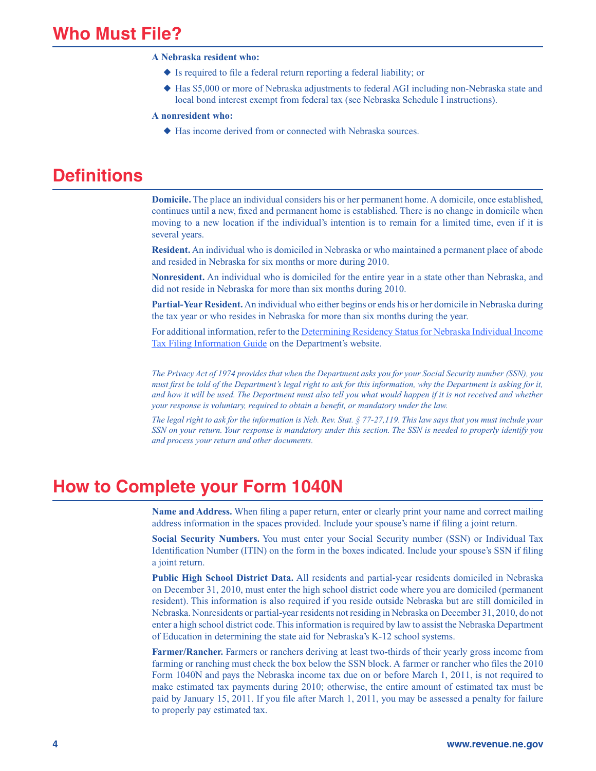# Who Must File?

**A Nebraska resident who:**

- Is required to file a federal return reporting a federal liability; or
- Has $5,000 or more of Nebraska adjustments to federal AGI including non-Nebraska state and local bond interest exempt from federal tax (see Nebraska Schedule I instructions).

**A nonresident who:**

- Has income derived from or connected with Nebraska sources.

# Definitions

**Domicile.** The place an individual considers his or her permanent home. A domicile, once established, continues until a new, fixed and permanent home is established. There is no change in domicile when moving to a new location if the individual's intention is to remain for a limited time, even if it is several years.

**Resident.** An individual who is domiciled in Nebraska or who maintained a permanent place of abode and resided in Nebraska for six months or more during 2010.

**Nonresident.** An individual who is domiciled for the entire year in a state other than Nebraska, and did not reside in Nebraska for more than six months during 2010.

**Partial-Year Resident.** An individual who either begins or ends his or her domicile in Nebraska during the tax year or who resides in Nebraska for more than six months during the year.

For additional information, refer to the Determining Residency Status for Nebraska Individual Income Tax Filing Information Guide on the Department's website.

*The Privacy Act of 1974 provides that when the Department asks you for your Social Security number (SSN), you must first be told of the Department's legal right to ask for this information, why the Department is asking for it, and how it will be used. The Department must also tell you what would happen if it is not received and whether your response is voluntary, required to obtain a benefit, or mandatory under the law.*

*The legal right to ask for the information is Neb. Rev. Stat. § 77-27,119. This law says that you must include your SSN on your return. Your response is mandatory under this section. The SSN is needed to properly identify you and process your return and other documents.*

# How to Complete your Form 1040N

**Name and Address.** When filing a paper return, enter or clearly print your name and correct mailing address information in the spaces provided. Include your spouse's name if filing a joint return.

**Social Security Numbers.** You must enter your Social Security number (SSN) or Individual Tax Identification Number (ITIN) on the form in the boxes indicated. Include your spouse's SSN if filing a joint return.

**Public High School District Data.** All residents and partial-year residents domiciled in Nebraska on December 31, 2010, must enter the high school district code where you are domiciled (permanent resident). This information is also required if you reside outside Nebraska but are still domiciled in Nebraska. Nonresidents or partial-year residents not residing in Nebraska on December 31, 2010, do not enter a high school district code. This information is required by law to assist the Nebraska Department of Education in determining the state aid for Nebraska's K-12 school systems.

**Farmer/Rancher.** Farmers or ranchers deriving at least two-thirds of their yearly gross income from farming or ranching must check the box below the SSN block. A farmer or rancher who files the 2010 Form 1040N and pays the Nebraska income tax due on or before March 1, 2011, is not required to make estimated tax payments during 2010; otherwise, the entire amount of estimated tax must be paid by January 15, 2011. If you file after March 1, 2011, you may be assessed a penalty for failure to properly pay estimated tax.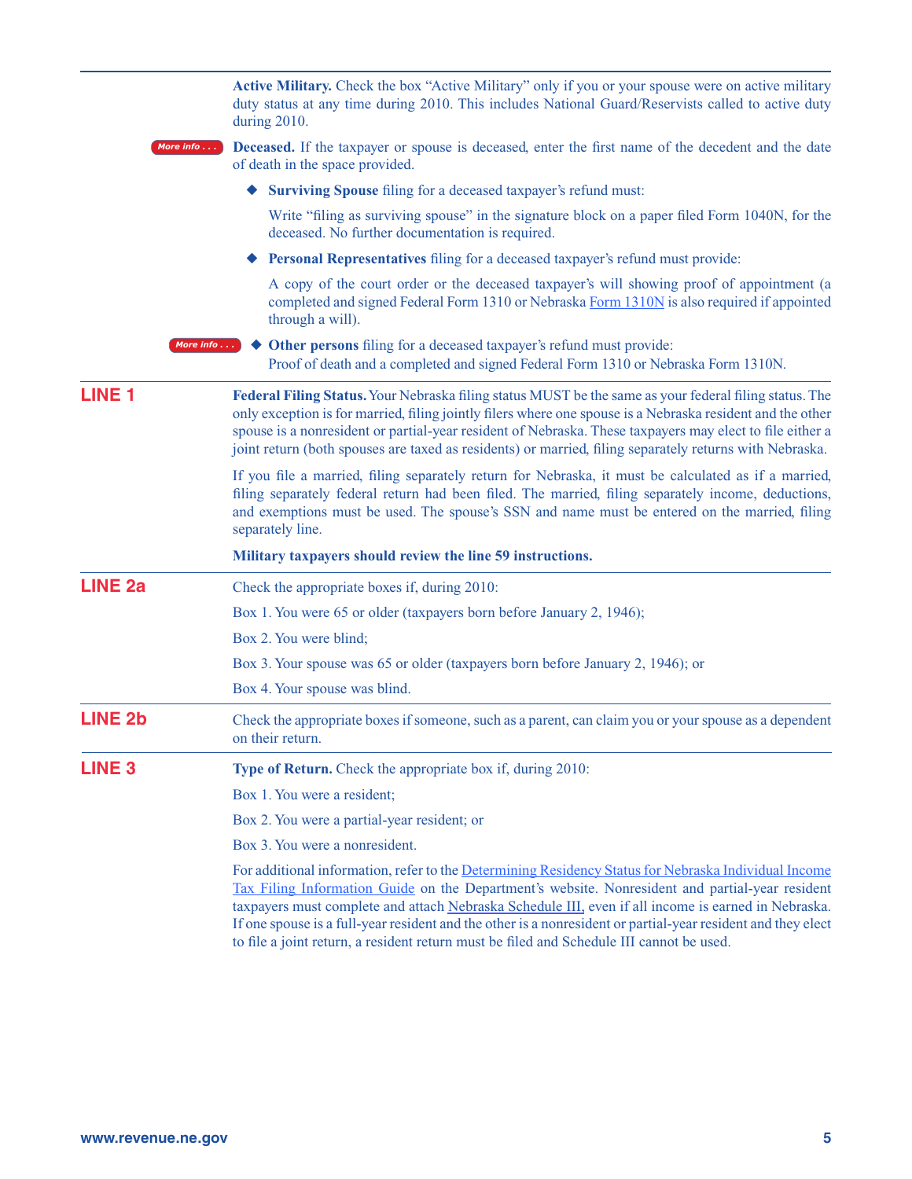**Active Military.** Check the box "Active Military" only if you or your spouse were on active military duty status at any time during 2010. This includes National Guard/Reservists called to active duty during 2010.

More info . . . **Deceased.** If the taxpayer or spouse is deceased, enter the first name of the decedent and the date of death in the space provided.

- **Surviving Spouse** filing for a deceased taxpayer's refund must:

  Write "filing as surviving spouse" in the signature block on a paper filed Form 1040N, for the deceased. No further documentation is required.

- **Personal Representatives** filing for a deceased taxpayer's refund must provide:

  A copy of the court order or the deceased taxpayer's will showing proof of appointment (a completed and signed Federal Form 1310 or Nebraska Form 1310N is also required if appointed through a will).

- More info . . . **Other persons** filing for a deceased taxpayer's refund must provide:
  Proof of death and a completed and signed Federal Form 1310 or Nebraska Form 1310N.

## LINE 1

**Federal Filing Status.** Your Nebraska filing status MUST be the same as your federal filing status. The only exception is for married, filing jointly filers where one spouse is a Nebraska resident and the other spouse is a nonresident or partial-year resident of Nebraska. These taxpayers may elect to file either a joint return (both spouses are taxed as residents) or married, filing separately returns with Nebraska.

If you file a married, filing separately return for Nebraska, it must be calculated as if a married, filing separately federal return had been filed. The married, filing separately income, deductions, and exemptions must be used. The spouse's SSN and name must be entered on the married, filing separately line.

**Military taxpayers should review the line 59 instructions.**

## LINE 2a

Check the appropriate boxes if, during 2010:

Box 1. You were 65 or older (taxpayers born before January 2, 1946);

Box 2. You were blind;

Box 3. Your spouse was 65 or older (taxpayers born before January 2, 1946); or

Box 4. Your spouse was blind.

## LINE 2b

Check the appropriate boxes if someone, such as a parent, can claim you or your spouse as a dependent on their return.

## LINE 3

**Type of Return.** Check the appropriate box if, during 2010:

Box 1. You were a resident;

Box 2. You were a partial-year resident; or

Box 3. You were a nonresident.

For additional information, refer to the Determining Residency Status for Nebraska Individual Income Tax Filing Information Guide on the Department's website. Nonresident and partial-year resident taxpayers must complete and attach Nebraska Schedule III, even if all income is earned in Nebraska. If one spouse is a full-year resident and the other is a nonresident or partial-year resident and they elect to file a joint return, a resident return must be filed and Schedule III cannot be used.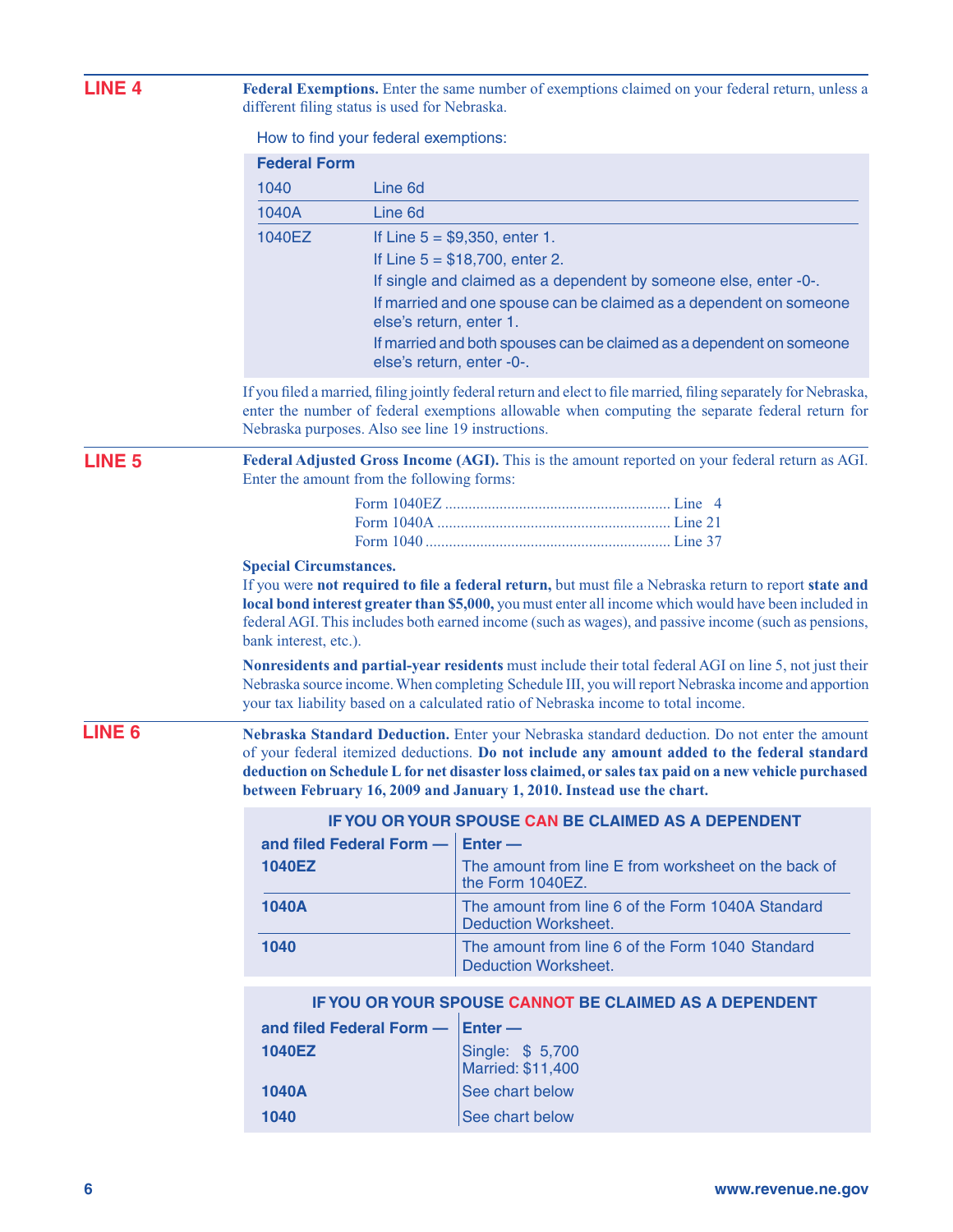## LINE 4

**Federal Exemptions.** Enter the same number of exemptions claimed on your federal return, unless a different filing status is used for Nebraska.

How to find your federal exemptions:

| Federal Form | |
|---|---|
| 1040 | Line 6d |
| 1040A | Line 6d |
| 1040EZ | If Line 5 = $9,350, enter 1.<br>If Line 5 = $18,700, enter 2.<br>If single and claimed as a dependent by someone else, enter -0-.<br>If married and one spouse can be claimed as a dependent on someone else's return, enter 1.<br>If married and both spouses can be claimed as a dependent on someone else's return, enter -0-. |

If you filed a married, filing jointly federal return and elect to file married, filing separately for Nebraska, enter the number of federal exemptions allowable when computing the separate federal return for Nebraska purposes. Also see line 19 instructions.

## LINE 5

**Federal Adjusted Gross Income (AGI).** This is the amount reported on your federal return as AGI. Enter the amount from the following forms:

| Form | Line |
|---|---|
| Form 1040EZ | Line 4 |
| Form 1040A | Line 21 |
| Form 1040 | Line 37 |

**Special Circumstances.**

If you were **not required to file a federal return,** but must file a Nebraska return to report **state and local bond interest greater than $5,000,** you must enter all income which would have been included in federal AGI. This includes both earned income (such as wages), and passive income (such as pensions, bank interest, etc.).

**Nonresidents and partial-year residents** must include their total federal AGI on line 5, not just their Nebraska source income. When completing Schedule III, you will report Nebraska income and apportion your tax liability based on a calculated ratio of Nebraska income to total income.

## LINE 6

**Nebraska Standard Deduction.** Enter your Nebraska standard deduction. Do not enter the amount of your federal itemized deductions. **Do not include any amount added to the federal standard deduction on Schedule L for net disaster loss claimed, or sales tax paid on a new vehicle purchased between February 16, 2009 and January 1, 2010. Instead use the chart.**

**IF YOU OR YOUR SPOUSE CAN BE CLAIMED AS A DEPENDENT**

| and filed Federal Form — | Enter — |
|---|---|
| **1040EZ** | The amount from line E from worksheet on the back of the Form 1040EZ. |
| **1040A** | The amount from line 6 of the Form 1040A Standard Deduction Worksheet. |
| **1040** | The amount from line 6 of the Form 1040 Standard Deduction Worksheet. |

**IF YOU OR YOUR SPOUSE CANNOT BE CLAIMED AS A DEPENDENT**

| and filed Federal Form — | Enter — |
|---|---|
| **1040EZ** | Single: $ 5,700<br>Married: $11,400 |
| **1040A** | See chart below |
| **1040** | See chart below |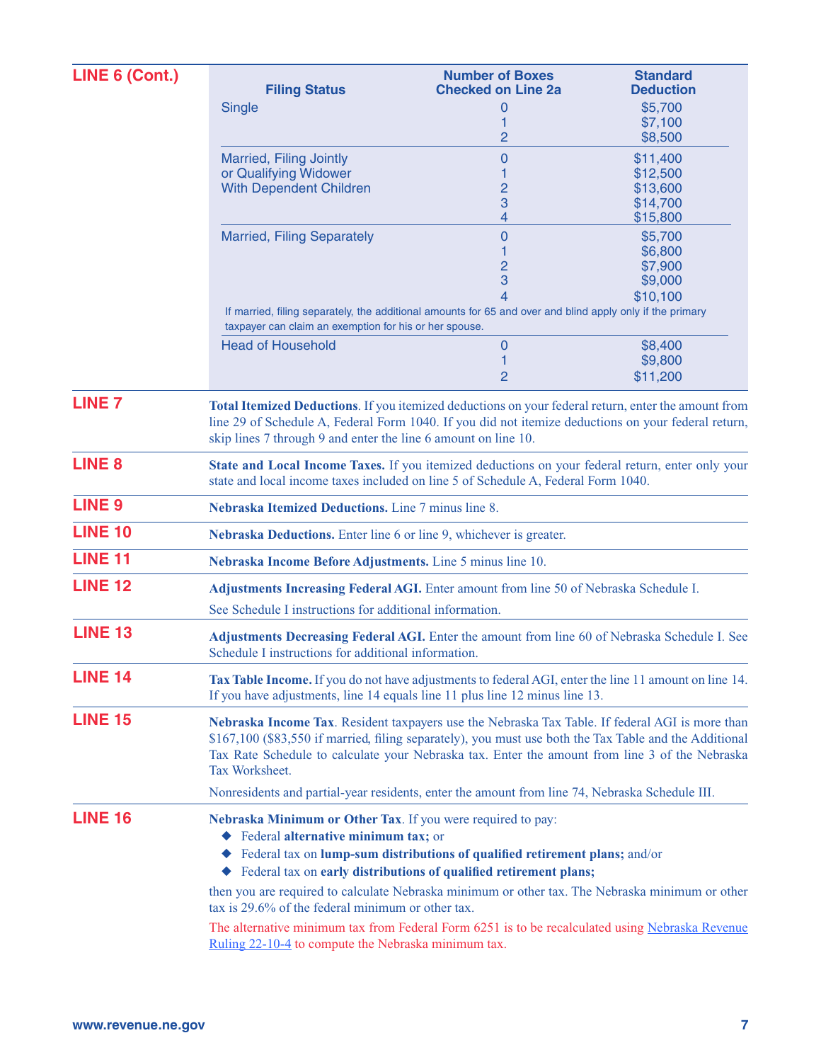## LINE 6 (Cont.)

| Filing Status | Number of Boxes Checked on Line 2a | Standard Deduction |
|---|---|---|
| Single | 0 | $5,700 |
| | 1 | $7,100 |
| | 2 | $8,500 |
| Married, Filing Jointly or Qualifying Widower With Dependent Children | 0 | $11,400 |
| | 1 | $12,500 |
| | 2 | $13,600 |
| | 3 | $14,700 |
| | 4 | $15,800 |
| Married, Filing Separately | 0 | $5,700 |
| | 1 | $6,800 |
| | 2 | $7,900 |
| | 3 | $9,000 |
| | 4 | $10,100 |
| If married, filing separately, the additional amounts for 65 and over and blind apply only if the primary taxpayer can claim an exemption for his or her spouse. | | |
| Head of Household | 0 | $8,400 |
| | 1 | $9,800 |
| | 2 | $11,200 |

## LINE 7

**Total Itemized Deductions**. If you itemized deductions on your federal return, enter the amount from line 29 of Schedule A, Federal Form 1040. If you did not itemize deductions on your federal return, skip lines 7 through 9 and enter the line 6 amount on line 10.

## LINE 8

**State and Local Income Taxes.** If you itemized deductions on your federal return, enter only your state and local income taxes included on line 5 of Schedule A, Federal Form 1040.

## LINE 9

**Nebraska Itemized Deductions.** Line 7 minus line 8.

## LINE 10

**Nebraska Deductions.** Enter line 6 or line 9, whichever is greater.

## LINE 11

**Nebraska Income Before Adjustments.** Line 5 minus line 10.

## LINE 12

**Adjustments Increasing Federal AGI.** Enter amount from line 50 of Nebraska Schedule I.

See Schedule I instructions for additional information.

## LINE 13

**Adjustments Decreasing Federal AGI.** Enter the amount from line 60 of Nebraska Schedule I. See Schedule I instructions for additional information.

## LINE 14

**Tax Table Income.** If you do not have adjustments to federal AGI, enter the line 11 amount on line 14. If you have adjustments, line 14 equals line 11 plus line 12 minus line 13.

## LINE 15

**Nebraska Income Tax**. Resident taxpayers use the Nebraska Tax Table. If federal AGI is more than $167,100 ($83,550 if married, filing separately), you must use both the Tax Table and the Additional Tax Rate Schedule to calculate your Nebraska tax. Enter the amount from line 3 of the Nebraska Tax Worksheet.

Nonresidents and partial-year residents, enter the amount from line 74, Nebraska Schedule III.

## LINE 16

**Nebraska Minimum or Other Tax**. If you were required to pay:

- Federal **alternative minimum tax;** or
- Federal tax on **lump-sum distributions of qualified retirement plans;** and/or
- Federal tax on **early distributions of qualified retirement plans;**

then you are required to calculate Nebraska minimum or other tax. The Nebraska minimum or other tax is 29.6% of the federal minimum or other tax.

The alternative minimum tax from Federal Form 6251 is to be recalculated using Nebraska Revenue Ruling 22-10-4 to compute the Nebraska minimum tax.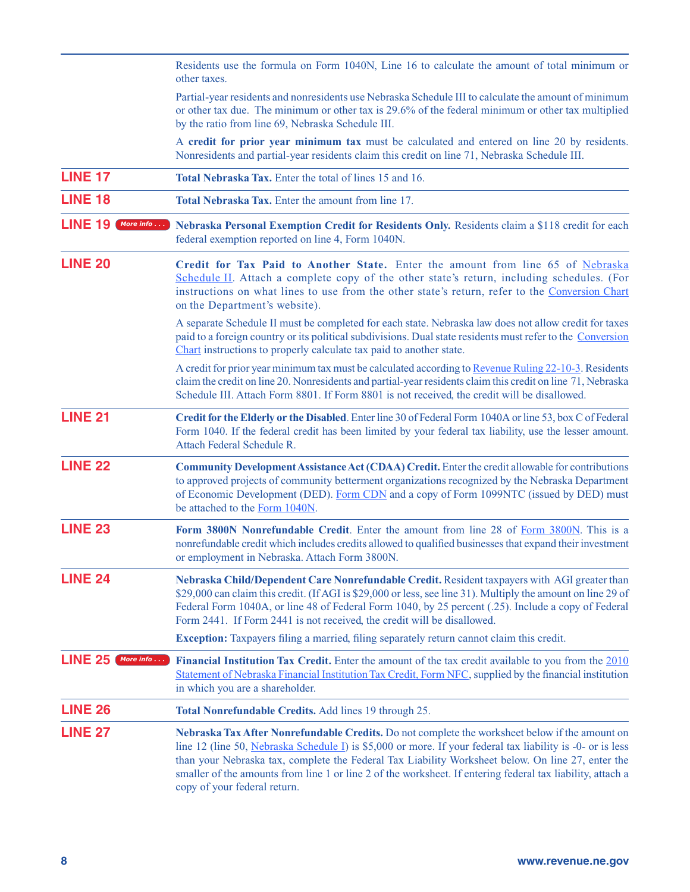Residents use the formula on Form 1040N, Line 16 to calculate the amount of total minimum or other taxes.

Partial-year residents and nonresidents use Nebraska Schedule III to calculate the amount of minimum or other tax due. The minimum or other tax is 29.6% of the federal minimum or other tax multiplied by the ratio from line 69, Nebraska Schedule III.

A **credit for prior year minimum tax** must be calculated and entered on line 20 by residents. Nonresidents and partial-year residents claim this credit on line 71, Nebraska Schedule III.

## LINE 17

**Total Nebraska Tax.** Enter the total of lines 15 and 16.

## LINE 18

**Total Nebraska Tax.** Enter the amount from line 17.

## LINE 19 More info . . .

**Nebraska Personal Exemption Credit for Residents Only.** Residents claim a $118 credit for each federal exemption reported on line 4, Form 1040N.

## LINE 20

**Credit for Tax Paid to Another State.** Enter the amount from line 65 of Nebraska Schedule II. Attach a complete copy of the other state's return, including schedules. (For instructions on what lines to use from the other state's return, refer to the Conversion Chart on the Department's website).

A separate Schedule II must be completed for each state. Nebraska law does not allow credit for taxes paid to a foreign country or its political subdivisions. Dual state residents must refer to the Conversion Chart instructions to properly calculate tax paid to another state.

A credit for prior year minimum tax must be calculated according to Revenue Ruling 22-10-3. Residents claim the credit on line 20. Nonresidents and partial-year residents claim this credit on line 71, Nebraska Schedule III. Attach Form 8801. If Form 8801 is not received, the credit will be disallowed.

## LINE 21

**Credit for the Elderly or the Disabled**. Enter line 30 of Federal Form 1040A or line 53, box C of Federal Form 1040. If the federal credit has been limited by your federal tax liability, use the lesser amount. Attach Federal Schedule R.

## LINE 22

**Community Development Assistance Act (CDAA) Credit.** Enter the credit allowable for contributions to approved projects of community betterment organizations recognized by the Nebraska Department of Economic Development (DED). Form CDN and a copy of Form 1099NTC (issued by DED) must be attached to the Form 1040N.

## LINE 23

**Form 3800N Nonrefundable Credit**. Enter the amount from line 28 of Form 3800N. This is a nonrefundable credit which includes credits allowed to qualified businesses that expand their investment or employment in Nebraska. Attach Form 3800N.

## LINE 24

**Nebraska Child/Dependent Care Nonrefundable Credit.** Resident taxpayers with AGI greater than $29,000 can claim this credit. (If AGI is $29,000 or less, see line 31). Multiply the amount on line 29 of Federal Form 1040A, or line 48 of Federal Form 1040, by 25 percent (.25). Include a copy of Federal Form 2441. If Form 2441 is not received, the credit will be disallowed.

**Exception:** Taxpayers filing a married, filing separately return cannot claim this credit.

## LINE 25 More info . . .

**Financial Institution Tax Credit.** Enter the amount of the tax credit available to you from the 2010 Statement of Nebraska Financial Institution Tax Credit, Form NFC, supplied by the financial institution in which you are a shareholder.

## LINE 26

**Total Nonrefundable Credits.** Add lines 19 through 25.

## LINE 27

**Nebraska Tax After Nonrefundable Credits.** Do not complete the worksheet below if the amount on line 12 (line 50, Nebraska Schedule I) is $5,000 or more. If your federal tax liability is -0- or is less than your Nebraska tax, complete the Federal Tax Liability Worksheet below. On line 27, enter the smaller of the amounts from line 1 or line 2 of the worksheet. If entering federal tax liability, attach a copy of your federal return.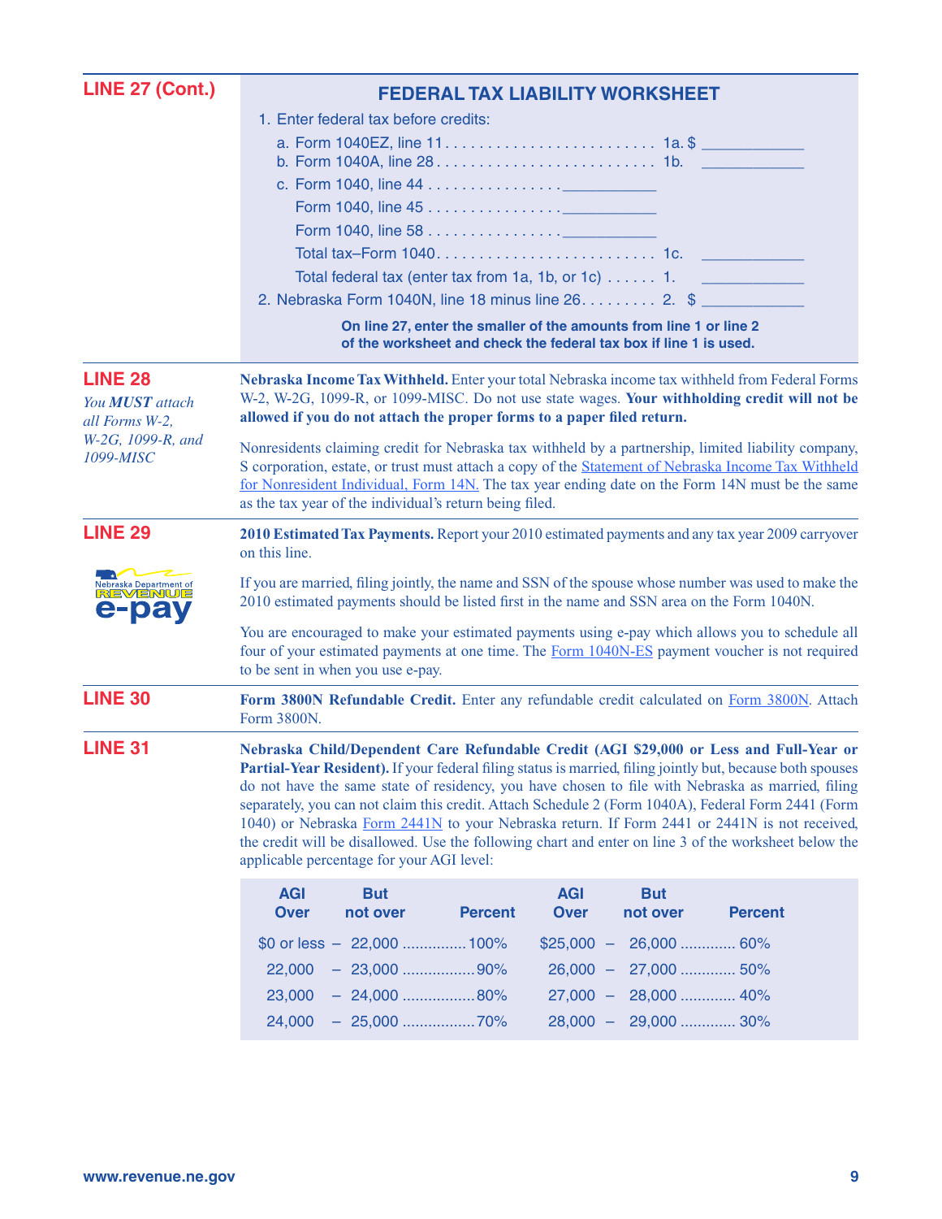## LINE 27 (Cont.)

### FEDERAL TAX LIABILITY WORKSHEET

1. Enter federal tax before credits:

   a. Form 1040EZ, line 11 . . . . . . . . . . . . . . . . . . . . . . . . . 1a. $ ____________

   b. Form 1040A, line 28 . . . . . . . . . . . . . . . . . . . . . . . . . . 1b. ____________

   c. Form 1040, line 44 . . . . . . . . . . . . . . . . ___________

   Form 1040, line 45 . . . . . . . . . . . . . . . . ___________

   Form 1040, line 58 . . . . . . . . . . . . . . . . ___________

   Total tax–Form 1040 . . . . . . . . . . . . . . . . . . . . . . . . . . 1c. ____________

   Total federal tax (enter tax from 1a, 1b, or 1c) . . . . . . 1. ____________

2. Nebraska Form 1040N, line 18 minus line 26 . . . . . . . . . 2. $ ____________

**On line 27, enter the smaller of the amounts from line 1 or line 2 of the worksheet and check the federal tax box if line 1 is used.**

## LINE 28

*You **MUST** attach all Forms W-2, W-2G, 1099-R, and 1099-MISC*

**Nebraska Income Tax Withheld.** Enter your total Nebraska income tax withheld from Federal Forms W-2, W-2G, 1099-R, or 1099-MISC. Do not use state wages. **Your withholding credit will not be allowed if you do not attach the proper forms to a paper filed return.**

Nonresidents claiming credit for Nebraska tax withheld by a partnership, limited liability company, S corporation, estate, or trust must attach a copy of the Statement of Nebraska Income Tax Withheld for Nonresident Individual, Form 14N. The tax year ending date on the Form 14N must be the same as the tax year of the individual's return being filed.

## LINE 29

Nebraska Department of REVENUE e-pay

**2010 Estimated Tax Payments.** Report your 2010 estimated payments and any tax year 2009 carryover on this line.

If you are married, filing jointly, the name and SSN of the spouse whose number was used to make the 2010 estimated payments should be listed first in the name and SSN area on the Form 1040N.

You are encouraged to make your estimated payments using e-pay which allows you to schedule all four of your estimated payments at one time. The Form 1040N-ES payment voucher is not required to be sent in when you use e-pay.

## LINE 30

**Form 3800N Refundable Credit.** Enter any refundable credit calculated on Form 3800N. Attach Form 3800N.

## LINE 31

**Nebraska Child/Dependent Care Refundable Credit (AGI $29,000 or Less and Full-Year or Partial-Year Resident).** If your federal filing status is married, filing jointly but, because both spouses do not have the same state of residency, you have chosen to file with Nebraska as married, filing separately, you can not claim this credit. Attach Schedule 2 (Form 1040A), Federal Form 2441 (Form 1040) or Nebraska Form 2441N to your Nebraska return. If Form 2441 or 2441N is not received, the credit will be disallowed. Use the following chart and enter on line 3 of the worksheet below the applicable percentage for your AGI level:

| AGI Over | But not over | Percent | AGI Over | But not over | Percent |
|---|---|---|---|---|---|
| $0 or less | 22,000 | 100% | $25,000 | 26,000 | 60% |
| 22,000 | 23,000 | 90% | 26,000 | 27,000 | 50% |
| 23,000 | 24,000 | 80% | 27,000 | 28,000 | 40% |
| 24,000 | 25,000 | 70% | 28,000 | 29,000 | 30% |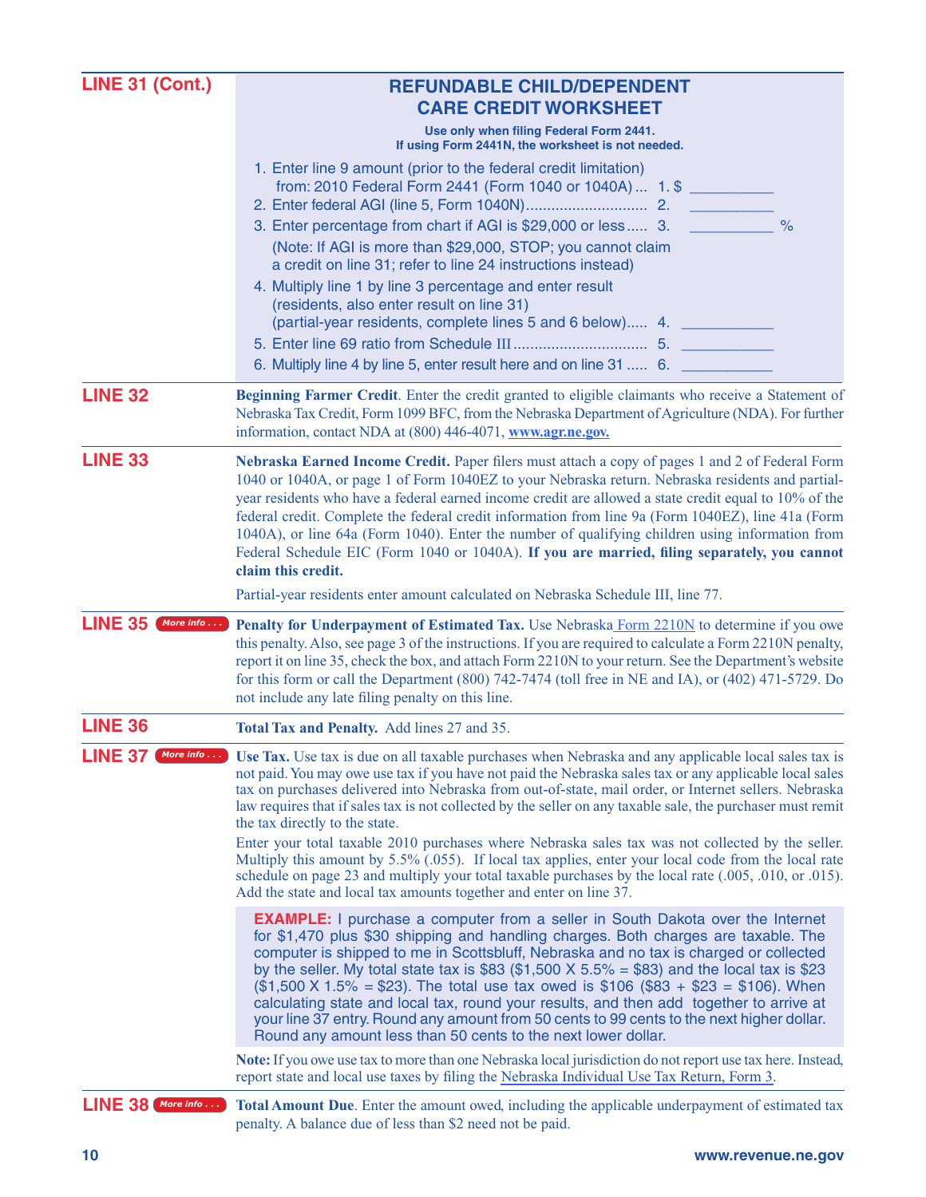## LINE 31 (Cont.)

### REFUNDABLE CHILD/DEPENDENT CARE CREDIT WORKSHEET

**Use only when filing Federal Form 2441.**
**If using Form 2441N, the worksheet is not needed.**

1. Enter line 9 amount (prior to the federal credit limitation) from: 2010 Federal Form 2441 (Form 1040 or 1040A) ... 1. $ __________
2. Enter federal AGI (line 5, Form 1040N)............................ 2. __________
3. Enter percentage from chart if AGI is $29,000 or less ..... 3. __________ %
   (Note: If AGI is more than $29,000, STOP; you cannot claim a credit on line 31; refer to line 24 instructions instead)
4. Multiply line 1 by line 3 percentage and enter result (residents, also enter result on line 31) (partial-year residents, complete lines 5 and 6 below)..... 4. __________
5. Enter line 69 ratio from Schedule III ............................... 5. __________
6. Multiply line 4 by line 5, enter result here and on line 31 ..... 6. __________

## LINE 32

**Beginning Farmer Credit**. Enter the credit granted to eligible claimants who receive a Statement of Nebraska Tax Credit, Form 1099 BFC, from the Nebraska Department of Agriculture (NDA). For further information, contact NDA at (800) 446-4071, **www.agr.ne.gov.**

## LINE 33

**Nebraska Earned Income Credit.** Paper filers must attach a copy of pages 1 and 2 of Federal Form 1040 or 1040A, or page 1 of Form 1040EZ to your Nebraska return. Nebraska residents and partial-year residents who have a federal earned income credit are allowed a state credit equal to 10% of the federal credit. Complete the federal credit information from line 9a (Form 1040EZ), line 41a (Form 1040A), or line 64a (Form 1040). Enter the number of qualifying children using information from Federal Schedule EIC (Form 1040 or 1040A). **If you are married, filing separately, you cannot claim this credit.**

Partial-year residents enter amount calculated on Nebraska Schedule III, line 77.

## LINE 35 More info . . .

**Penalty for Underpayment of Estimated Tax.** Use Nebraska Form 2210N to determine if you owe this penalty. Also, see page 3 of the instructions. If you are required to calculate a Form 2210N penalty, report it on line 35, check the box, and attach Form 2210N to your return. See the Department's website for this form or call the Department (800) 742-7474 (toll free in NE and IA), or (402) 471-5729. Do not include any late filing penalty on this line.

## LINE 36

**Total Tax and Penalty.** Add lines 27 and 35.

## LINE 37 More info . . .

**Use Tax.** Use tax is due on all taxable purchases when Nebraska and any applicable local sales tax is not paid. You may owe use tax if you have not paid the Nebraska sales tax or any applicable local sales tax on purchases delivered into Nebraska from out-of-state, mail order, or Internet sellers. Nebraska law requires that if sales tax is not collected by the seller on any taxable sale, the purchaser must remit the tax directly to the state.

Enter your total taxable 2010 purchases where Nebraska sales tax was not collected by the seller. Multiply this amount by 5.5% (.055). If local tax applies, enter your local code from the local rate schedule on page 23 and multiply your total taxable purchases by the local rate (.005, .010, or .015). Add the state and local tax amounts together and enter on line 37.

> **EXAMPLE:** I purchase a computer from a seller in South Dakota over the Internet for $1,470 plus $30 shipping and handling charges. Both charges are taxable. The computer is shipped to me in Scottsbluff, Nebraska and no tax is charged or collected by the seller. My total state tax is $83 ($1,500 X 5.5% = $83) and the local tax is $23 ($1,500 X 1.5% = $23). The total use tax owed is $106 ($83 + $23 = $106). When calculating state and local tax, round your results, and then add together to arrive at your line 37 entry. Round any amount from 50 cents to 99 cents to the next higher dollar. Round any amount less than 50 cents to the next lower dollar.

**Note:** If you owe use tax to more than one Nebraska local jurisdiction do not report use tax here. Instead, report state and local use taxes by filing the Nebraska Individual Use Tax Return, Form 3.

## LINE 38 More info . . .

**Total Amount Due**. Enter the amount owed, including the applicable underpayment of estimated tax penalty. A balance due of less than $2 need not be paid.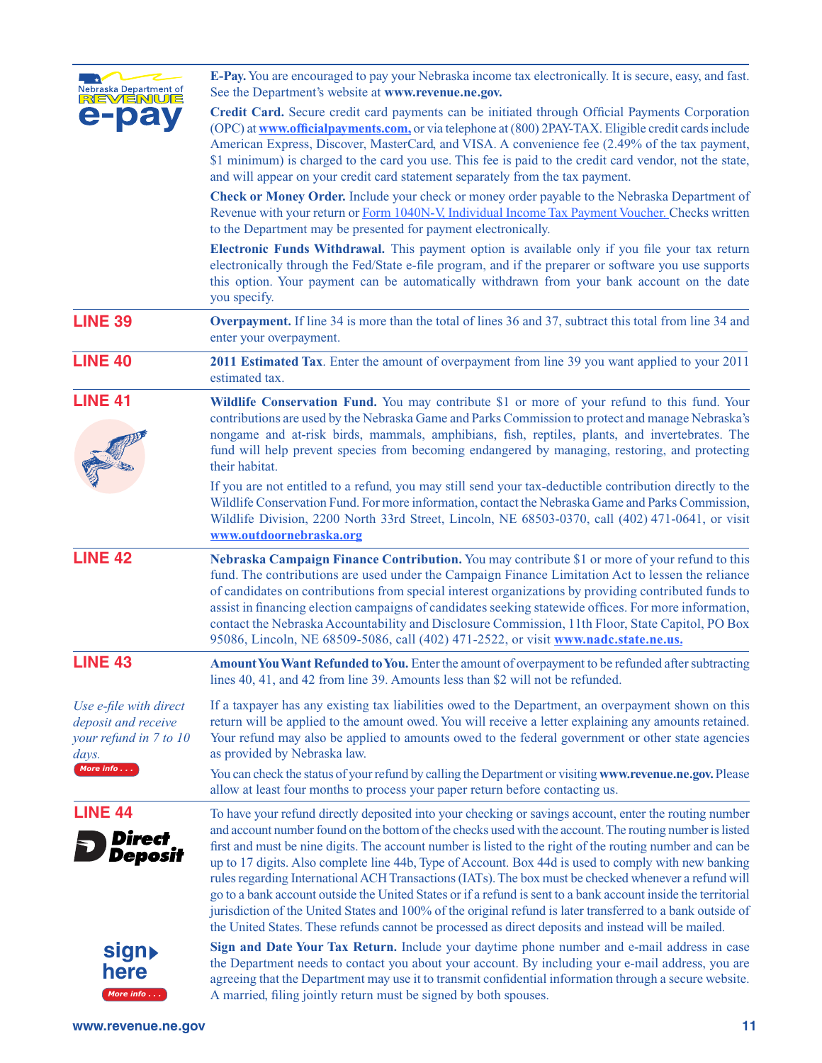**E-Pay.** You are encouraged to pay your Nebraska income tax electronically. It is secure, easy, and fast. See the Department's website at **www.revenue.ne.gov.**

**Credit Card.** Secure credit card payments can be initiated through Official Payments Corporation (OPC) at **www.officialpayments.com,** or via telephone at (800) 2PAY-TAX. Eligible credit cards include American Express, Discover, MasterCard, and VISA. A convenience fee (2.49% of the tax payment, $1 minimum) is charged to the card you use. This fee is paid to the credit card vendor, not the state, and will appear on your credit card statement separately from the tax payment.

**Check or Money Order.** Include your check or money order payable to the Nebraska Department of Revenue with your return or Form 1040N-V, Individual Income Tax Payment Voucher. Checks written to the Department may be presented for payment electronically.

**Electronic Funds Withdrawal.** This payment option is available only if you file your tax return electronically through the Fed/State e-file program, and if the preparer or software you use supports this option. Your payment can be automatically withdrawn from your bank account on the date you specify.

## LINE 39

**Overpayment.** If line 34 is more than the total of lines 36 and 37, subtract this total from line 34 and enter your overpayment.

## LINE 40

**2011 Estimated Tax**. Enter the amount of overpayment from line 39 you want applied to your 2011 estimated tax.

## LINE 41

**Wildlife Conservation Fund.** You may contribute $1 or more of your refund to this fund. Your contributions are used by the Nebraska Game and Parks Commission to protect and manage Nebraska's nongame and at-risk birds, mammals, amphibians, fish, reptiles, plants, and invertebrates. The fund will help prevent species from becoming endangered by managing, restoring, and protecting their habitat.

If you are not entitled to a refund, you may still send your tax-deductible contribution directly to the Wildlife Conservation Fund. For more information, contact the Nebraska Game and Parks Commission, Wildlife Division, 2200 North 33rd Street, Lincoln, NE 68503-0370, call (402) 471-0641, or visit **www.outdoornebraska.org**

## LINE 42

**Nebraska Campaign Finance Contribution.** You may contribute $1 or more of your refund to this fund. The contributions are used under the Campaign Finance Limitation Act to lessen the reliance of candidates on contributions from special interest organizations by providing contributed funds to assist in financing election campaigns of candidates seeking statewide offices. For more information, contact the Nebraska Accountability and Disclosure Commission, 11th Floor, State Capitol, PO Box 95086, Lincoln, NE 68509-5086, call (402) 471-2522, or visit **www.nadc.state.ne.us.**

## LINE 43

**Amount You Want Refunded to You.** Enter the amount of overpayment to be refunded after subtracting lines 40, 41, and 42 from line 39. Amounts less than $2 will not be refunded.

*Use e-file with direct deposit and receive your refund in 7 to 10 days.*

If a taxpayer has any existing tax liabilities owed to the Department, an overpayment shown on this return will be applied to the amount owed. You will receive a letter explaining any amounts retained. Your refund may also be applied to amounts owed to the federal government or other state agencies as provided by Nebraska law.

You can check the status of your refund by calling the Department or visiting **www.revenue.ne.gov.** Please allow at least four months to process your paper return before contacting us.

## LINE 44

To have your refund directly deposited into your checking or savings account, enter the routing number and account number found on the bottom of the checks used with the account. The routing number is listed first and must be nine digits. The account number is listed to the right of the routing number and can be up to 17 digits. Also complete line 44b, Type of Account. Box 44d is used to comply with new banking rules regarding International ACH Transactions (IATs). The box must be checked whenever a refund will go to a bank account outside the United States or if a refund is sent to a bank account inside the territorial jurisdiction of the United States and 100% of the original refund is later transferred to a bank outside of the United States. These refunds cannot be processed as direct deposits and instead will be mailed.

**Sign and Date Your Tax Return.** Include your daytime phone number and e-mail address in case the Department needs to contact you about your account. By including your e-mail address, you are agreeing that the Department may use it to transmit confidential information through a secure website. A married, filing jointly return must be signed by both spouses.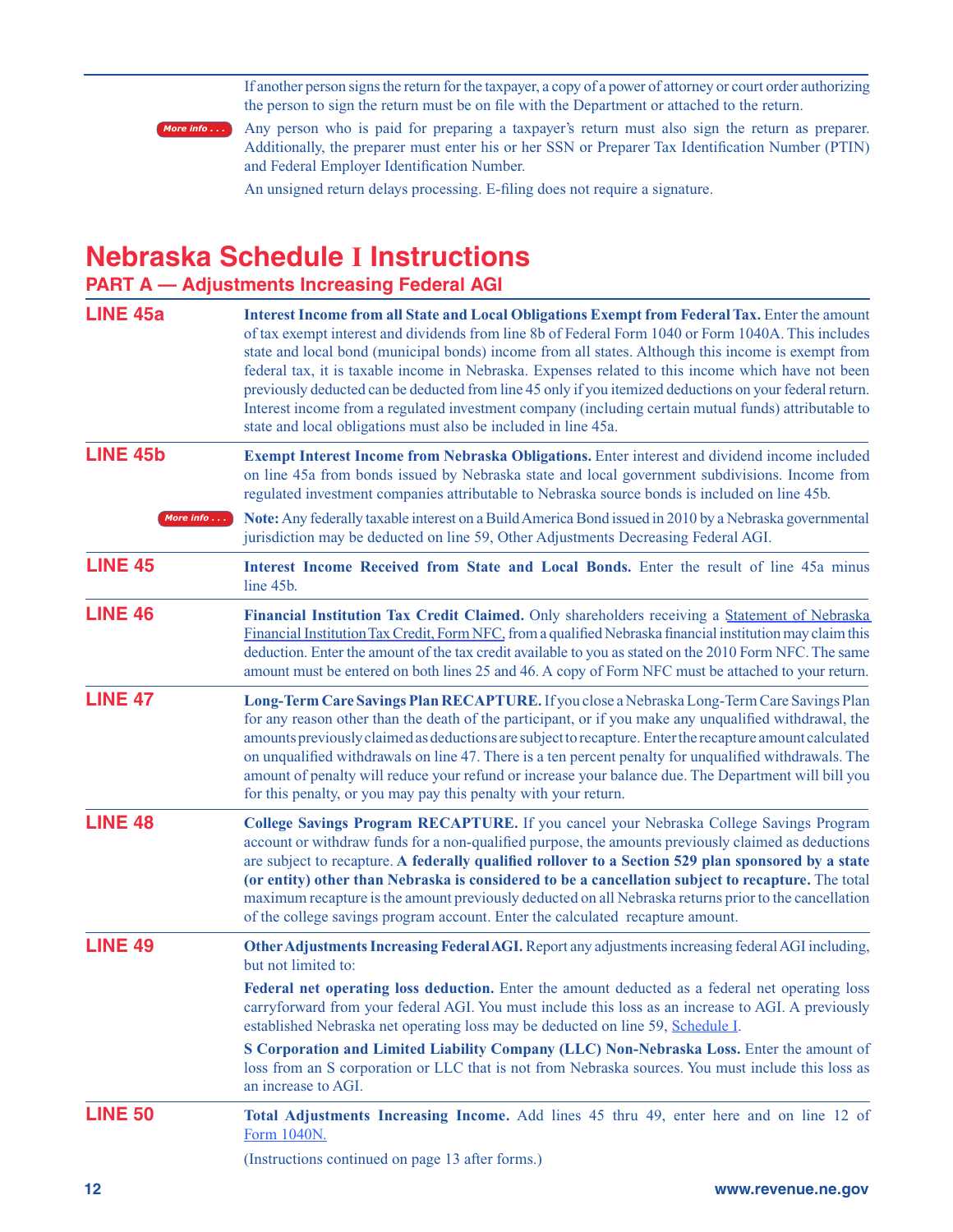If another person signs the return for the taxpayer, a copy of a power of attorney or court order authorizing the person to sign the return must be on file with the Department or attached to the return.

Any person who is paid for preparing a taxpayer's return must also sign the return as preparer. Additionally, the preparer must enter his or her SSN or Preparer Tax Identification Number (PTIN) and Federal Employer Identification Number.

An unsigned return delays processing. E-filing does not require a signature.

# Nebraska Schedule I Instructions

## PART A — Adjustments Increasing Federal AGI

**LINE 45a** — **Interest Income from all State and Local Obligations Exempt from Federal Tax.** Enter the amount of tax exempt interest and dividends from line 8b of Federal Form 1040 or Form 1040A. This includes state and local bond (municipal bonds) income from all states. Although this income is exempt from federal tax, it is taxable income in Nebraska. Expenses related to this income which have not been previously deducted can be deducted from line 45 only if you itemized deductions on your federal return. Interest income from a regulated investment company (including certain mutual funds) attributable to state and local obligations must also be included in line 45a.

**LINE 45b** — **Exempt Interest Income from Nebraska Obligations.** Enter interest and dividend income included on line 45a from bonds issued by Nebraska state and local government subdivisions. Income from regulated investment companies attributable to Nebraska source bonds is included on line 45b.

**Note:** Any federally taxable interest on a Build America Bond issued in 2010 by a Nebraska governmental jurisdiction may be deducted on line 59, Other Adjustments Decreasing Federal AGI.

**LINE 45** — **Interest Income Received from State and Local Bonds.** Enter the result of line 45a minus line 45b.

**LINE 46** — **Financial Institution Tax Credit Claimed.** Only shareholders receiving a Statement of Nebraska Financial Institution Tax Credit, Form NFC, from a qualified Nebraska financial institution may claim this deduction. Enter the amount of the tax credit available to you as stated on the 2010 Form NFC. The same amount must be entered on both lines 25 and 46. A copy of Form NFC must be attached to your return.

**LINE 47** — **Long-Term Care Savings Plan RECAPTURE.** If you close a Nebraska Long-Term Care Savings Plan for any reason other than the death of the participant, or if you make any unqualified withdrawal, the amounts previously claimed as deductions are subject to recapture. Enter the recapture amount calculated on unqualified withdrawals on line 47. There is a ten percent penalty for unqualified withdrawals. The amount of penalty will reduce your refund or increase your balance due. The Department will bill you for this penalty, or you may pay this penalty with your return.

**LINE 48** — **College Savings Program RECAPTURE.** If you cancel your Nebraska College Savings Program account or withdraw funds for a non-qualified purpose, the amounts previously claimed as deductions are subject to recapture. **A federally qualified rollover to a Section 529 plan sponsored by a state (or entity) other than Nebraska is considered to be a cancellation subject to recapture.** The total maximum recapture is the amount previously deducted on all Nebraska returns prior to the cancellation of the college savings program account. Enter the calculated recapture amount.

**LINE 49** — **Other Adjustments Increasing Federal AGI.** Report any adjustments increasing federal AGI including, but not limited to:

**Federal net operating loss deduction.** Enter the amount deducted as a federal net operating loss carryforward from your federal AGI. You must include this loss as an increase to AGI. A previously established Nebraska net operating loss may be deducted on line 59, Schedule I.

**S Corporation and Limited Liability Company (LLC) Non-Nebraska Loss.** Enter the amount of loss from an S corporation or LLC that is not from Nebraska sources. You must include this loss as an increase to AGI.

**LINE 50** — **Total Adjustments Increasing Income.** Add lines 45 thru 49, enter here and on line 12 of Form 1040N.

(Instructions continued on page 13 after forms.)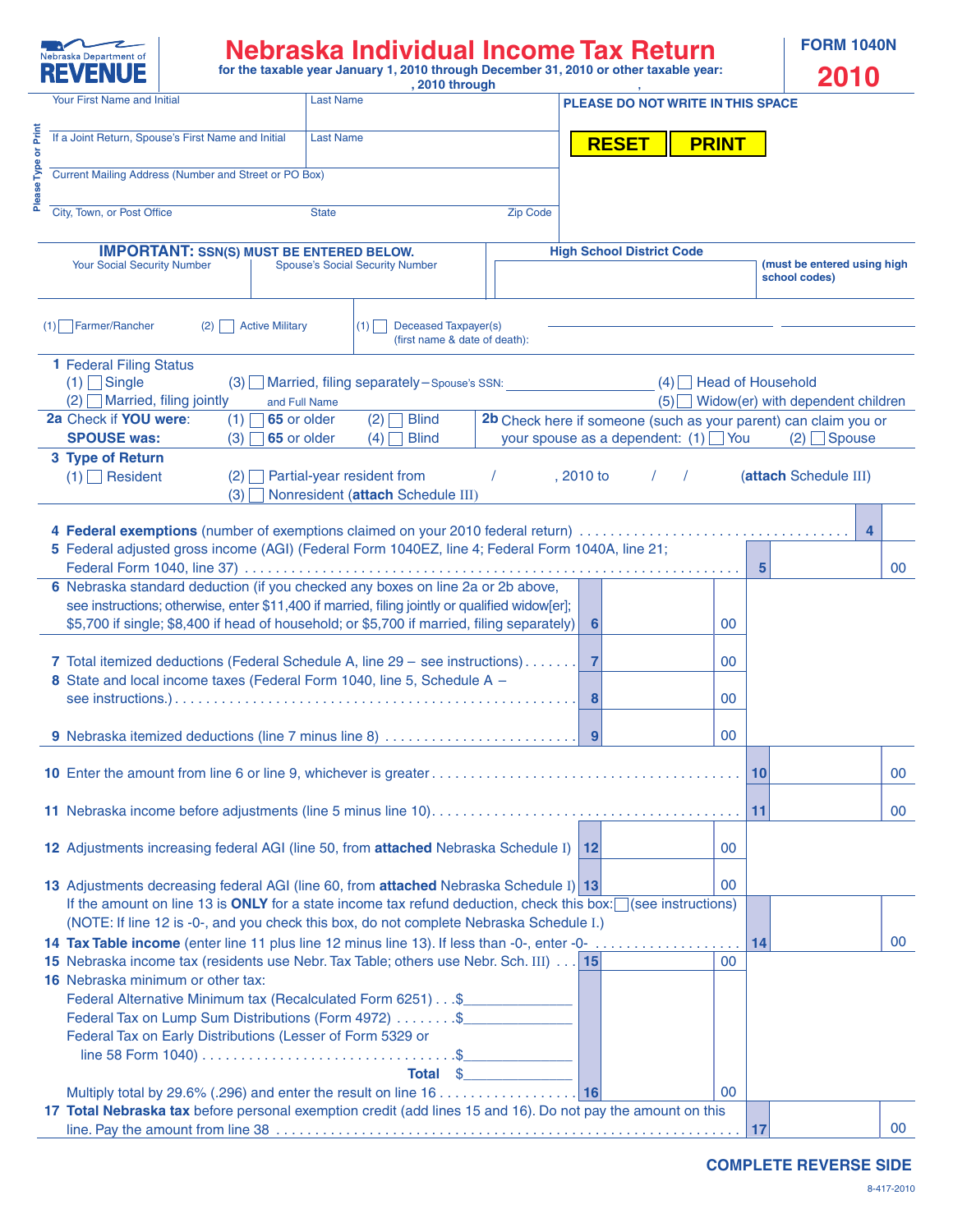Nebraska Department of REVENUE

# Nebraska Individual Income Tax Return

**for the taxable year January 1, 2010 through December 31, 2010 or other taxable year: , 2010 through ,**

**FORM 1040N**

**2010**

Please Type or Print

| Your First Name and Initial | Last Name | PLEASE DO NOT WRITE IN THIS SPACE |
|---|---|---|
| If a Joint Return, Spouse's First Name and Initial | Last Name | RESET PRINT |
| Current Mailing Address (Number and Street or PO Box) | | |
| City, Town, or Post Office | State | Zip Code |

**IMPORTANT: SSN(S) MUST BE ENTERED BELOW.**

| Your Social Security Number | Spouse's Social Security Number | High School District Code (must be entered using high school codes) |
|---|---|---|
| | | |

(1) ☐ Farmer/Rancher (2) ☐ Active Military (1) ☐ Deceased Taxpayer(s) (first name & date of death):

**1** Federal Filing Status
(1) ☐ Single (2) ☐ Married, filing jointly (3) ☐ Married, filing separately – Spouse's SSN: and Full Name (4) ☐ Head of Household (5) ☐ Widow(er) with dependent children

**2a** Check if **YOU were**: (1) ☐ **65** or older (2) ☐ Blind
**SPOUSE was**: (3) ☐ **65** or older (4) ☐ Blind

**2b** Check here if someone (such as your parent) can claim you or your spouse as a dependent: (1) ☐ You (2) ☐ Spouse

**3 Type of Return**
(1) ☐ Resident (2) ☐ Partial-year resident from / , 2010 to / / (**attach** Schedule III)
(3) ☐ Nonresident (**attach** Schedule III)

| Line | Description | Line | Amount | Line | Amount |
|---|---|---|---|---|---|
| 4 | **Federal exemptions** (number of exemptions claimed on your 2010 federal return) | | | 4 | |
| 5 | Federal adjusted gross income (AGI) (Federal Form 1040EZ, line 4; Federal Form 1040A, line 21; Federal Form 1040, line 37) | | | 5 | 00 |
| 6 | Nebraska standard deduction (if you checked any boxes on line 2a or 2b above, see instructions; otherwise, enter $11,400 if married, filing jointly or qualified widow[er]; $5,700 if single; $8,400 if head of household; or $5,700 if married, filing separately) | 6 | 00 | | |
| 7 | Total itemized deductions (Federal Schedule A, line 29 – see instructions) | 7 | 00 | | |
| 8 | State and local income taxes (Federal Form 1040, line 5, Schedule A – see instructions.) | 8 | 00 | | |
| 9 | Nebraska itemized deductions (line 7 minus line 8) | 9 | 00 | | |
| 10 | Enter the amount from line 6 or line 9, whichever is greater | | | 10 | 00 |
| 11 | Nebraska income before adjustments (line 5 minus line 10) | | | 11 | 00 |
| 12 | Adjustments increasing federal AGI (line 50, from **attached** Nebraska Schedule I) | 12 | 00 | | |
| 13 | Adjustments decreasing federal AGI (line 60, from **attached** Nebraska Schedule I) | 13 | 00 | | |
| | If the amount on line 13 is **ONLY** for a state income tax refund deduction, check this box: ☐ (see instructions) (NOTE: If line 12 is -0-, and you check this box, do not complete Nebraska Schedule I.) | | | | |
| 14 | **Tax Table income** (enter line 11 plus line 12 minus line 13). If less than -0-, enter -0- | | | 14 | 00 |
| 15 | Nebraska income tax (residents use Nebr. Tax Table; others use Nebr. Sch. III) | 15 | 00 | | |
| 16 | Nebraska minimum or other tax: Federal Alternative Minimum tax (Recalculated Form 6251) $\_\_\_\_\_; Federal Tax on Lump Sum Distributions (Form 4972) $\_\_\_\_\_; Federal Tax on Early Distributions (Lesser of Form 5329 or line 58 Form 1040) $\_\_\_\_\_; **Total** $\_\_\_\_\_. Multiply total by 29.6% (.296) and enter the result on line 16 | 16 | 00 | | |
| 17 | **Total Nebraska tax** before personal exemption credit (add lines 15 and 16). Do not pay the amount on this line. Pay the amount from line 38 | | | 17 | 00 |

**COMPLETE REVERSE SIDE**

8-417-2010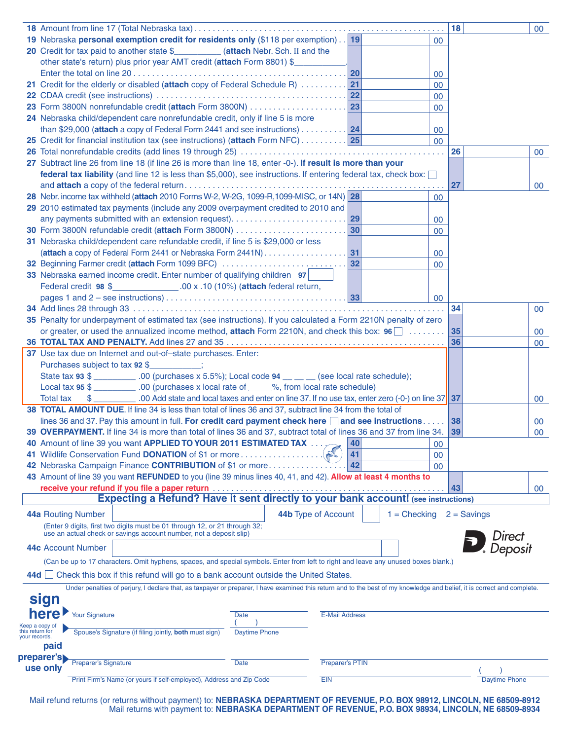| Line | Description | | Inner amount | | Outer amount |
|---|---|---|---|---|---|
| **18** | Amount from line 17 (Total Nebraska tax) | | | **18** | 00 |
| **19** | Nebraska **personal exemption credit for residents only** ($118 per exemption) | **19** | 00 | | |
| **20** | Credit for tax paid to another state $__________ (**attach** Nebr. Sch. II and the other state's return) plus prior year AMT credit (**attach** Form 8801) $__________ Enter the total on line 20 | **20** | 00 | | |
| **21** | Credit for the elderly or disabled (**attach** copy of Federal Schedule R) | **21** | 00 | | |
| **22** | CDAA credit (see instructions) | **22** | 00 | | |
| **23** | Form 3800N nonrefundable credit (**attach** Form 3800N) | **23** | 00 | | |
| **24** | Nebraska child/dependent care nonrefundable credit, only if line 5 is more than $29,000 (**attach** a copy of Federal Form 2441 and see instructions) | **24** | 00 | | |
| **25** | Credit for financial institution tax (see instructions) (**attach** Form NFC) | **25** | 00 | | |
| **26** | Total nonrefundable credits (add lines 19 through 25) | | | **26** | 00 |
| **27** | Subtract line 26 from line 18 (if line 26 is more than line 18, enter -0-). **If result is more than your federal tax liability** (and line 12 is less than $5,000), see instructions. If entering federal tax, check box: ☐ and **attach** a copy of the federal return | | | **27** | 00 |
| **28** | Nebr. income tax withheld (**attach** 2010 Forms W-2, W-2G, 1099-R,1099-MISC, or 14N) | **28** | 00 | | |
| **29** | 2010 estimated tax payments (include any 2009 overpayment credited to 2010 and any payments submitted with an extension request) | **29** | 00 | | |
| **30** | Form 3800N refundable credit (**attach** Form 3800N) | **30** | 00 | | |
| **31** | Nebraska child/dependent care refundable credit, if line 5 is $29,000 or less (**attach** a copy of Federal Form 2441 or Nebraska Form 2441N) | **31** | 00 | | |
| **32** | Beginning Farmer credit (**attach** Form 1099 BFC) | **32** | 00 | | |
| **33** | Nebraska earned income credit. Enter number of qualifying children **97** ☐ Federal credit **98** $__________.00 x .10 (10%) (**attach** federal return, pages 1 and 2 – see instructions) | **33** | 00 | | |
| **34** | Add lines 28 through 33 | | | **34** | 00 |
| **35** | Penalty for underpayment of estimated tax (see instructions). If you calculated a Form 2210N penalty of zero or greater, or used the annualized income method, **attach** Form 2210N, and check this box: **96** ☐ | | | **35** | 00 |
| **36** | **TOTAL TAX AND PENALTY.** Add lines 27 and 35 | | | **36** | 00 |
| **37** | Use tax due on Internet and out-of–state purchases. Enter: Purchases subject to tax **92** $__________; State tax **93** $ ________ .00 (purchases x 5.5%); Local code **94** __ __ __ (see local rate schedule); Local tax **95** $ ________ .00 (purchases x local rate of ____%, from local rate schedule) Total tax $ ________ .00 Add state and local taxes and enter on line 37. If no use tax, enter zero (-0-) on line 37. | | | **37** | 00 |
| **38** | **TOTAL AMOUNT DUE.** If line 34 is less than total of lines 36 and 37, subtract line 34 from the total of lines 36 and 37. Pay this amount in full. **For credit card payment check here** ☐ **and see instructions** | | | **38** | 00 |
| **39** | **OVERPAYMENT.** If line 34 is more than total of lines 36 and 37, subtract total of lines 36 and 37 from line 34. | | | **39** | 00 |
| **40** | Amount of line 39 you want **APPLIED TO YOUR 2011 ESTIMATED TAX** | **40** | 00 | | |
| **41** | Wildlife Conservation Fund **DONATION** of $1 or more | **41** | 00 | | |
| **42** | Nebraska Campaign Finance **CONTRIBUTION** of $1 or more | **42** | 00 | | |
| **43** | Amount of line 39 you want **REFUNDED** to you (line 39 minus lines 40, 41, and 42). **Allow at least 4 months to receive your refund if you file a paper return** | | | **43** | 00 |

**Expecting a Refund? Have it sent directly to your bank account!** (see instructions)

**44a** Routing Number ____________ **44b** Type of Account ☐ 1 = Checking 2 = Savings

(Enter 9 digits, first two digits must be 01 through 12, or 21 through 32; use an actual check or savings account number, not a deposit slip)

Direct Deposit

**44c** Account Number ____________

(Can be up to 17 characters. Omit hyphens, spaces, and special symbols. Enter from left to right and leave any unused boxes blank.)

**44d** ☐ Check this box if this refund will go to a bank account outside the United States.

Under penalties of perjury, I declare that, as taxpayer or preparer, I have examined this return and to the best of my knowledge and belief, it is correct and complete.

**sign here**

Keep a copy of this return for your records.

| | | |
|---|---|---|
| Your Signature | Date | E-Mail Address |
| Spouse's Signature (if filing jointly, **both** must sign) | ( ) Daytime Phone | |

**paid preparer's use only**

| | | | |
|---|---|---|---|
| Preparer's Signature | Date | Preparer's PTIN | |
| Print Firm's Name (or yours if self-employed), Address and Zip Code | | EIN | ( ) Daytime Phone |

Mail refund returns (or returns without payment) to: **NEBRASKA DEPARTMENT OF REVENUE, P.O. BOX 98912, LINCOLN, NE 68509-8912**

Mail returns with payment to: **NEBRASKA DEPARTMENT OF REVENUE, P.O. BOX 98934, LINCOLN, NE 68509-8934**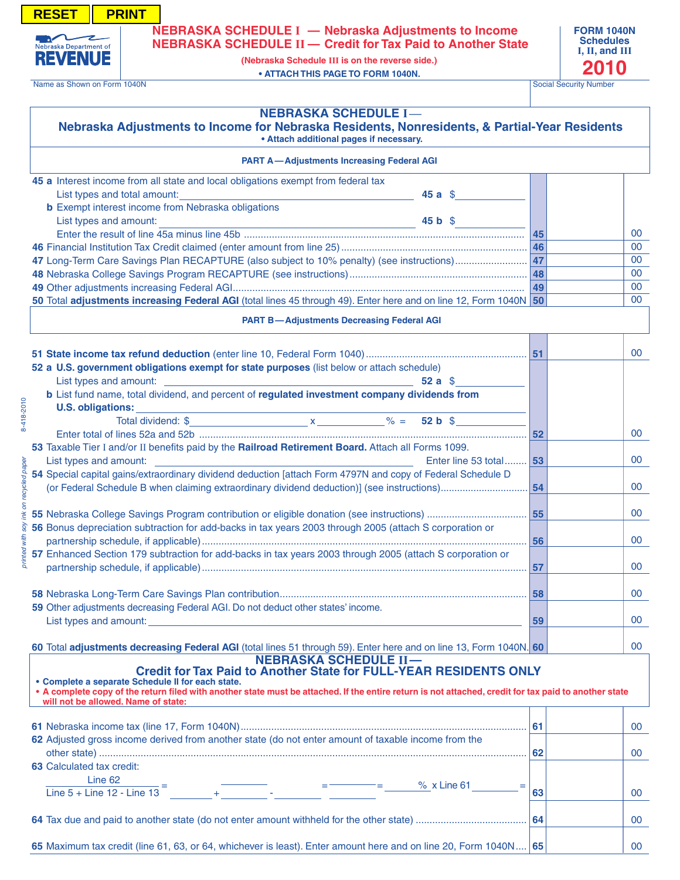RESET PRINT

Nebraska Department of REVENUE

# NEBRASKA SCHEDULE I — Nebraska Adjustments to Income
# NEBRASKA SCHEDULE II — Credit for Tax Paid to Another State

(Nebraska Schedule III is on the reverse side.)

• ATTACH THIS PAGE TO FORM 1040N.

FORM 1040N Schedules I, II, and III **2010**

Name as Shown on Form 1040N | Social Security Number

## NEBRASKA SCHEDULE I — Nebraska Adjustments to Income for Nebraska Residents, Nonresidents, & Partial-Year Residents

• Attach additional pages if necessary.

### PART A — Adjustments Increasing Federal AGI

| | | | |
|---|---|---|---|
| **45 a** Interest income from all state and local obligations exempt from federal tax<br>List types and total amount: ______ **45 a** $ ______ | | | |
| **b** Exempt interest income from Nebraska obligations<br>List types and amount: ______ **45 b** $ ______<br>Enter the result of line 45a minus line 45b | 45 | | 00 |
| **46** Financial Institution Tax Credit claimed (enter amount from line 25) | 46 | | 00 |
| **47** Long-Term Care Savings Plan RECAPTURE (also subject to 10% penalty) (see instructions) | 47 | | 00 |
| **48** Nebraska College Savings Program RECAPTURE (see instructions) | 48 | | 00 |
| **49** Other adjustments increasing Federal AGI | 49 | | 00 |
| **50** Total **adjustments increasing Federal AGI** (total lines 45 through 49). Enter here and on line 12, Form 1040N | 50 | | 00 |

### PART B — Adjustments Decreasing Federal AGI

| | | | |
|---|---|---|---|
| **51 State income tax refund deduction** (enter line 10, Federal Form 1040) | 51 | | 00 |
| **52 a U.S. government obligations exempt for state purposes** (list below or attach schedule)<br>List types and amount: ______ **52 a** $ ______ | | | |
| **b** List fund name, total dividend, and percent of **regulated investment company dividends from U.S. obligations:** ______<br>Total dividend: $ ______ x ______ % = **52 b** $ ______<br>Enter total of lines 52a and 52b | 52 | | 00 |
| **53** Taxable Tier I and/or II benefits paid by the **Railroad Retirement Board.** Attach all Forms 1099.<br>List types and amount: ______ Enter line 53 total | 53 | | 00 |
| **54** Special capital gains/extraordinary dividend deduction [attach Form 4797N and copy of Federal Schedule D (or Federal Schedule B when claiming extraordinary dividend deduction)] (see instructions) | 54 | | 00 |
| **55** Nebraska College Savings Program contribution or eligible donation (see instructions) | 55 | | 00 |
| **56** Bonus depreciation subtraction for add-backs in tax years 2003 through 2005 (attach S corporation or partnership schedule, if applicable) | 56 | | 00 |
| **57** Enhanced Section 179 subtraction for add-backs in tax years 2003 through 2005 (attach S corporation or partnership schedule, if applicable) | 57 | | 00 |
| **58** Nebraska Long-Term Care Savings Plan contribution | 58 | | 00 |
| **59** Other adjustments decreasing Federal AGI. Do not deduct other states' income.<br>List types and amount: ______ | 59 | | 00 |
| **60** Total **adjustments decreasing Federal AGI** (total lines 51 through 59). Enter here and on line 13, Form 1040N. | 60 | | 00 |

## NEBRASKA SCHEDULE II — Credit for Tax Paid to Another State for FULL-YEAR RESIDENTS ONLY

- **Complete a separate Schedule II for each state.**
- **A complete copy of the return filed with another state must be attached. If the entire return is not attached, credit for tax paid to another state will not be allowed. Name of state:**

| | | | |
|---|---|---|---|
| **61** Nebraska income tax (line 17, Form 1040N) | 61 | | 00 |
| **62** Adjusted gross income derived from another state (do not enter amount of taxable income from the other state) | 62 | | 00 |
| **63** Calculated tax credit:<br>$\frac{\text{Line 62}}{\text{Line 5 + Line 12 - Line 13}}$ = $\frac{\_\_\_\_}{\_\_\_\_ + \_\_\_\_ - \_\_\_\_}$ = $\frac{\_\_\_\_}{\_\_\_\_}$ = ______ % x Line 61 ______ = | 63 | | 00 |
| **64** Tax due and paid to another state (do not enter amount withheld for the other state) | 64 | | 00 |
| **65** Maximum tax credit (line 61, 63, or 64, whichever is least). Enter amount here and on line 20, Form 1040N | 65 | | 00 |

8-418-2010

printed with soy ink on recycled paper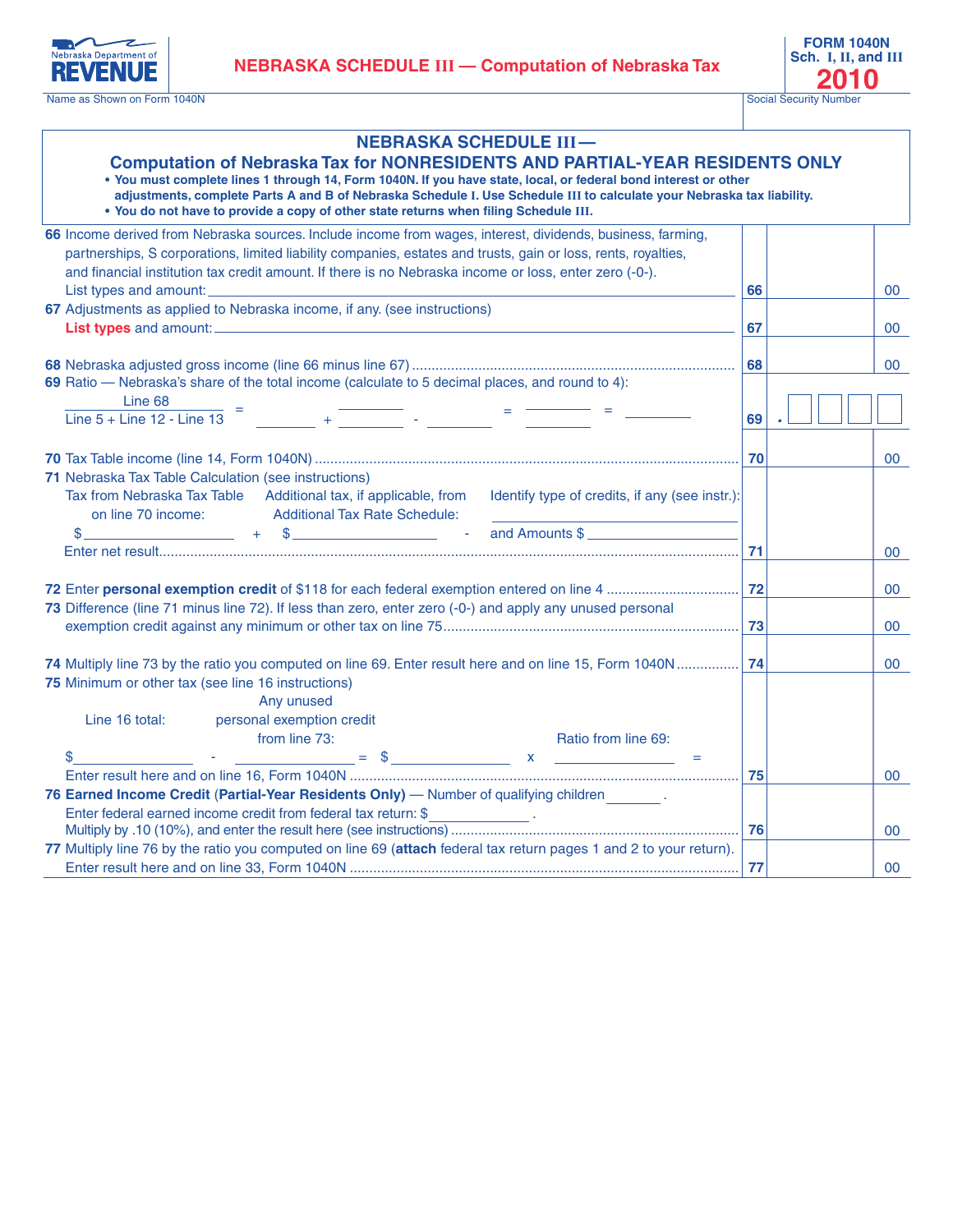Nebraska Department of REVENUE

# NEBRASKA SCHEDULE III — Computation of Nebraska Tax

FORM 1040N
Sch. I, II, and III
**2010**

Name as Shown on Form 1040N | Social Security Number

## NEBRASKA SCHEDULE III —
## Computation of Nebraska Tax for NONRESIDENTS AND PARTIAL-YEAR RESIDENTS ONLY

- **You must complete lines 1 through 14, Form 1040N. If you have state, local, or federal bond interest or other adjustments, complete Parts A and B of Nebraska Schedule I. Use Schedule III to calculate your Nebraska tax liability.**
- **You do not have to provide a copy of other state returns when filing Schedule III.**

**66** Income derived from Nebraska sources. Include income from wages, interest, dividends, business, farming, partnerships, S corporations, limited liability companies, estates and trusts, gain or loss, rents, royalties, and financial institution tax credit amount. If there is no Nebraska income or loss, enter zero (-0-).
List types and amount: ______ **66** ______ 00

**67** Adjustments as applied to Nebraska income, if any. (see instructions)
**List types** and amount: ______ **67** ______ 00

**68** Nebraska adjusted gross income (line 66 minus line 67) .......... **68** ______ 00

**69** Ratio — Nebraska's share of the total income (calculate to 5 decimal places, and round to 4):

$$\frac{\text{Line 68}}{\text{Line 5 + Line 12 - Line 13}} = \frac{\_\_\_\_}{\_\_\_\_ + \_\_\_\_ - \_\_\_\_} = \frac{\_\_\_\_}{\_\_\_\_} = \_\_\_\_$$

**69** . ☐☐☐☐

**70** Tax Table income (line 14, Form 1040N) .......... **70** ______ 00

**71** Nebraska Tax Table Calculation (see instructions)
Tax from Nebraska Tax Table on line 70 income: $ ______ + Additional tax, if applicable, from Additional Tax Rate Schedule: $ ______ - Identify type of credits, if any (see instr.): ______ and Amounts $ ______
Enter net result.......... **71** ______ 00

**72** Enter **personal exemption credit** of $118 for each federal exemption entered on line 4 .......... **72** ______ 00

**73** Difference (line 71 minus line 72). If less than zero, enter zero (-0-) and apply any unused personal exemption credit against any minimum or other tax on line 75.......... **73** ______ 00

**74** Multiply line 73 by the ratio you computed on line 69. Enter result here and on line 15, Form 1040N .......... **74** ______ 00

**75** Minimum or other tax (see line 16 instructions)
Line 16 total: $ ______ - Any unused personal exemption credit from line 73: ______ = $ ______ x Ratio from line 69: ______ =
Enter result here and on line 16, Form 1040N .......... **75** ______ 00

**76 Earned Income Credit** (**Partial-Year Residents Only**) — Number of qualifying children ______ .
Enter federal earned income credit from federal tax return: $ ______ .
Multiply by .10 (10%), and enter the result here (see instructions) .......... **76** ______ 00

**77** Multiply line 76 by the ratio you computed on line 69 (**attach** federal tax return pages 1 and 2 to your return).
Enter result here and on line 33, Form 1040N .......... **77** ______ 00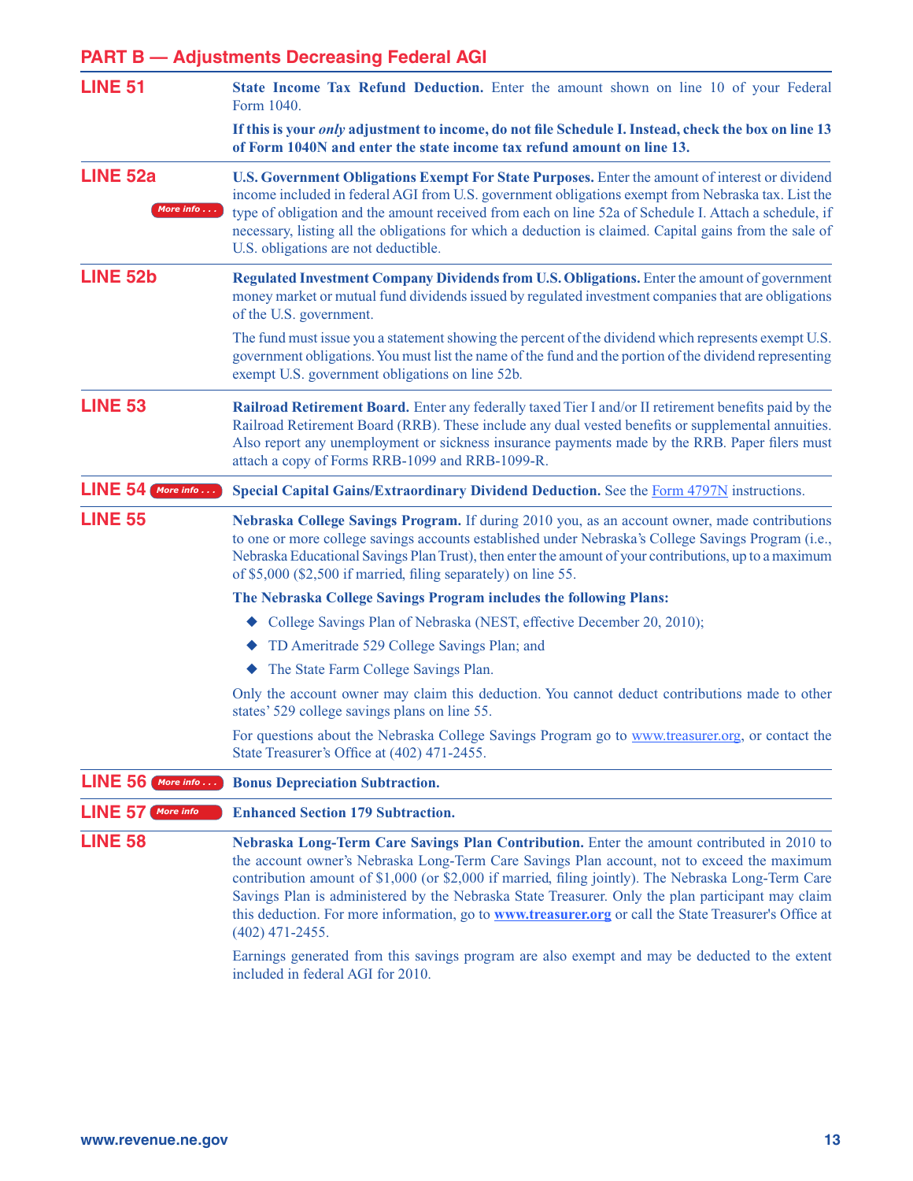## PART B — Adjustments Decreasing Federal AGI

### LINE 51

**State Income Tax Refund Deduction.** Enter the amount shown on line 10 of your Federal Form 1040.

**If this is your *only* adjustment to income, do not file Schedule I. Instead, check the box on line 13 of Form 1040N and enter the state income tax refund amount on line 13.**

### LINE 52a

More info . . .

**U.S. Government Obligations Exempt For State Purposes.** Enter the amount of interest or dividend income included in federal AGI from U.S. government obligations exempt from Nebraska tax. List the type of obligation and the amount received from each on line 52a of Schedule I. Attach a schedule, if necessary, listing all the obligations for which a deduction is claimed. Capital gains from the sale of U.S. obligations are not deductible.

### LINE 52b

**Regulated Investment Company Dividends from U.S. Obligations.** Enter the amount of government money market or mutual fund dividends issued by regulated investment companies that are obligations of the U.S. government.

The fund must issue you a statement showing the percent of the dividend which represents exempt U.S. government obligations. You must list the name of the fund and the portion of the dividend representing exempt U.S. government obligations on line 52b.

### LINE 53

**Railroad Retirement Board.** Enter any federally taxed Tier I and/or II retirement benefits paid by the Railroad Retirement Board (RRB). These include any dual vested benefits or supplemental annuities. Also report any unemployment or sickness insurance payments made by the RRB. Paper filers must attach a copy of Forms RRB-1099 and RRB-1099-R.

### LINE 54

More info . . .

**Special Capital Gains/Extraordinary Dividend Deduction.** See the Form 4797N instructions.

### LINE 55

**Nebraska College Savings Program.** If during 2010 you, as an account owner, made contributions to one or more college savings accounts established under Nebraska's College Savings Program (i.e., Nebraska Educational Savings Plan Trust), then enter the amount of your contributions, up to a maximum of $5,000 ($2,500 if married, filing separately) on line 55.

**The Nebraska College Savings Program includes the following Plans:**

- College Savings Plan of Nebraska (NEST, effective December 20, 2010);
- TD Ameritrade 529 College Savings Plan; and
- The State Farm College Savings Plan.

Only the account owner may claim this deduction. You cannot deduct contributions made to other states' 529 college savings plans on line 55.

For questions about the Nebraska College Savings Program go to www.treasurer.org, or contact the State Treasurer's Office at (402) 471-2455.

### LINE 56

More info . . .

**Bonus Depreciation Subtraction.**

### LINE 57

More info

**Enhanced Section 179 Subtraction.**

### LINE 58

**Nebraska Long-Term Care Savings Plan Contribution.** Enter the amount contributed in 2010 to the account owner's Nebraska Long-Term Care Savings Plan account, not to exceed the maximum contribution amount of $1,000 (or $2,000 if married, filing jointly). The Nebraska Long-Term Care Savings Plan is administered by the Nebraska State Treasurer. Only the plan participant may claim this deduction. For more information, go to **www.treasurer.org** or call the State Treasurer's Office at (402) 471-2455.

Earnings generated from this savings program are also exempt and may be deducted to the extent included in federal AGI for 2010.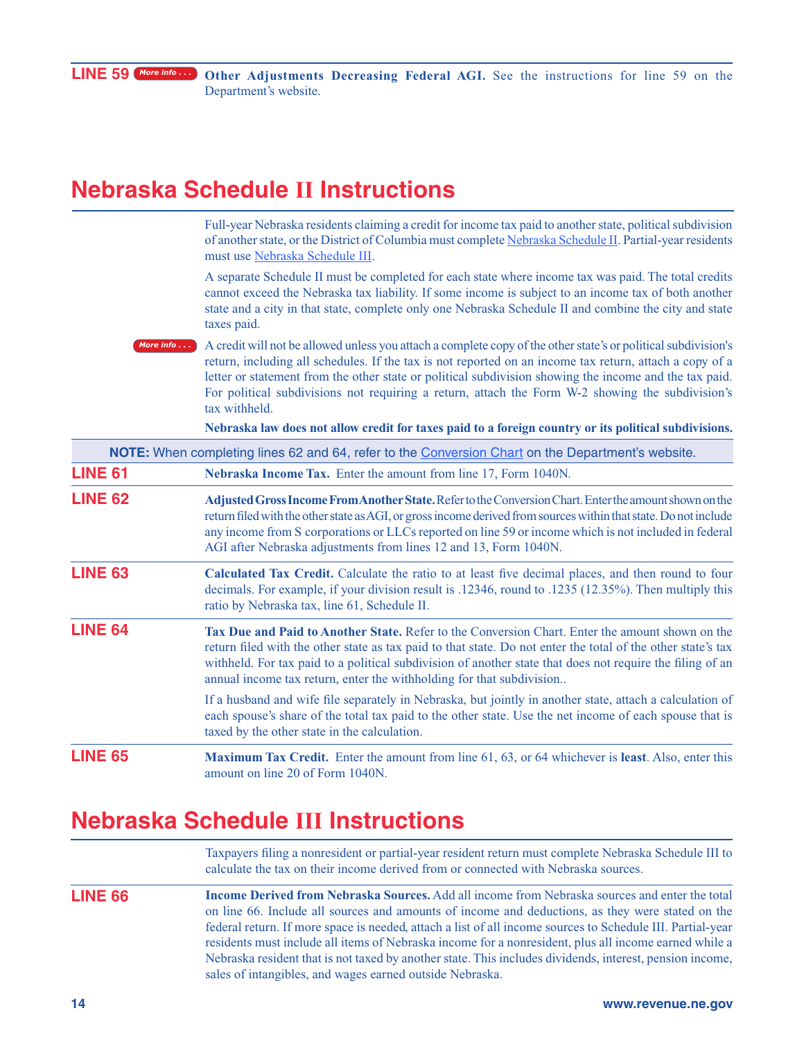**LINE 59** More info . . . **Other Adjustments Decreasing Federal AGI.** See the instructions for line 59 on the Department's website.

# Nebraska Schedule II Instructions

Full-year Nebraska residents claiming a credit for income tax paid to another state, political subdivision of another state, or the District of Columbia must complete Nebraska Schedule II. Partial-year residents must use Nebraska Schedule III.

A separate Schedule II must be completed for each state where income tax was paid. The total credits cannot exceed the Nebraska tax liability. If some income is subject to an income tax of both another state and a city in that state, complete only one Nebraska Schedule II and combine the city and state taxes paid.

More info . . . A credit will not be allowed unless you attach a complete copy of the other state's or political subdivision's return, including all schedules. If the tax is not reported on an income tax return, attach a copy of a letter or statement from the other state or political subdivision showing the income and the tax paid. For political subdivisions not requiring a return, attach the Form W-2 showing the subdivision's tax withheld.

**Nebraska law does not allow credit for taxes paid to a foreign country or its political subdivisions.**

**NOTE:** When completing lines 62 and 64, refer to the Conversion Chart on the Department's website.

**LINE 61** **Nebraska Income Tax.** Enter the amount from line 17, Form 1040N.

**LINE 62** **Adjusted Gross Income From Another State.** Refer to the Conversion Chart. Enter the amount shown on the return filed with the other state as AGI, or gross income derived from sources within that state. Do not include any income from S corporations or LLCs reported on line 59 or income which is not included in federal AGI after Nebraska adjustments from lines 12 and 13, Form 1040N.

**LINE 63** **Calculated Tax Credit.** Calculate the ratio to at least five decimal places, and then round to four decimals. For example, if your division result is .12346, round to .1235 (12.35%). Then multiply this ratio by Nebraska tax, line 61, Schedule II.

**LINE 64** **Tax Due and Paid to Another State.** Refer to the Conversion Chart. Enter the amount shown on the return filed with the other state as tax paid to that state. Do not enter the total of the other state's tax withheld. For tax paid to a political subdivision of another state that does not require the filing of an annual income tax return, enter the withholding for that subdivision..

If a husband and wife file separately in Nebraska, but jointly in another state, attach a calculation of each spouse's share of the total tax paid to the other state. Use the net income of each spouse that is taxed by the other state in the calculation.

**LINE 65** **Maximum Tax Credit.** Enter the amount from line 61, 63, or 64 whichever is **least**. Also, enter this amount on line 20 of Form 1040N.

# Nebraska Schedule III Instructions

Taxpayers filing a nonresident or partial-year resident return must complete Nebraska Schedule III to calculate the tax on their income derived from or connected with Nebraska sources.

**LINE 66** **Income Derived from Nebraska Sources.** Add all income from Nebraska sources and enter the total on line 66. Include all sources and amounts of income and deductions, as they were stated on the federal return. If more space is needed, attach a list of all income sources to Schedule III. Partial-year residents must include all items of Nebraska income for a nonresident, plus all income earned while a Nebraska resident that is not taxed by another state. This includes dividends, interest, pension income, sales of intangibles, and wages earned outside Nebraska.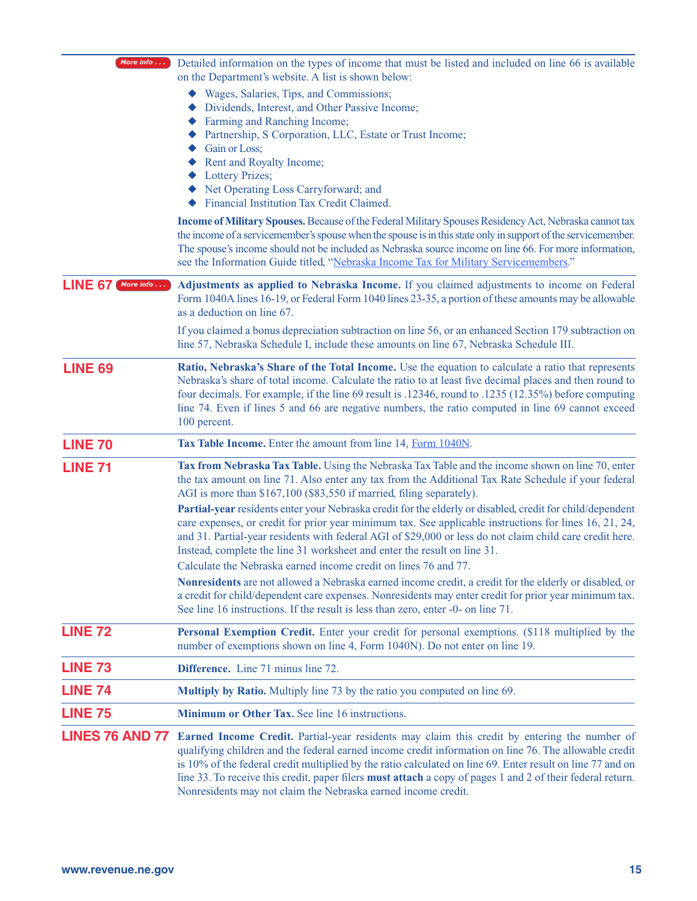Detailed information on the types of income that must be listed and included on line 66 is available on the Department's website. A list is shown below:

- Wages, Salaries, Tips, and Commissions;
- Dividends, Interest, and Other Passive Income;
- Farming and Ranching Income;
- Partnership, S Corporation, LLC, Estate or Trust Income;
- Gain or Loss;
- Rent and Royalty Income;
- Lottery Prizes;
- Net Operating Loss Carryforward; and
- Financial Institution Tax Credit Claimed.

**Income of Military Spouses.** Because of the Federal Military Spouses Residency Act, Nebraska cannot tax the income of a servicemember's spouse when the spouse is in this state only in support of the servicemember. The spouse's income should not be included as Nebraska source income on line 66. For more information, see the Information Guide titled, "Nebraska Income Tax for Military Servicemembers."

## LINE 67

**Adjustments as applied to Nebraska Income.** If you claimed adjustments to income on Federal Form 1040A lines 16-19, or Federal Form 1040 lines 23-35, a portion of these amounts may be allowable as a deduction on line 67.

If you claimed a bonus depreciation subtraction on line 56, or an enhanced Section 179 subtraction on line 57, Nebraska Schedule I, include these amounts on line 67, Nebraska Schedule III.

## LINE 69

**Ratio, Nebraska's Share of the Total Income.** Use the equation to calculate a ratio that represents Nebraska's share of total income. Calculate the ratio to at least five decimal places and then round to four decimals. For example, if the line 69 result is .12346, round to .1235 (12.35%) before computing line 74. Even if lines 5 and 66 are negative numbers, the ratio computed in line 69 cannot exceed 100 percent.

## LINE 70

**Tax Table Income.** Enter the amount from line 14, Form 1040N.

## LINE 71

**Tax from Nebraska Tax Table.** Using the Nebraska Tax Table and the income shown on line 70, enter the tax amount on line 71. Also enter any tax from the Additional Tax Rate Schedule if your federal AGI is more than $167,100 ($83,550 if married, filing separately).

**Partial-year** residents enter your Nebraska credit for the elderly or disabled, credit for child/dependent care expenses, or credit for prior year minimum tax. See applicable instructions for lines 16, 21, 24, and 31. Partial-year residents with federal AGI of $29,000 or less do not claim child care credit here. Instead, complete the line 31 worksheet and enter the result on line 31.

Calculate the Nebraska earned income credit on lines 76 and 77.

**Nonresidents** are not allowed a Nebraska earned income credit, a credit for the elderly or disabled, or a credit for child/dependent care expenses. Nonresidents may enter credit for prior year minimum tax. See line 16 instructions. If the result is less than zero, enter -0- on line 71.

## LINE 72

**Personal Exemption Credit.** Enter your credit for personal exemptions. ($118 multiplied by the number of exemptions shown on line 4, Form 1040N). Do not enter on line 19.

## LINE 73

**Difference.** Line 71 minus line 72.

## LINE 74

**Multiply by Ratio.** Multiply line 73 by the ratio you computed on line 69.

## LINE 75

**Minimum or Other Tax.** See line 16 instructions.

## LINES 76 AND 77

**Earned Income Credit.** Partial-year residents may claim this credit by entering the number of qualifying children and the federal earned income credit information on line 76. The allowable credit is 10% of the federal credit multiplied by the ratio calculated on line 69. Enter result on line 77 and on line 33. To receive this credit, paper filers **must attach** a copy of pages 1 and 2 of their federal return. Nonresidents may not claim the Nebraska earned income credit.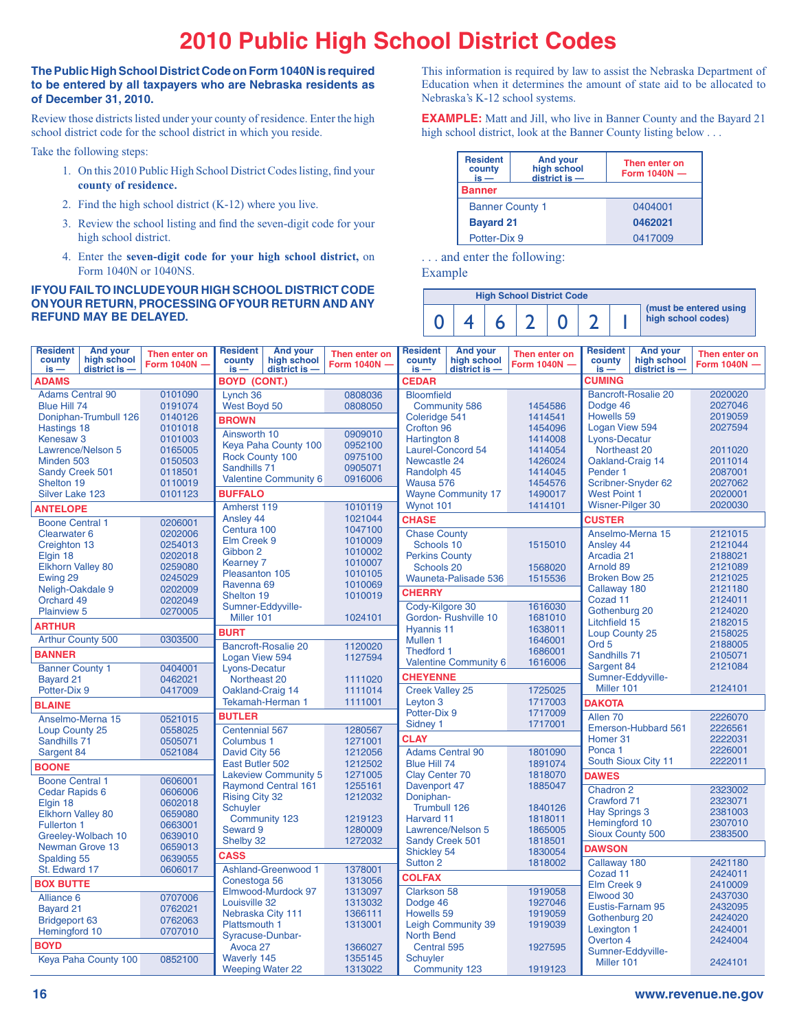# 2010 Public High School District Codes

**The Public High School District Code on Form 1040N is required to be entered by all taxpayers who are Nebraska residents as of December 31, 2010.**

Review those districts listed under your county of residence. Enter the high school district code for the school district in which you reside.

Take the following steps:

1. On this 2010 Public High School District Codes listing, find your **county of residence.**
2. Find the high school district (K-12) where you live.
3. Review the school listing and find the seven-digit code for your high school district.
4. Enter the **seven-digit code for your high school district,** on Form 1040N or 1040NS.

**IF YOU FAIL TO INCLUDE YOUR HIGH SCHOOL DISTRICT CODE ON YOUR RETURN, PROCESSING OF YOUR RETURN AND ANY REFUND MAY BE DELAYED.**

This information is required by law to assist the Nebraska Department of Education when it determines the amount of state aid to be allocated to Nebraska's K-12 school systems.

**EXAMPLE:** Matt and Jill, who live in Banner County and the Bayard 21 high school district, look at the Banner County listing below . . .

| Resident county is — | And your high school district is — | Then enter on Form 1040N — |
|---|---|---|
| **Banner** | | |
| | Banner County 1 | 0404001 |
| | **Bayard 21** | **0462021** |
| | Potter-Dix 9 | 0417009 |

. . . and enter the following:

Example

| High School District Code | | | | | | | |
|---|---|---|---|---|---|---|---|
| 0 | 4 | 6 | 2 | 0 | 2 | 1 | (must be entered using high school codes) |

| Resident county is — | And your high school district is — | Then enter on Form 1040N — |
|---|---|---|
| **ADAMS** | | |
| | Adams Central 90 | 0101090 |
| | Blue Hill 74 | 0191074 |
| | Doniphan-Trumbull 126 | 0140126 |
| | Hastings 18 | 0101018 |
| | Kenesaw 3 | 0101003 |
| | Lawrence/Nelson 5 | 0165005 |
| | Minden 503 | 0150503 |
| | Sandy Creek 501 | 0118501 |
| | Shelton 19 | 0110019 |
| | Silver Lake 123 | 0101123 |
| **ANTELOPE** | | |
| | Boone Central 1 | 0206001 |
| | Clearwater 6 | 0202006 |
| | Creighton 13 | 0254013 |
| | Elgin 18 | 0202018 |
| | Elkhorn Valley 80 | 0259080 |
| | Ewing 29 | 0245029 |
| | Neligh-Oakdale 9 | 0202009 |
| | Orchard 49 | 0202049 |
| | Plainview 5 | 0270005 |
| **ARTHUR** | | |
| | Arthur County 500 | 0303500 |
| **BANNER** | | |
| | Banner County 1 | 0404001 |
| | Bayard 21 | 0462021 |
| | Potter-Dix 9 | 0417009 |
| **BLAINE** | | |
| | Anselmo-Merna 15 | 0521015 |
| | Loup County 25 | 0558025 |
| | Sandhills 71 | 0505071 |
| | Sargent 84 | 0521084 |
| **BOONE** | | |
| | Boone Central 1 | 0606001 |
| | Cedar Rapids 6 | 0606006 |
| | Elgin 18 | 0602018 |
| | Elkhorn Valley 80 | 0659080 |
| | Fullerton 1 | 0663001 |
| | Greeley-Wolbach 10 | 0639010 |
| | Newman Grove 13 | 0659013 |
| | Spalding 55 | 0639055 |
| | St. Edward 17 | 0606017 |
| **BOX BUTTE** | | |
| | Alliance 6 | 0707006 |
| | Bayard 21 | 0762021 |
| | Bridgeport 63 | 0762063 |
| | Hemingford 10 | 0707010 |
| **BOYD** | | |
| | Keya Paha County 100 | 0852100 |
| **BOYD (CONT.)** | | |
| | Lynch 36 | 0808036 |
| | West Boyd 50 | 0808050 |
| **BROWN** | | |
| | Ainsworth 10 | 0909010 |
| | Keya Paha County 100 | 0952100 |
| | Rock County 100 | 0975100 |
| | Sandhills 71 | 0905071 |
| | Valentine Community 6 | 0916006 |
| **BUFFALO** | | |
| | Amherst 119 | 1010119 |
| | Ansley 44 | 1021044 |
| | Centura 100 | 1047100 |
| | Elm Creek 9 | 1010009 |
| | Gibbon 2 | 1010002 |
| | Kearney 7 | 1010007 |
| | Pleasanton 105 | 1010105 |
| | Ravenna 69 | 1010069 |
| | Shelton 19 | 1010019 |
| | Sumner-Eddyville-Miller 101 | 1024101 |
| **BURT** | | |
| | Bancroft-Rosalie 20 | 1120020 |
| | Logan View 594 | 1127594 |
| | Lyons-Decatur Northeast 20 | 1111020 |
| | Oakland-Craig 14 | 1111014 |
| | Tekamah-Herman 1 | 1111001 |
| **BUTLER** | | |
| | Centennial 567 | 1280567 |
| | Columbus 1 | 1271001 |
| | David City 56 | 1212056 |
| | East Butler 502 | 1212502 |
| | Lakeview Community 5 | 1271005 |
| | Raymond Central 161 | 1255161 |
| | Rising City 32 | 1212032 |
| | Schuyler Community 123 | 1219123 |
| | Seward 9 | 1280009 |
| | Shelby 32 | 1272032 |
| **CASS** | | |
| | Ashland-Greenwood 1 | 1378001 |
| | Conestoga 56 | 1313056 |
| | Elmwood-Murdock 97 | 1313097 |
| | Louisville 32 | 1313032 |
| | Nebraska City 111 | 1366111 |
| | Plattsmouth 1 | 1313001 |
| | Syracuse-Dunbar-Avoca 27 | 1366027 |
| | Waverly 145 | 1355145 |
| | Weeping Water 22 | 1313022 |
| **CEDAR** | | |
| | Bloomfield Community 586 | 1454586 |
| | Coleridge 541 | 1414541 |
| | Crofton 96 | 1454096 |
| | Hartington 8 | 1414008 |
| | Laurel-Concord 54 | 1414054 |
| | Newcastle 24 | 1426024 |
| | Randolph 45 | 1414045 |
| | Wausa 576 | 1454576 |
| | Wayne Community 17 | 1490017 |
| | Wynot 101 | 1414101 |
| **CHASE** | | |
| | Chase County Schools 10 | 1515010 |
| | Perkins County Schools 20 | 1568020 |
| | Wauneta-Palisade 536 | 1515536 |
| **CHERRY** | | |
| | Cody-Kilgore 30 | 1616030 |
| | Gordon- Rushville 10 | 1681010 |
| | Hyannis 11 | 1638011 |
| | Mullen 1 | 1646001 |
| | Thedford 1 | 1686001 |
| | Valentine Community 6 | 1616006 |
| **CHEYENNE** | | |
| | Creek Valley 25 | 1725025 |
| | Leyton 3 | 1717003 |
| | Potter-Dix 9 | 1717009 |
| | Sidney 1 | 1717001 |
| **CLAY** | | |
| | Adams Central 90 | 1801090 |
| | Blue Hill 74 | 1891074 |
| | Clay Center 70 | 1818070 |
| | Davenport 47 | 1885047 |
| | Doniphan-Trumbull 126 | 1840126 |
| | Harvard 11 | 1818011 |
| | Lawrence/Nelson 5 | 1865005 |
| | Sandy Creek 501 | 1818501 |
| | Shickley 54 | 1830054 |
| | Sutton 2 | 1818002 |
| **COLFAX** | | |
| | Clarkson 58 | 1919058 |
| | Dodge 46 | 1927046 |
| | Howells 59 | 1919059 |
| | Leigh Community 39 | 1919039 |
| | North Bend Central 595 | 1927595 |
| | Schuyler Community 123 | 1919123 |
| **CUMING** | | |
| | Bancroft-Rosalie 20 | 2020020 |
| | Dodge 46 | 2027046 |
| | Howells 59 | 2019059 |
| | Logan View 594 | 2027594 |
| | Lyons-Decatur Northeast 20 | 2011020 |
| | Oakland-Craig 14 | 2011014 |
| | Pender 1 | 2087001 |
| | Scribner-Snyder 62 | 2027062 |
| | West Point 1 | 2020001 |
| | Wisner-Pilger 30 | 2020030 |
| **CUSTER** | | |
| | Anselmo-Merna 15 | 2121015 |
| | Ansley 44 | 2121044 |
| | Arcadia 21 | 2188021 |
| | Arnold 89 | 2121089 |
| | Broken Bow 25 | 2121025 |
| | Callaway 180 | 2121180 |
| | Cozad 11 | 2124011 |
| | Gothenburg 20 | 2124020 |
| | Litchfield 15 | 2182015 |
| | Loup County 25 | 2158025 |
| | Ord 5 | 2188005 |
| | Sandhills 71 | 2105071 |
| | Sargent 84 | 2121084 |
| | Sumner-Eddyville-Miller 101 | 2124101 |
| **DAKOTA** | | |
| | Allen 70 | 2226070 |
| | Emerson-Hubbard 561 | 2226561 |
| | Homer 31 | 2222031 |
| | Ponca 1 | 2226001 |
| | South Sioux City 11 | 2222011 |
| **DAWES** | | |
| | Chadron 2 | 2323002 |
| | Crawford 71 | 2323071 |
| | Hay Springs 3 | 2381003 |
| | Hemingford 10 | 2307010 |
| | Sioux County 500 | 2383500 |
| **DAWSON** | | |
| | Callaway 180 | 2421180 |
| | Cozad 11 | 2424011 |
| | Elm Creek 9 | 2410009 |
| | Elwood 30 | 2437030 |
| | Eustis-Farnam 95 | 2432095 |
| | Gothenburg 20 | 2424020 |
| | Lexington 1 | 2424001 |
| | Overton 4 | 2424004 |
| | Sumner-Eddyville-Miller 101 | 2424101 |

www.revenue.ne.gov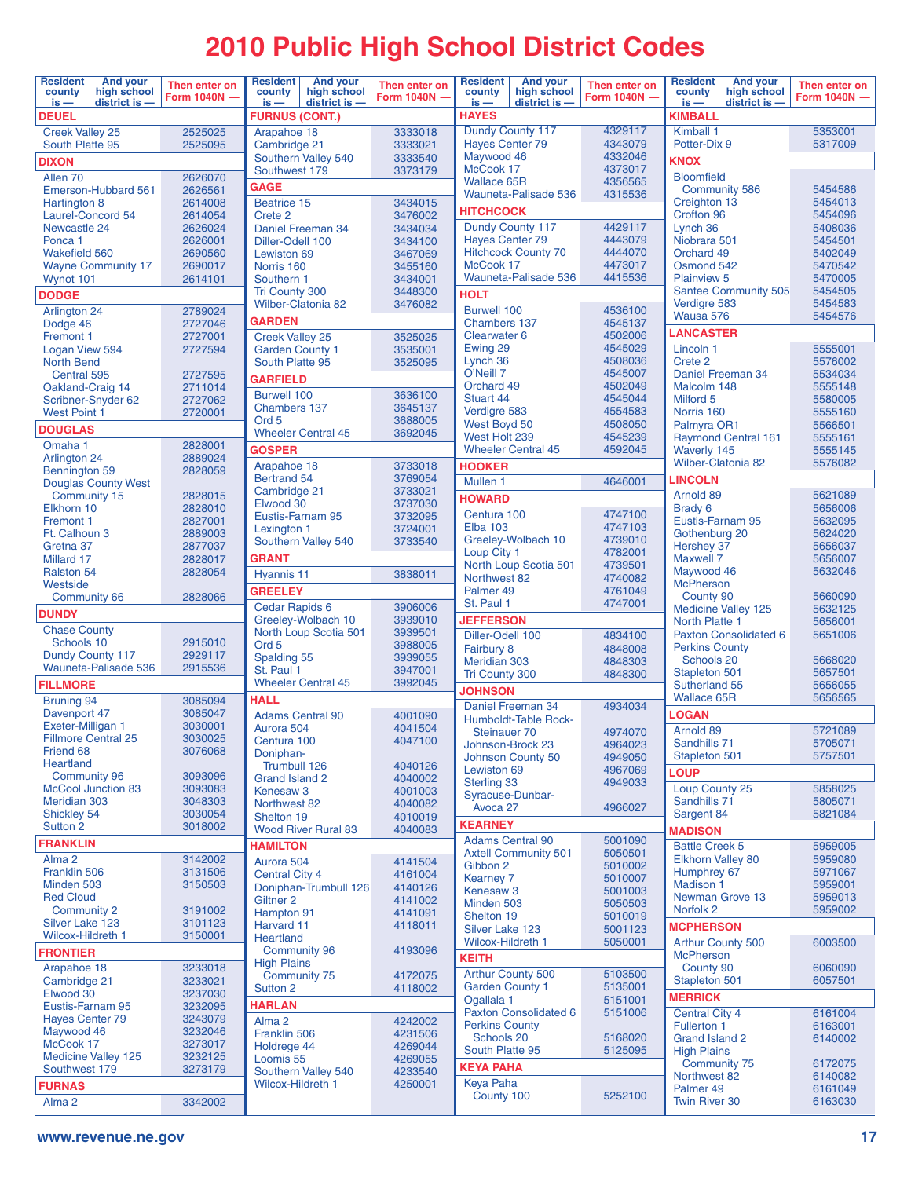# 2010 Public High School District Codes

| Resident county is — | And your high school district is — | Then enter on Form 1040N — |
|---|---|---|
| **DEUEL** | | |
| | Creek Valley 25 | 2525025 |
| | South Platte 95 | 2525095 |
| **DIXON** | | |
| | Allen 70 | 2626070 |
| | Emerson-Hubbard 561 | 2626561 |
| | Hartington 8 | 2614008 |
| | Laurel-Concord 54 | 2614054 |
| | Newcastle 24 | 2626024 |
| | Ponca 1 | 2626001 |
| | Wakefield 560 | 2690560 |
| | Wayne Community 17 | 2690017 |
| | Wynot 101 | 2614101 |
| **DODGE** | | |
| | Arlington 24 | 2789024 |
| | Dodge 46 | 2727046 |
| | Fremont 1 | 2727001 |
| | Logan View 594 | 2727594 |
| | North Bend Central 595 | 2727595 |
| | Oakland-Craig 14 | 2711014 |
| | Scribner-Snyder 62 | 2727062 |
| | West Point 1 | 2720001 |
| **DOUGLAS** | | |
| | Omaha 1 | 2828001 |
| | Arlington 24 | 2889024 |
| | Bennington 59 | 2828059 |
| | Douglas County West Community 15 | 2828015 |
| | Elkhorn 10 | 2828010 |
| | Fremont 1 | 2827001 |
| | Ft. Calhoun 3 | 2889003 |
| | Gretna 37 | 2877037 |
| | Millard 17 | 2828017 |
| | Ralston 54 | 2828054 |
| | Westside Community 66 | 2828066 |
| **DUNDY** | | |
| | Chase County Schools 10 | 2915010 |
| | Dundy County 117 | 2929117 |
| | Wauneta-Palisade 536 | 2915536 |
| **FILLMORE** | | |
| | Bruning 94 | 3085094 |
| | Davenport 47 | 3085047 |
| | Exeter-Milligan 1 | 3030001 |
| | Fillmore Central 25 | 3030025 |
| | Friend 68 | 3076068 |
| | Heartland Community 96 | 3093096 |
| | McCool Junction 83 | 3093083 |
| | Meridian 303 | 3048303 |
| | Shickley 54 | 3030054 |
| | Sutton 2 | 3018002 |
| **FRANKLIN** | | |
| | Alma 2 | 3142002 |
| | Franklin 506 | 3131506 |
| | Minden 503 | 3150503 |
| | Red Cloud Community 2 | 3191002 |
| | Silver Lake 123 | 3101123 |
| | Wilcox-Hildreth 1 | 3150001 |
| **FRONTIER** | | |
| | Arapahoe 18 | 3233018 |
| | Cambridge 21 | 3233021 |
| | Elwood 30 | 3237030 |
| | Eustis-Farnam 95 | 3232095 |
| | Hayes Center 79 | 3243079 |
| | Maywood 46 | 3232046 |
| | McCook 17 | 3273017 |
| | Medicine Valley 125 | 3232125 |
| | Southwest 179 | 3273179 |
| **FURNAS** | | |
| | Alma 2 | 3342002 |
| **FURNUS (CONT.)** | | |
| | Arapahoe 18 | 3333018 |
| | Cambridge 21 | 3333021 |
| | Southern Valley 540 | 3333540 |
| | Southwest 179 | 3373179 |
| **GAGE** | | |
| | Beatrice 15 | 3434015 |
| | Crete 2 | 3476002 |
| | Daniel Freeman 34 | 3434034 |
| | Diller-Odell 100 | 3434100 |
| | Lewiston 69 | 3467069 |
| | Norris 160 | 3455160 |
| | Southern 1 | 3434001 |
| | Tri County 300 | 3448300 |
| | Wilber-Clatonia 82 | 3476082 |
| **GARDEN** | | |
| | Creek Valley 25 | 3525025 |
| | Garden County 1 | 3535001 |
| | South Platte 95 | 3525095 |
| **GARFIELD** | | |
| | Burwell 100 | 3636100 |
| | Chambers 137 | 3645137 |
| | Ord 5 | 3688005 |
| | Wheeler Central 45 | 3692045 |
| **GOSPER** | | |
| | Arapahoe 18 | 3733018 |
| | Bertrand 54 | 3769054 |
| | Cambridge 21 | 3733021 |
| | Elwood 30 | 3737030 |
| | Eustis-Farnam 95 | 3732095 |
| | Lexington 1 | 3724001 |
| | Southern Valley 540 | 3733540 |
| **GRANT** | | |
| | Hyannis 11 | 3838011 |
| **GREELEY** | | |
| | Cedar Rapids 6 | 3906006 |
| | Greeley-Wolbach 10 | 3939010 |
| | North Loup Scotia 501 | 3939501 |
| | Ord 5 | 3988005 |
| | Spalding 55 | 3939055 |
| | St. Paul 1 | 3947001 |
| | Wheeler Central 45 | 3992045 |
| **HALL** | | |
| | Adams Central 90 | 4001090 |
| | Aurora 504 | 4041504 |
| | Centura 100 | 4047100 |
| | Doniphan-Trumbull 126 | 4040126 |
| | Grand Island 2 | 4040002 |
| | Kenesaw 3 | 4001003 |
| | Northwest 82 | 4040082 |
| | Shelton 19 | 4010019 |
| | Wood River Rural 83 | 4040083 |
| **HAMILTON** | | |
| | Aurora 504 | 4141504 |
| | Central City 4 | 4161004 |
| | Doniphan-Trumbull 126 | 4140126 |
| | Giltner 2 | 4141002 |
| | Hampton 91 | 4141091 |
| | Harvard 11 | 4118011 |
| | Heartland Community 96 | 4193096 |
| | High Plains Community 75 | 4172075 |
| | Sutton 2 | 4118002 |
| **HARLAN** | | |
| | Alma 2 | 4242002 |
| | Franklin 506 | 4231506 |
| | Holdrege 44 | 4269044 |
| | Loomis 55 | 4269055 |
| | Southern Valley 540 | 4233540 |
| | Wilcox-Hildreth 1 | 4250001 |
| **HAYES** | | |
| | Dundy County 117 | 4329117 |
| | Hayes Center 79 | 4343079 |
| | Maywood 46 | 4332046 |
| | McCook 17 | 4373017 |
| | Wallace 65R | 4356565 |
| | Wauneta-Palisade 536 | 4315536 |
| **HITCHCOCK** | | |
| | Dundy County 117 | 4429117 |
| | Hayes Center 79 | 4443079 |
| | Hitchcock County 70 | 4444070 |
| | McCook 17 | 4473017 |
| | Wauneta-Palisade 536 | 4415536 |
| **HOLT** | | |
| | Burwell 100 | 4536100 |
| | Chambers 137 | 4545137 |
| | Clearwater 6 | 4502006 |
| | Ewing 29 | 4545029 |
| | Lynch 36 | 4508036 |
| | O'Neill 7 | 4545007 |
| | Orchard 49 | 4502049 |
| | Stuart 44 | 4545044 |
| | Verdigre 583 | 4554583 |
| | West Boyd 50 | 4508050 |
| | West Holt 239 | 4545239 |
| | Wheeler Central 45 | 4592045 |
| **HOOKER** | | |
| | Mullen 1 | 4646001 |
| **HOWARD** | | |
| | Centura 100 | 4747100 |
| | Elba 103 | 4747103 |
| | Greeley-Wolbach 10 | 4739010 |
| | Loup City 1 | 4782001 |
| | North Loup Scotia 501 | 4739501 |
| | Northwest 82 | 4740082 |
| | Palmer 49 | 4761049 |
| | St. Paul 1 | 4747001 |
| **JEFFERSON** | | |
| | Diller-Odell 100 | 4834100 |
| | Fairbury 8 | 4848008 |
| | Meridian 303 | 4848303 |
| | Tri County 300 | 4848300 |
| **JOHNSON** | | |
| | Daniel Freeman 34 | 4934034 |
| | Humboldt-Table Rock-Steinauer 70 | 4974070 |
| | Johnson-Brock 23 | 4964023 |
| | Johnson County 50 | 4949050 |
| | Lewiston 69 | 4967069 |
| | Sterling 33 | 4949033 |
| | Syracuse-Dunbar-Avoca 27 | 4966027 |
| **KEARNEY** | | |
| | Adams Central 90 | 5001090 |
| | Axtell Community 501 | 5050501 |
| | Gibbon 2 | 5010002 |
| | Kearney 7 | 5010007 |
| | Kenesaw 3 | 5001003 |
| | Minden 503 | 5050503 |
| | Shelton 19 | 5010019 |
| | Silver Lake 123 | 5001123 |
| | Wilcox-Hildreth 1 | 5050001 |
| **KEITH** | | |
| | Arthur County 500 | 5103500 |
| | Garden County 1 | 5135001 |
| | Ogallala 1 | 5151001 |
| | Paxton Consolidated 6 | 5151006 |
| | Perkins County Schools 20 | 5168020 |
| | South Platte 95 | 5125095 |
| **KEYA PAHA** | | |
| | Keya Paha County 100 | 5252100 |
| **KIMBALL** | | |
| | Kimball 1 | 5353001 |
| | Potter-Dix 9 | 5317009 |
| **KNOX** | | |
| | Bloomfield Community 586 | 5454586 |
| | Creighton 13 | 5454013 |
| | Crofton 96 | 5454096 |
| | Lynch 36 | 5408036 |
| | Niobrara 501 | 5454501 |
| | Orchard 49 | 5402049 |
| | Osmond 542 | 5470542 |
| | Plainview 5 | 5470005 |
| | Santee Community 505 | 5454505 |
| | Verdigre 583 | 5454583 |
| | Wausa 576 | 5454576 |
| **LANCASTER** | | |
| | Lincoln 1 | 5555001 |
| | Crete 2 | 5576002 |
| | Daniel Freeman 34 | 5534034 |
| | Malcolm 148 | 5555148 |
| | Milford 5 | 5580005 |
| | Norris 160 | 5555160 |
| | Palmyra OR1 | 5566501 |
| | Raymond Central 161 | 5555161 |
| | Waverly 145 | 5555145 |
| | Wilber-Clatonia 82 | 5576082 |
| **LINCOLN** | | |
| | Arnold 89 | 5621089 |
| | Brady 6 | 5656006 |
| | Eustis-Farnam 95 | 5632095 |
| | Gothenburg 20 | 5624020 |
| | Hershey 37 | 5656037 |
| | Maxwell 7 | 5656007 |
| | Maywood 46 | 5632046 |
| | McPherson County 90 | 5660090 |
| | Medicine Valley 125 | 5632125 |
| | North Platte 1 | 5656001 |
| | Paxton Consolidated 6 | 5651006 |
| | Perkins County Schools 20 | 5668020 |
| | Stapleton 501 | 5657501 |
| | Sutherland 55 | 5656055 |
| | Wallace 65R | 5656565 |
| **LOGAN** | | |
| | Arnold 89 | 5721089 |
| | Sandhills 71 | 5705071 |
| | Stapleton 501 | 5757501 |
| **LOUP** | | |
| | Loup County 25 | 5858025 |
| | Sandhills 71 | 5805071 |
| | Sargent 84 | 5821084 |
| **MADISON** | | |
| | Battle Creek 5 | 5959005 |
| | Elkhorn Valley 80 | 5959080 |
| | Humphrey 67 | 5971067 |
| | Madison 1 | 5959001 |
| | Newman Grove 13 | 5959013 |
| | Norfolk 2 | 5959002 |
| **MCPHERSON** | | |
| | Arthur County 500 | 6003500 |
| | McPherson County 90 | 6060090 |
| | Stapleton 501 | 6057501 |
| **MERRICK** | | |
| | Central City 4 | 6161004 |
| | Fullerton 1 | 6163001 |
| | Grand Island 2 | 6140002 |
| | High Plains Community 75 | 6172075 |
| | Northwest 82 | 6140082 |
| | Palmer 49 | 6161049 |
| | Twin River 30 | 6163030 |

www.revenue.ne.gov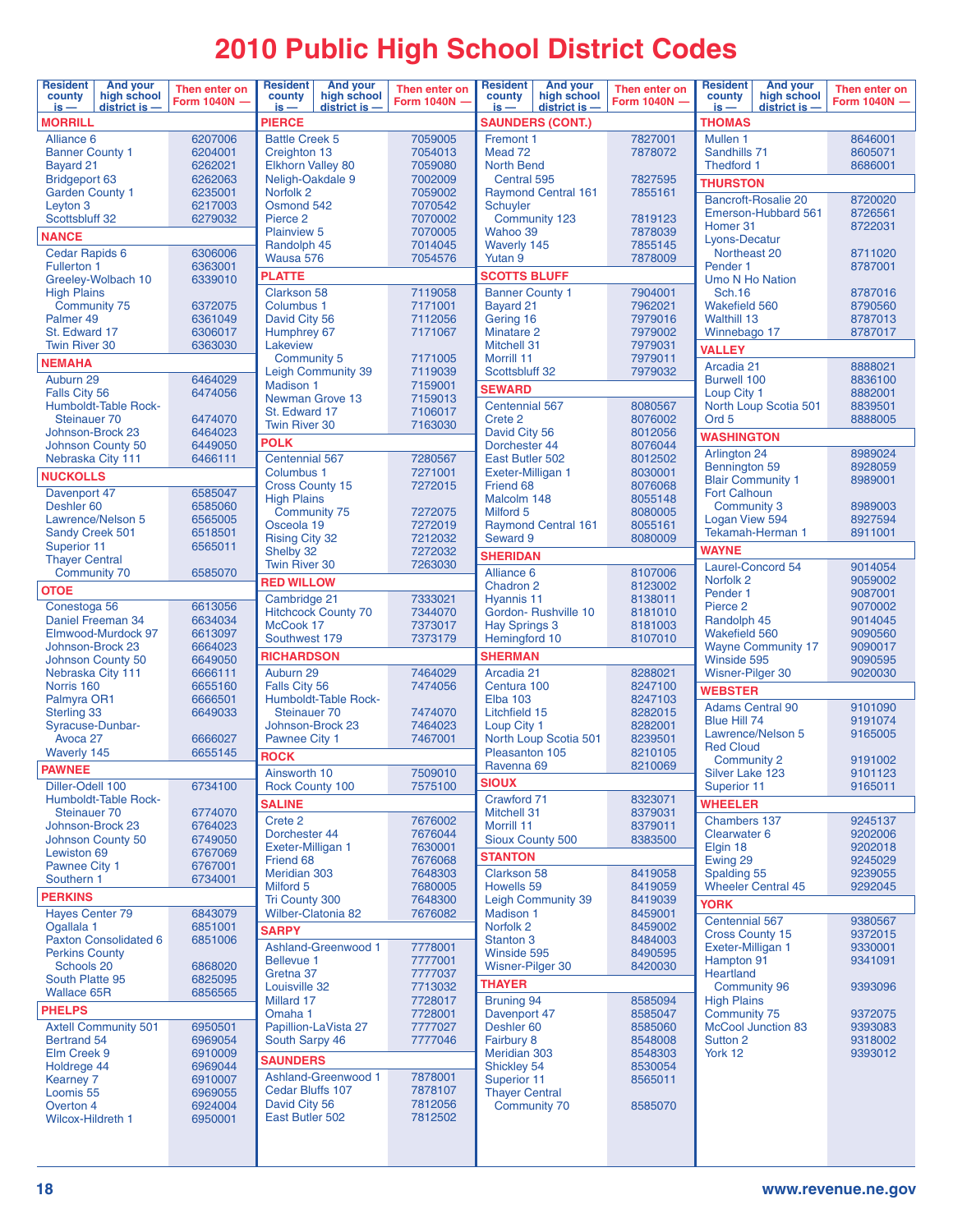# 2010 Public High School District Codes

| Resident county is — | And your high school district is — | Then enter on Form 1040N — |
|---|---|---|
| **MORRILL** | | |
| | Alliance 6 | 6207006 |
| | Banner County 1 | 6204001 |
| | Bayard 21 | 6262021 |
| | Bridgeport 63 | 6262063 |
| | Garden County 1 | 6235001 |
| | Leyton 3 | 6217003 |
| | Scottsbluff 32 | 6279032 |
| **NANCE** | | |
| | Cedar Rapids 6 | 6306006 |
| | Fullerton 1 | 6363001 |
| | Greeley-Wolbach 10 | 6339010 |
| | High Plains Community 75 | 6372075 |
| | Palmer 49 | 6361049 |
| | St. Edward 17 | 6306017 |
| | Twin River 30 | 6363030 |
| **NEMAHA** | | |
| | Auburn 29 | 6464029 |
| | Falls City 56 | 6474056 |
| | Humboldt-Table Rock-Steinauer 70 | 6474070 |
| | Johnson-Brock 23 | 6464023 |
| | Johnson County 50 | 6449050 |
| | Nebraska City 111 | 6466111 |
| **NUCKOLLS** | | |
| | Davenport 47 | 6585047 |
| | Deshler 60 | 6585060 |
| | Lawrence/Nelson 5 | 6565005 |
| | Sandy Creek 501 | 6518501 |
| | Superior 11 | 6565011 |
| | Thayer Central Community 70 | 6585070 |
| **OTOE** | | |
| | Conestoga 56 | 6613056 |
| | Daniel Freeman 34 | 6634034 |
| | Elmwood-Murdock 97 | 6613097 |
| | Johnson-Brock 23 | 6664023 |
| | Johnson County 50 | 6649050 |
| | Nebraska City 111 | 6666111 |
| | Norris 160 | 6655160 |
| | Palmyra OR1 | 6666501 |
| | Sterling 33 | 6649033 |
| | Syracuse-Dunbar-Avoca 27 | 6666027 |
| | Waverly 145 | 6655145 |
| **PAWNEE** | | |
| | Diller-Odell 100 | 6734100 |
| | Humboldt-Table Rock-Steinauer 70 | 6774070 |
| | Johnson-Brock 23 | 6764023 |
| | Johnson County 50 | 6749050 |
| | Lewiston 69 | 6767069 |
| | Pawnee City 1 | 6767001 |
| | Southern 1 | 6734001 |
| **PERKINS** | | |
| | Hayes Center 79 | 6843079 |
| | Ogallala 1 | 6851001 |
| | Paxton Consolidated 6 | 6851006 |
| | Perkins County Schools 20 | 6868020 |
| | South Platte 95 | 6825095 |
| | Wallace 65R | 6856565 |
| **PHELPS** | | |
| | Axtell Community 501 | 6950501 |
| | Bertrand 54 | 6969054 |
| | Elm Creek 9 | 6910009 |
| | Holdrege 44 | 6969044 |
| | Kearney 7 | 6910007 |
| | Loomis 55 | 6969055 |
| | Overton 4 | 6924004 |
| | Wilcox-Hildreth 1 | 6950001 |
| **PIERCE** | | |
| | Battle Creek 5 | 7059005 |
| | Creighton 13 | 7054013 |
| | Elkhorn Valley 80 | 7059080 |
| | Neligh-Oakdale 9 | 7002009 |
| | Norfolk 2 | 7059002 |
| | Osmond 542 | 7070542 |
| | Pierce 2 | 7070002 |
| | Plainview 5 | 7070005 |
| | Randolph 45 | 7014045 |
| | Wausa 576 | 7054576 |
| **PLATTE** | | |
| | Clarkson 58 | 7119058 |
| | Columbus 1 | 7171001 |
| | David City 56 | 7112056 |
| | Humphrey 67 | 7171067 |
| | Lakeview Community 5 | 7171005 |
| | Leigh Community 39 | 7119039 |
| | Madison 1 | 7159001 |
| | Newman Grove 13 | 7159013 |
| | St. Edward 17 | 7106017 |
| | Twin River 30 | 7163030 |
| **POLK** | | |
| | Centennial 567 | 7280567 |
| | Columbus 1 | 7271001 |
| | Cross County 15 | 7272015 |
| | High Plains Community 75 | 7272075 |
| | Osceola 19 | 7272019 |
| | Rising City 32 | 7212032 |
| | Shelby 32 | 7272032 |
| | Twin River 30 | 7263030 |
| **RED WILLOW** | | |
| | Cambridge 21 | 7333021 |
| | Hitchcock County 70 | 7344070 |
| | McCook 17 | 7373017 |
| | Southwest 179 | 7373179 |
| **RICHARDSON** | | |
| | Auburn 29 | 7464029 |
| | Falls City 56 | 7474056 |
| | Humboldt-Table Rock-Steinauer 70 | 7474070 |
| | Johnson-Brock 23 | 7464023 |
| | Pawnee City 1 | 7467001 |
| **ROCK** | | |
| | Ainsworth 10 | 7509010 |
| | Rock County 100 | 7575100 |
| **SALINE** | | |
| | Crete 2 | 7676002 |
| | Dorchester 44 | 7676044 |
| | Exeter-Milligan 1 | 7630001 |
| | Friend 68 | 7676068 |
| | Meridian 303 | 7648303 |
| | Milford 5 | 7680005 |
| | Tri County 300 | 7648300 |
| | Wilber-Clatonia 82 | 7676082 |
| **SARPY** | | |
| | Ashland-Greenwood 1 | 7778001 |
| | Bellevue 1 | 7777001 |
| | Gretna 37 | 7777037 |
| | Louisville 32 | 7713032 |
| | Millard 17 | 7728017 |
| | Omaha 1 | 7728001 |
| | Papillion-LaVista 27 | 7777027 |
| | South Sarpy 46 | 7777046 |
| **SAUNDERS** | | |
| | Ashland-Greenwood 1 | 7878001 |
| | Cedar Bluffs 107 | 7878107 |
| | David City 56 | 7812056 |
| | East Butler 502 | 7812502 |
| **SAUNDERS (CONT.)** | | |
| | Fremont 1 | 7827001 |
| | Mead 72 | 7878072 |
| | North Bend Central 595 | 7827595 |
| | Raymond Central 161 | 7855161 |
| | Schuyler Community 123 | 7819123 |
| | Wahoo 39 | 7878039 |
| | Waverly 145 | 7855145 |
| | Yutan 9 | 7878009 |
| **SCOTTS BLUFF** | | |
| | Banner County 1 | 7904001 |
| | Bayard 21 | 7962021 |
| | Gering 16 | 7979016 |
| | Minatare 2 | 7979002 |
| | Mitchell 31 | 7979031 |
| | Morrill 11 | 7979011 |
| | Scottsbluff 32 | 7979032 |
| **SEWARD** | | |
| | Centennial 567 | 8080567 |
| | Crete 2 | 8076002 |
| | David City 56 | 8012056 |
| | Dorchester 44 | 8076044 |
| | East Butler 502 | 8012502 |
| | Exeter-Milligan 1 | 8030001 |
| | Friend 68 | 8076068 |
| | Malcolm 148 | 8055148 |
| | Milford 5 | 8080005 |
| | Raymond Central 161 | 8055161 |
| | Seward 9 | 8080009 |
| **SHERIDAN** | | |
| | Alliance 6 | 8107006 |
| | Chadron 2 | 8123002 |
| | Hyannis 11 | 8138011 |
| | Gordon- Rushville 10 | 8181010 |
| | Hay Springs 3 | 8181003 |
| | Hemingford 10 | 8107010 |
| **SHERMAN** | | |
| | Arcadia 21 | 8288021 |
| | Centura 100 | 8247100 |
| | Elba 103 | 8247103 |
| | Litchfield 15 | 8282015 |
| | Loup City 1 | 8282001 |
| | North Loup Scotia 501 | 8239501 |
| | Pleasanton 105 | 8210105 |
| | Ravenna 69 | 8210069 |
| **SIOUX** | | |
| | Crawford 71 | 8323071 |
| | Mitchell 31 | 8379031 |
| | Morrill 11 | 8379011 |
| | Sioux County 500 | 8383500 |
| **STANTON** | | |
| | Clarkson 58 | 8419058 |
| | Howells 59 | 8419059 |
| | Leigh Community 39 | 8419039 |
| | Madison 1 | 8459001 |
| | Norfolk 2 | 8459002 |
| | Stanton 3 | 8484003 |
| | Winside 595 | 8490595 |
| | Wisner-Pilger 30 | 8420030 |
| **THAYER** | | |
| | Bruning 94 | 8585094 |
| | Davenport 47 | 8585047 |
| | Deshler 60 | 8585060 |
| | Fairbury 8 | 8548008 |
| | Meridian 303 | 8548303 |
| | Shickley 54 | 8530054 |
| | Superior 11 | 8565011 |
| | Thayer Central Community 70 | 8585070 |
| **THOMAS** | | |
| | Mullen 1 | 8646001 |
| | Sandhills 71 | 8605071 |
| | Thedford 1 | 8686001 |
| **THURSTON** | | |
| | Bancroft-Rosalie 20 | 8720020 |
| | Emerson-Hubbard 561 | 8726561 |
| | Homer 31 | 8722031 |
| | Lyons-Decatur Northeast 20 | 8711020 |
| | Pender 1 | 8787001 |
| | Umo N Ho Nation Sch.16 | 8787016 |
| | Wakefield 560 | 8790560 |
| | Walthill 13 | 8787013 |
| | Winnebago 17 | 8787017 |
| **VALLEY** | | |
| | Arcadia 21 | 8888021 |
| | Burwell 100 | 8836100 |
| | Loup City 1 | 8882001 |
| | North Loup Scotia 501 | 8839501 |
| | Ord 5 | 8888005 |
| **WASHINGTON** | | |
| | Arlington 24 | 8989024 |
| | Bennington 59 | 8928059 |
| | Blair Community 1 | 8989001 |
| | Fort Calhoun Community 3 | 8989003 |
| | Logan View 594 | 8927594 |
| | Tekamah-Herman 1 | 8911001 |
| **WAYNE** | | |
| | Laurel-Concord 54 | 9014054 |
| | Norfolk 2 | 9059002 |
| | Pender 1 | 9087001 |
| | Pierce 2 | 9070002 |
| | Randolph 45 | 9014045 |
| | Wakefield 560 | 9090560 |
| | Wayne Community 17 | 9090017 |
| | Winside 595 | 9090595 |
| | Wisner-Pilger 30 | 9020030 |
| **WEBSTER** | | |
| | Adams Central 90 | 9101090 |
| | Blue Hill 74 | 9191074 |
| | Lawrence/Nelson 5 | 9165005 |
| | Red Cloud Community 2 | 9191002 |
| | Silver Lake 123 | 9101123 |
| | Superior 11 | 9165011 |
| **WHEELER** | | |
| | Chambers 137 | 9245137 |
| | Clearwater 6 | 9202006 |
| | Elgin 18 | 9202018 |
| | Ewing 29 | 9245029 |
| | Spalding 55 | 9239055 |
| | Wheeler Central 45 | 9292045 |
| **YORK** | | |
| | Centennial 567 | 9380567 |
| | Cross County 15 | 9372015 |
| | Exeter-Milligan 1 | 9330001 |
| | Hampton 91 | 9341091 |
| | Heartland Community 96 | 9393096 |
| | High Plains Community 75 | 9372075 |
| | McCool Junction 83 | 9393083 |
| | Sutton 2 | 9318002 |
| | York 12 | 9393012 |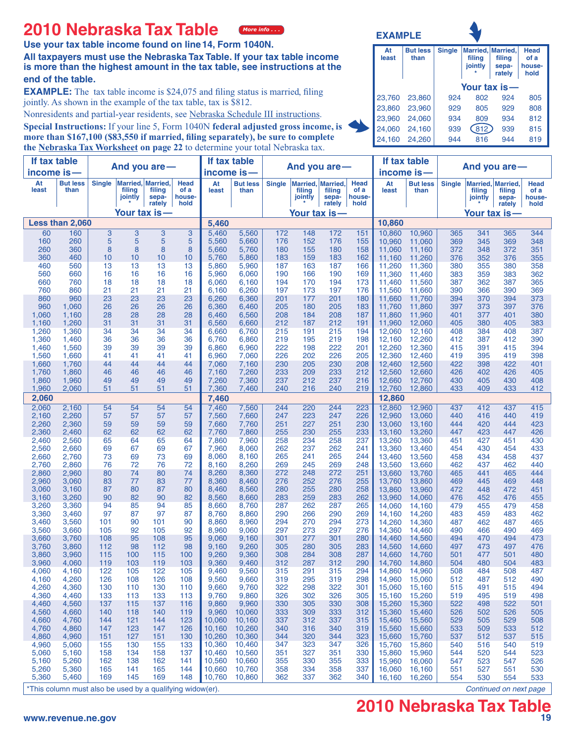# 2010 Nebraska Tax Table

*More info . . .*

**Use your tax table income found on line 14, Form 1040N.**

**All taxpayers must use the Nebraska Tax Table. If your tax table income is more than the highest amount in the tax table, see instructions at the end of the table.**

**EXAMPLE:** The tax table income is $24,075 and filing status is married, filing jointly. As shown in the example of the tax table, tax is $812.

Nonresidents and partial-year residents, see Nebraska Schedule III instructions.

**Special Instructions:** If your line 5, Form 1040N **federal adjusted gross income, is more than $167,100 ($83,550 if married, filing separately), be sure to complete the Nebraska Tax Worksheet on page 22** to determine your total Nebraska tax.

**EXAMPLE**

| At least | But less than | Single | Married, filing jointly * | Married, filing separately | Head of a household |
|---|---|---|---|---|---|
| | | Your tax is— | | | |
| 23,760 | 23,860 | 924 | 802 | 924 | 805 |
| 23,860 | 23,960 | 929 | 805 | 929 | 808 |
| 23,960 | 24,060 | 934 | 809 | 934 | 812 |
| 24,060 | 24,160 | 939 | (812) | 939 | 815 |
| 24,160 | 24,260 | 944 | 816 | 944 | 819 |

| If tax table income is— | | And you are— | | | |
|---|---|---|---|---|---|
| At least | But less than | Single | Married, filing jointly * | Married, filing separately | Head of a household |
| | | Your tax is— | | | |
| **Less than 2,060** | | | | | |
| 60 | 160 | 3 | 3 | 3 | 3 |
| 160 | 260 | 5 | 5 | 5 | 5 |
| 260 | 360 | 8 | 8 | 8 | 8 |
| 360 | 460 | 10 | 10 | 10 | 10 |
| 460 | 560 | 13 | 13 | 13 | 13 |
| 560 | 660 | 16 | 16 | 16 | 16 |
| 660 | 760 | 18 | 18 | 18 | 18 |
| 760 | 860 | 21 | 21 | 21 | 21 |
| 860 | 960 | 23 | 23 | 23 | 23 |
| 960 | 1,060 | 26 | 26 | 26 | 26 |
| 1,060 | 1,160 | 28 | 28 | 28 | 28 |
| 1,160 | 1,260 | 31 | 31 | 31 | 31 |
| 1,260 | 1,360 | 34 | 34 | 34 | 34 |
| 1,360 | 1,460 | 36 | 36 | 36 | 36 |
| 1,460 | 1,560 | 39 | 39 | 39 | 39 |
| 1,560 | 1,660 | 41 | 41 | 41 | 41 |
| 1,660 | 1,760 | 44 | 44 | 44 | 44 |
| 1,760 | 1,860 | 46 | 46 | 46 | 46 |
| 1,860 | 1,960 | 49 | 49 | 49 | 49 |
| 1,960 | 2,060 | 51 | 51 | 51 | 51 |
| **2,060** | | | | | |
| 2,060 | 2,160 | 54 | 54 | 54 | 54 |
| 2,160 | 2,260 | 57 | 57 | 57 | 57 |
| 2,260 | 2,360 | 59 | 59 | 59 | 59 |
| 2,360 | 2,460 | 62 | 62 | 62 | 62 |
| 2,460 | 2,560 | 65 | 64 | 65 | 64 |
| 2,560 | 2,660 | 69 | 67 | 69 | 67 |
| 2,660 | 2,760 | 73 | 69 | 73 | 69 |
| 2,760 | 2,860 | 76 | 72 | 76 | 72 |
| 2,860 | 2,960 | 80 | 74 | 80 | 74 |
| 2,960 | 3,060 | 83 | 77 | 83 | 77 |
| 3,060 | 3,160 | 87 | 80 | 87 | 80 |
| 3,160 | 3,260 | 90 | 82 | 90 | 82 |
| 3,260 | 3,360 | 94 | 85 | 94 | 85 |
| 3,360 | 3,460 | 97 | 87 | 97 | 87 |
| 3,460 | 3,560 | 101 | 90 | 101 | 90 |
| 3,560 | 3,660 | 105 | 92 | 105 | 92 |
| 3,660 | 3,760 | 108 | 95 | 108 | 95 |
| 3,760 | 3,860 | 112 | 98 | 112 | 98 |
| 3,860 | 3,960 | 115 | 100 | 115 | 100 |
| 3,960 | 4,060 | 119 | 103 | 119 | 103 |
| 4,060 | 4,160 | 122 | 105 | 122 | 105 |
| 4,160 | 4,260 | 126 | 108 | 126 | 108 |
| 4,260 | 4,360 | 130 | 110 | 130 | 110 |
| 4,360 | 4,460 | 133 | 113 | 133 | 113 |
| 4,460 | 4,560 | 137 | 115 | 137 | 116 |
| 4,560 | 4,660 | 140 | 118 | 140 | 119 |
| 4,660 | 4,760 | 144 | 121 | 144 | 123 |
| 4,760 | 4,860 | 147 | 123 | 147 | 126 |
| 4,860 | 4,960 | 151 | 127 | 151 | 130 |
| 4,960 | 5,060 | 155 | 130 | 155 | 133 |
| 5,060 | 5,160 | 158 | 134 | 158 | 137 |
| 5,160 | 5,260 | 162 | 138 | 162 | 141 |
| 5,260 | 5,360 | 165 | 141 | 165 | 144 |
| 5,360 | 5,460 | 169 | 145 | 169 | 148 |
| **5,460** | | | | | |
| 5,460 | 5,560 | 172 | 148 | 172 | 151 |
| 5,560 | 5,660 | 176 | 152 | 176 | 155 |
| 5,660 | 5,760 | 180 | 155 | 180 | 158 |
| 5,760 | 5,860 | 183 | 159 | 183 | 162 |
| 5,860 | 5,960 | 187 | 163 | 187 | 166 |
| 5,960 | 6,060 | 190 | 166 | 190 | 169 |
| 6,060 | 6,160 | 194 | 170 | 194 | 173 |
| 6,160 | 6,260 | 197 | 173 | 197 | 176 |
| 6,260 | 6,360 | 201 | 177 | 201 | 180 |
| 6,360 | 6,460 | 205 | 180 | 205 | 183 |
| 6,460 | 6,560 | 208 | 184 | 208 | 187 |
| 6,560 | 6,660 | 212 | 187 | 212 | 191 |
| 6,660 | 6,760 | 215 | 191 | 215 | 194 |
| 6,760 | 6,860 | 219 | 195 | 219 | 198 |
| 6,860 | 6,960 | 222 | 198 | 222 | 201 |
| 6,960 | 7,060 | 226 | 202 | 226 | 205 |
| 7,060 | 7,160 | 230 | 205 | 230 | 208 |
| 7,160 | 7,260 | 233 | 209 | 233 | 212 |
| 7,260 | 7,360 | 237 | 212 | 237 | 216 |
| 7,360 | 7,460 | 240 | 216 | 240 | 219 |
| **7,460** | | | | | |
| 7,460 | 7,560 | 244 | 220 | 244 | 223 |
| 7,560 | 7,660 | 247 | 223 | 247 | 226 |
| 7,660 | 7,760 | 251 | 227 | 251 | 230 |
| 7,760 | 7,860 | 255 | 230 | 255 | 233 |
| 7,860 | 7,960 | 258 | 234 | 258 | 237 |
| 7,960 | 8,060 | 262 | 237 | 262 | 241 |
| 8,060 | 8,160 | 265 | 241 | 265 | 244 |
| 8,160 | 8,260 | 269 | 245 | 269 | 248 |
| 8,260 | 8,360 | 272 | 248 | 272 | 251 |
| 8,360 | 8,460 | 276 | 252 | 276 | 255 |
| 8,460 | 8,560 | 280 | 255 | 280 | 258 |
| 8,560 | 8,660 | 283 | 259 | 283 | 262 |
| 8,660 | 8,760 | 287 | 262 | 287 | 265 |
| 8,760 | 8,860 | 290 | 266 | 290 | 269 |
| 8,860 | 8,960 | 294 | 270 | 294 | 273 |
| 8,960 | 9,060 | 297 | 273 | 297 | 276 |
| 9,060 | 9,160 | 301 | 277 | 301 | 280 |
| 9,160 | 9,260 | 305 | 280 | 305 | 283 |
| 9,260 | 9,360 | 308 | 284 | 308 | 287 |
| 9,360 | 9,460 | 312 | 287 | 312 | 290 |
| 9,460 | 9,560 | 315 | 291 | 315 | 294 |
| 9,560 | 9,660 | 319 | 295 | 319 | 298 |
| 9,660 | 9,760 | 322 | 298 | 322 | 301 |
| 9,760 | 9,860 | 326 | 302 | 326 | 305 |
| 9,860 | 9,960 | 330 | 305 | 330 | 308 |
| 9,960 | 10,060 | 333 | 309 | 333 | 312 |
| 10,060 | 10,160 | 337 | 312 | 337 | 315 |
| 10,160 | 10,260 | 340 | 316 | 340 | 319 |
| 10,260 | 10,360 | 344 | 320 | 344 | 323 |
| 10,360 | 10,460 | 347 | 323 | 347 | 326 |
| 10,460 | 10,560 | 351 | 327 | 351 | 330 |
| 10,560 | 10,660 | 355 | 330 | 355 | 333 |
| 10,660 | 10,760 | 358 | 334 | 358 | 337 |
| 10,760 | 10,860 | 362 | 337 | 362 | 340 |
| **10,860** | | | | | |
| 10,860 | 10,960 | 365 | 341 | 365 | 344 |
| 10,960 | 11,060 | 369 | 345 | 369 | 348 |
| 11,060 | 11,160 | 372 | 348 | 372 | 351 |
| 11,160 | 11,260 | 376 | 352 | 376 | 355 |
| 11,260 | 11,360 | 380 | 355 | 380 | 358 |
| 11,360 | 11,460 | 383 | 359 | 383 | 362 |
| 11,460 | 11,560 | 387 | 362 | 387 | 365 |
| 11,560 | 11,660 | 390 | 366 | 390 | 369 |
| 11,660 | 11,760 | 394 | 370 | 394 | 373 |
| 11,760 | 11,860 | 397 | 373 | 397 | 376 |
| 11,860 | 11,960 | 401 | 377 | 401 | 380 |
| 11,960 | 12,060 | 405 | 380 | 405 | 383 |
| 12,060 | 12,160 | 408 | 384 | 408 | 387 |
| 12,160 | 12,260 | 412 | 387 | 412 | 390 |
| 12,260 | 12,360 | 415 | 391 | 415 | 394 |
| 12,360 | 12,460 | 419 | 395 | 419 | 398 |
| 12,460 | 12,560 | 422 | 398 | 422 | 401 |
| 12,560 | 12,660 | 426 | 402 | 426 | 405 |
| 12,660 | 12,760 | 430 | 405 | 430 | 408 |
| 12,760 | 12,860 | 433 | 409 | 433 | 412 |
| **12,860** | | | | | |
| 12,860 | 12,960 | 437 | 412 | 437 | 415 |
| 12,960 | 13,060 | 440 | 416 | 440 | 419 |
| 13,060 | 13,160 | 444 | 420 | 444 | 423 |
| 13,160 | 13,260 | 447 | 423 | 447 | 426 |
| 13,260 | 13,360 | 451 | 427 | 451 | 430 |
| 13,360 | 13,460 | 454 | 430 | 454 | 433 |
| 13,460 | 13,560 | 458 | 434 | 458 | 437 |
| 13,560 | 13,660 | 462 | 437 | 462 | 440 |
| 13,660 | 13,760 | 465 | 441 | 465 | 444 |
| 13,760 | 13,860 | 469 | 445 | 469 | 448 |
| 13,860 | 13,960 | 472 | 448 | 472 | 451 |
| 13,960 | 14,060 | 476 | 452 | 476 | 455 |
| 14,060 | 14,160 | 479 | 455 | 479 | 458 |
| 14,160 | 14,260 | 483 | 459 | 483 | 462 |
| 14,260 | 14,360 | 487 | 462 | 487 | 465 |
| 14,360 | 14,460 | 490 | 466 | 490 | 469 |
| 14,460 | 14,560 | 494 | 470 | 494 | 473 |
| 14,560 | 14,660 | 497 | 473 | 497 | 476 |
| 14,660 | 14,760 | 501 | 477 | 501 | 480 |
| 14,760 | 14,860 | 504 | 480 | 504 | 483 |
| 14,860 | 14,960 | 508 | 484 | 508 | 487 |
| 14,960 | 15,060 | 512 | 487 | 512 | 490 |
| 15,060 | 15,160 | 515 | 491 | 515 | 494 |
| 15,160 | 15,260 | 519 | 495 | 519 | 498 |
| 15,260 | 15,360 | 522 | 498 | 522 | 501 |
| 15,360 | 15,460 | 526 | 502 | 526 | 505 |
| 15,460 | 15,560 | 529 | 505 | 529 | 508 |
| 15,560 | 15,660 | 533 | 509 | 533 | 512 |
| 15,660 | 15,760 | 537 | 512 | 537 | 515 |
| 15,760 | 15,860 | 540 | 516 | 540 | 519 |
| 15,860 | 15,960 | 544 | 520 | 544 | 523 |
| 15,960 | 16,060 | 547 | 523 | 547 | 526 |
| 16,060 | 16,160 | 551 | 527 | 551 | 530 |
| 16,160 | 16,260 | 554 | 530 | 554 | 533 |

*This column must also be used by a qualifying widow(er).

*Continued on next page*

www.revenue.ne.gov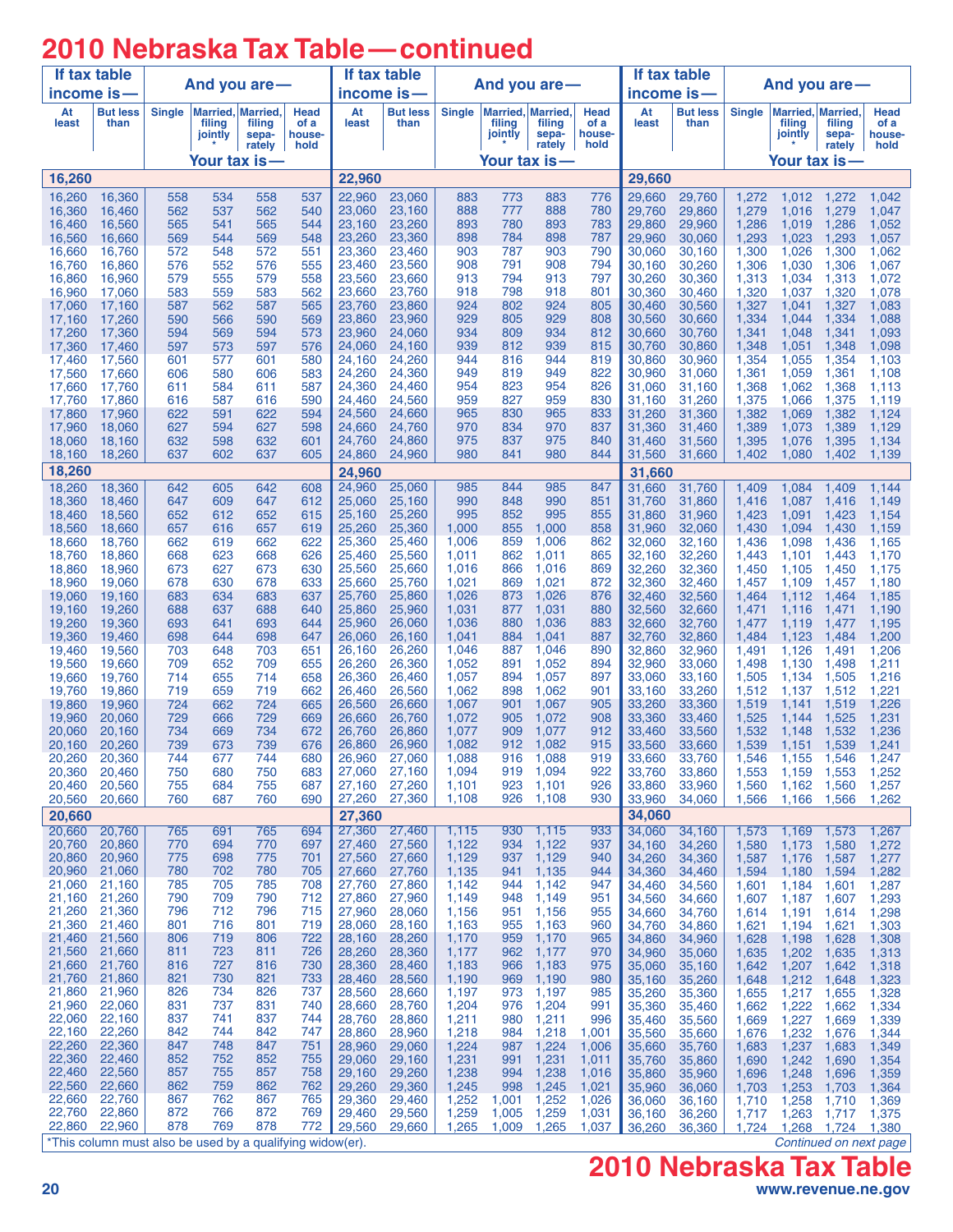# 2010 Nebraska Tax Table — continued

| At least | But less than | Single | Married, filing jointly* | Married, filing separately | Head of a household |
|---|---|---|---|---|---|
| **16,260** | | | | | |
| 16,260 | 16,360 | 558 | 534 | 558 | 537 |
| 16,360 | 16,460 | 562 | 537 | 562 | 540 |
| 16,460 | 16,560 | 565 | 541 | 565 | 544 |
| 16,560 | 16,660 | 569 | 544 | 569 | 548 |
| 16,660 | 16,760 | 572 | 548 | 572 | 551 |
| 16,760 | 16,860 | 576 | 552 | 576 | 555 |
| 16,860 | 16,960 | 579 | 555 | 579 | 558 |
| 16,960 | 17,060 | 583 | 559 | 583 | 562 |
| 17,060 | 17,160 | 587 | 562 | 587 | 565 |
| 17,160 | 17,260 | 590 | 566 | 590 | 569 |
| 17,260 | 17,360 | 594 | 569 | 594 | 573 |
| 17,360 | 17,460 | 597 | 573 | 597 | 576 |
| 17,460 | 17,560 | 601 | 577 | 601 | 580 |
| 17,560 | 17,660 | 606 | 580 | 606 | 583 |
| 17,660 | 17,760 | 611 | 584 | 611 | 587 |
| 17,760 | 17,860 | 616 | 587 | 616 | 590 |
| 17,860 | 17,960 | 622 | 591 | 622 | 594 |
| 17,960 | 18,060 | 627 | 594 | 627 | 598 |
| 18,060 | 18,160 | 632 | 598 | 632 | 601 |
| 18,160 | 18,260 | 637 | 602 | 637 | 605 |
| **18,260** | | | | | |
| 18,260 | 18,360 | 642 | 605 | 642 | 608 |
| 18,360 | 18,460 | 647 | 609 | 647 | 612 |
| 18,460 | 18,560 | 652 | 612 | 652 | 615 |
| 18,560 | 18,660 | 657 | 616 | 657 | 619 |
| 18,660 | 18,760 | 662 | 619 | 662 | 622 |
| 18,760 | 18,860 | 668 | 623 | 668 | 626 |
| 18,860 | 18,960 | 673 | 627 | 673 | 630 |
| 18,960 | 19,060 | 678 | 630 | 678 | 633 |
| 19,060 | 19,160 | 683 | 634 | 683 | 637 |
| 19,160 | 19,260 | 688 | 637 | 688 | 640 |
| 19,260 | 19,360 | 693 | 641 | 693 | 644 |
| 19,360 | 19,460 | 698 | 644 | 698 | 647 |
| 19,460 | 19,560 | 703 | 648 | 703 | 651 |
| 19,560 | 19,660 | 709 | 652 | 709 | 655 |
| 19,660 | 19,760 | 714 | 655 | 714 | 658 |
| 19,760 | 19,860 | 719 | 659 | 719 | 662 |
| 19,860 | 19,960 | 724 | 662 | 724 | 665 |
| 19,960 | 20,060 | 729 | 666 | 729 | 669 |
| 20,060 | 20,160 | 734 | 669 | 734 | 672 |
| 20,160 | 20,260 | 739 | 673 | 739 | 676 |
| 20,260 | 20,360 | 744 | 677 | 744 | 680 |
| 20,360 | 20,460 | 750 | 680 | 750 | 683 |
| 20,460 | 20,560 | 755 | 684 | 755 | 687 |
| 20,560 | 20,660 | 760 | 687 | 760 | 690 |
| **20,660** | | | | | |
| 20,660 | 20,760 | 765 | 691 | 765 | 694 |
| 20,760 | 20,860 | 770 | 694 | 770 | 697 |
| 20,860 | 20,960 | 775 | 698 | 775 | 701 |
| 20,960 | 21,060 | 780 | 702 | 780 | 705 |
| 21,060 | 21,160 | 785 | 705 | 785 | 708 |
| 21,160 | 21,260 | 790 | 709 | 790 | 712 |
| 21,260 | 21,360 | 796 | 712 | 796 | 715 |
| 21,360 | 21,460 | 801 | 716 | 801 | 719 |
| 21,460 | 21,560 | 806 | 719 | 806 | 722 |
| 21,560 | 21,660 | 811 | 723 | 811 | 726 |
| 21,660 | 21,760 | 816 | 727 | 816 | 730 |
| 21,760 | 21,860 | 821 | 730 | 821 | 733 |
| 21,860 | 21,960 | 826 | 734 | 826 | 737 |
| 21,960 | 22,060 | 831 | 737 | 831 | 740 |
| 22,060 | 22,160 | 837 | 741 | 837 | 744 |
| 22,160 | 22,260 | 842 | 744 | 842 | 747 |
| 22,260 | 22,360 | 847 | 748 | 847 | 751 |
| 22,360 | 22,460 | 852 | 752 | 852 | 755 |
| 22,460 | 22,560 | 857 | 755 | 857 | 758 |
| 22,560 | 22,660 | 862 | 759 | 862 | 762 |
| 22,660 | 22,760 | 867 | 762 | 867 | 765 |
| 22,760 | 22,860 | 872 | 766 | 872 | 769 |
| 22,860 | 22,960 | 878 | 769 | 878 | 772 |
| **22,960** | | | | | |
| 22,960 | 23,060 | 883 | 773 | 883 | 776 |
| 23,060 | 23,160 | 888 | 777 | 888 | 780 |
| 23,160 | 23,260 | 893 | 780 | 893 | 783 |
| 23,260 | 23,360 | 898 | 784 | 898 | 787 |
| 23,360 | 23,460 | 903 | 787 | 903 | 790 |
| 23,460 | 23,560 | 908 | 791 | 908 | 794 |
| 23,560 | 23,660 | 913 | 794 | 913 | 797 |
| 23,660 | 23,760 | 918 | 798 | 918 | 801 |
| 23,760 | 23,860 | 924 | 802 | 924 | 805 |
| 23,860 | 23,960 | 929 | 805 | 929 | 808 |
| 23,960 | 24,060 | 934 | 809 | 934 | 812 |
| 24,060 | 24,160 | 939 | 812 | 939 | 815 |
| 24,160 | 24,260 | 944 | 816 | 944 | 819 |
| 24,260 | 24,360 | 949 | 819 | 949 | 822 |
| 24,360 | 24,460 | 954 | 823 | 954 | 826 |
| 24,460 | 24,560 | 959 | 827 | 959 | 830 |
| 24,560 | 24,660 | 965 | 830 | 965 | 833 |
| 24,660 | 24,760 | 970 | 834 | 970 | 837 |
| 24,760 | 24,860 | 975 | 837 | 975 | 840 |
| 24,860 | 24,960 | 980 | 841 | 980 | 844 |
| **24,960** | | | | | |
| 24,960 | 25,060 | 985 | 844 | 985 | 847 |
| 25,060 | 25,160 | 990 | 848 | 990 | 851 |
| 25,160 | 25,260 | 995 | 852 | 995 | 855 |
| 25,260 | 25,360 | 1,000 | 855 | 1,000 | 858 |
| 25,360 | 25,460 | 1,006 | 859 | 1,006 | 862 |
| 25,460 | 25,560 | 1,011 | 862 | 1,011 | 865 |
| 25,560 | 25,660 | 1,016 | 866 | 1,016 | 869 |
| 25,660 | 25,760 | 1,021 | 869 | 1,021 | 872 |
| 25,760 | 25,860 | 1,026 | 873 | 1,026 | 876 |
| 25,860 | 25,960 | 1,031 | 877 | 1,031 | 880 |
| 25,960 | 26,060 | 1,036 | 880 | 1,036 | 883 |
| 26,060 | 26,160 | 1,041 | 884 | 1,041 | 887 |
| 26,160 | 26,260 | 1,046 | 887 | 1,046 | 890 |
| 26,260 | 26,360 | 1,052 | 891 | 1,052 | 894 |
| 26,360 | 26,460 | 1,057 | 894 | 1,057 | 897 |
| 26,460 | 26,560 | 1,062 | 898 | 1,062 | 901 |
| 26,560 | 26,660 | 1,067 | 901 | 1,067 | 905 |
| 26,660 | 26,760 | 1,072 | 905 | 1,072 | 908 |
| 26,760 | 26,860 | 1,077 | 909 | 1,077 | 912 |
| 26,860 | 26,960 | 1,082 | 912 | 1,082 | 915 |
| 26,960 | 27,060 | 1,088 | 916 | 1,088 | 919 |
| 27,060 | 27,160 | 1,094 | 919 | 1,094 | 922 |
| 27,160 | 27,260 | 1,101 | 923 | 1,101 | 926 |
| 27,260 | 27,360 | 1,108 | 926 | 1,108 | 930 |
| **27,360** | | | | | |
| 27,360 | 27,460 | 1,115 | 930 | 1,115 | 933 |
| 27,460 | 27,560 | 1,122 | 934 | 1,122 | 937 |
| 27,560 | 27,660 | 1,129 | 937 | 1,129 | 940 |
| 27,660 | 27,760 | 1,135 | 941 | 1,135 | 944 |
| 27,760 | 27,860 | 1,142 | 944 | 1,142 | 947 |
| 27,860 | 27,960 | 1,149 | 948 | 1,149 | 951 |
| 27,960 | 28,060 | 1,156 | 951 | 1,156 | 955 |
| 28,060 | 28,160 | 1,163 | 955 | 1,163 | 960 |
| 28,160 | 28,260 | 1,170 | 959 | 1,170 | 965 |
| 28,260 | 28,360 | 1,177 | 962 | 1,177 | 970 |
| 28,360 | 28,460 | 1,183 | 966 | 1,183 | 975 |
| 28,460 | 28,560 | 1,190 | 969 | 1,190 | 980 |
| 28,560 | 28,660 | 1,197 | 973 | 1,197 | 985 |
| 28,660 | 28,760 | 1,204 | 976 | 1,204 | 991 |
| 28,760 | 28,860 | 1,211 | 980 | 1,211 | 996 |
| 28,860 | 28,960 | 1,218 | 984 | 1,218 | 1,001 |
| 28,960 | 29,060 | 1,224 | 987 | 1,224 | 1,006 |
| 29,060 | 29,160 | 1,231 | 991 | 1,231 | 1,011 |
| 29,160 | 29,260 | 1,238 | 994 | 1,238 | 1,016 |
| 29,260 | 29,360 | 1,245 | 998 | 1,245 | 1,021 |
| 29,360 | 29,460 | 1,252 | 1,001 | 1,252 | 1,026 |
| 29,460 | 29,560 | 1,259 | 1,005 | 1,259 | 1,031 |
| 29,560 | 29,660 | 1,265 | 1,009 | 1,265 | 1,037 |
| **29,660** | | | | | |
| 29,660 | 29,760 | 1,272 | 1,012 | 1,272 | 1,042 |
| 29,760 | 29,860 | 1,279 | 1,016 | 1,279 | 1,047 |
| 29,860 | 29,960 | 1,286 | 1,019 | 1,286 | 1,052 |
| 29,960 | 30,060 | 1,293 | 1,023 | 1,293 | 1,057 |
| 30,060 | 30,160 | 1,300 | 1,026 | 1,300 | 1,062 |
| 30,160 | 30,260 | 1,306 | 1,030 | 1,306 | 1,067 |
| 30,260 | 30,360 | 1,313 | 1,034 | 1,313 | 1,072 |
| 30,360 | 30,460 | 1,320 | 1,037 | 1,320 | 1,078 |
| 30,460 | 30,560 | 1,327 | 1,041 | 1,327 | 1,083 |
| 30,560 | 30,660 | 1,334 | 1,044 | 1,334 | 1,088 |
| 30,660 | 30,760 | 1,341 | 1,048 | 1,341 | 1,093 |
| 30,760 | 30,860 | 1,348 | 1,051 | 1,348 | 1,098 |
| 30,860 | 30,960 | 1,354 | 1,055 | 1,354 | 1,103 |
| 30,960 | 31,060 | 1,361 | 1,059 | 1,361 | 1,108 |
| 31,060 | 31,160 | 1,368 | 1,062 | 1,368 | 1,113 |
| 31,160 | 31,260 | 1,375 | 1,066 | 1,375 | 1,119 |
| 31,260 | 31,360 | 1,382 | 1,069 | 1,382 | 1,124 |
| 31,360 | 31,460 | 1,389 | 1,073 | 1,389 | 1,129 |
| 31,460 | 31,560 | 1,395 | 1,076 | 1,395 | 1,134 |
| 31,560 | 31,660 | 1,402 | 1,080 | 1,402 | 1,139 |
| **31,660** | | | | | |
| 31,660 | 31,760 | 1,409 | 1,084 | 1,409 | 1,144 |
| 31,760 | 31,860 | 1,416 | 1,087 | 1,416 | 1,149 |
| 31,860 | 31,960 | 1,423 | 1,091 | 1,423 | 1,154 |
| 31,960 | 32,060 | 1,430 | 1,094 | 1,430 | 1,159 |
| 32,060 | 32,160 | 1,436 | 1,098 | 1,436 | 1,165 |
| 32,160 | 32,260 | 1,443 | 1,101 | 1,443 | 1,170 |
| 32,260 | 32,360 | 1,450 | 1,105 | 1,450 | 1,175 |
| 32,360 | 32,460 | 1,457 | 1,109 | 1,457 | 1,180 |
| 32,460 | 32,560 | 1,464 | 1,112 | 1,464 | 1,185 |
| 32,560 | 32,660 | 1,471 | 1,116 | 1,471 | 1,190 |
| 32,660 | 32,760 | 1,477 | 1,119 | 1,477 | 1,195 |
| 32,760 | 32,860 | 1,484 | 1,123 | 1,484 | 1,200 |
| 32,860 | 32,960 | 1,491 | 1,126 | 1,491 | 1,206 |
| 32,960 | 33,060 | 1,498 | 1,130 | 1,498 | 1,211 |
| 33,060 | 33,160 | 1,505 | 1,134 | 1,505 | 1,216 |
| 33,160 | 33,260 | 1,512 | 1,137 | 1,512 | 1,221 |
| 33,260 | 33,360 | 1,519 | 1,141 | 1,519 | 1,226 |
| 33,360 | 33,460 | 1,525 | 1,144 | 1,525 | 1,231 |
| 33,460 | 33,560 | 1,532 | 1,148 | 1,532 | 1,236 |
| 33,560 | 33,660 | 1,539 | 1,151 | 1,539 | 1,241 |
| 33,660 | 33,760 | 1,546 | 1,155 | 1,546 | 1,247 |
| 33,760 | 33,860 | 1,553 | 1,159 | 1,553 | 1,252 |
| 33,860 | 33,960 | 1,560 | 1,162 | 1,560 | 1,257 |
| 33,960 | 34,060 | 1,566 | 1,166 | 1,566 | 1,262 |
| **34,060** | | | | | |
| 34,060 | 34,160 | 1,573 | 1,169 | 1,573 | 1,267 |
| 34,160 | 34,260 | 1,580 | 1,173 | 1,580 | 1,272 |
| 34,260 | 34,360 | 1,587 | 1,176 | 1,587 | 1,277 |
| 34,360 | 34,460 | 1,594 | 1,180 | 1,594 | 1,282 |
| 34,460 | 34,560 | 1,601 | 1,184 | 1,601 | 1,287 |
| 34,560 | 34,660 | 1,607 | 1,187 | 1,607 | 1,293 |
| 34,660 | 34,760 | 1,614 | 1,191 | 1,614 | 1,298 |
| 34,760 | 34,860 | 1,621 | 1,194 | 1,621 | 1,303 |
| 34,860 | 34,960 | 1,628 | 1,198 | 1,628 | 1,308 |
| 34,960 | 35,060 | 1,635 | 1,202 | 1,635 | 1,313 |
| 35,060 | 35,160 | 1,642 | 1,207 | 1,642 | 1,318 |
| 35,160 | 35,260 | 1,648 | 1,212 | 1,648 | 1,323 |
| 35,260 | 35,360 | 1,655 | 1,217 | 1,655 | 1,328 |
| 35,360 | 35,460 | 1,662 | 1,222 | 1,662 | 1,334 |
| 35,460 | 35,560 | 1,669 | 1,227 | 1,669 | 1,339 |
| 35,560 | 35,660 | 1,676 | 1,232 | 1,676 | 1,344 |
| 35,660 | 35,760 | 1,683 | 1,237 | 1,683 | 1,349 |
| 35,760 | 35,860 | 1,690 | 1,242 | 1,690 | 1,354 |
| 35,860 | 35,960 | 1,696 | 1,248 | 1,696 | 1,359 |
| 35,960 | 36,060 | 1,703 | 1,253 | 1,703 | 1,364 |
| 36,060 | 36,160 | 1,710 | 1,258 | 1,710 | 1,369 |
| 36,160 | 36,260 | 1,717 | 1,263 | 1,717 | 1,375 |
| 36,260 | 36,360 | 1,724 | 1,268 | 1,724 | 1,380 |

*This column must also be used by a qualifying widow(er).

*Continued on next page*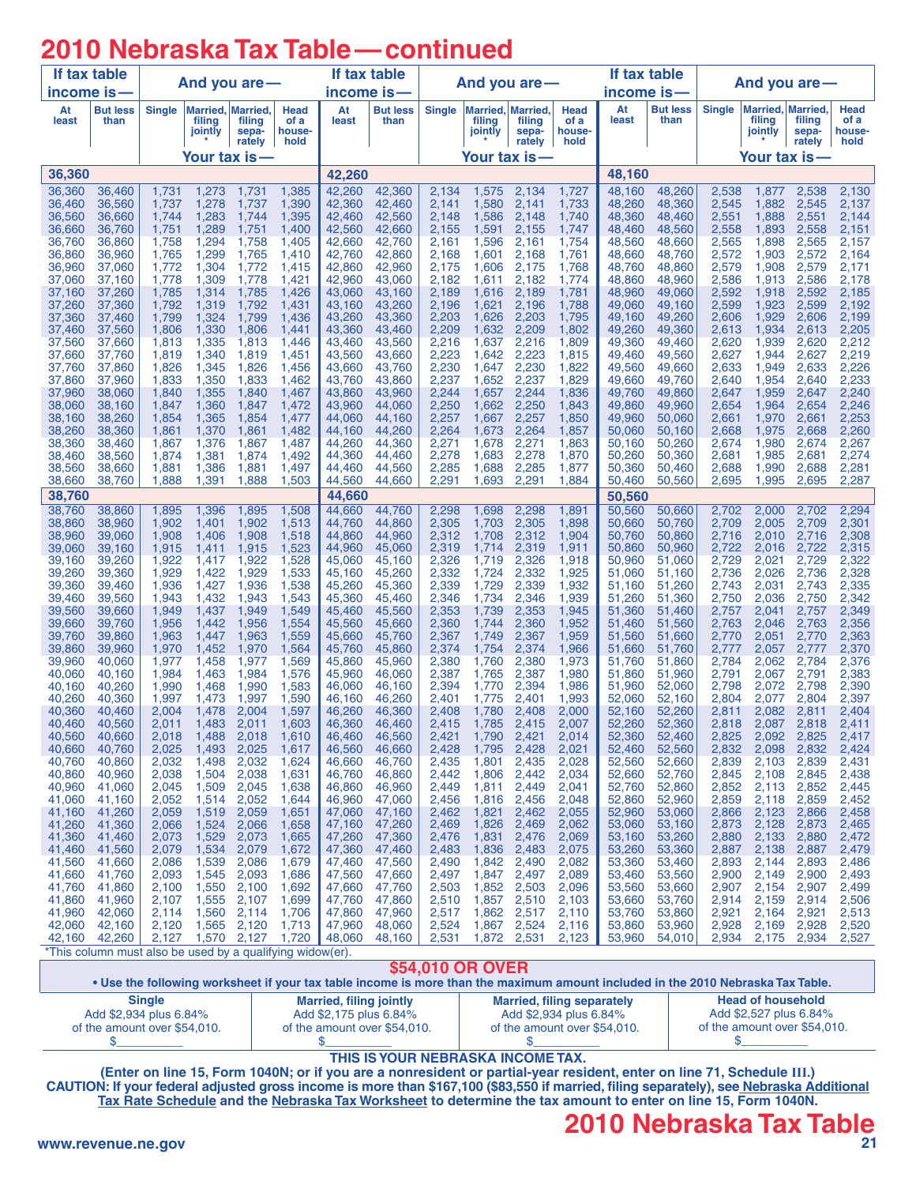# 2010 Nebraska Tax Table — continued

| If tax table income is— | | And you are— | | | | If tax table income is— | | And you are— | | | | If tax table income is— | | And you are— | | | |
|---|---|---|---|---|---|---|---|---|---|---|---|---|---|---|---|---|---|
| At least | But less than | Single | Married, filing jointly * | Married, filing separately | Head of a household | At least | But less than | Single | Married, filing jointly * | Married, filing separately | Head of a household | At least | But less than | Single | Married, filing jointly * | Married, filing separately | Head of a household |
| | | Your tax is— | | | | | | Your tax is— | | | | | | Your tax is— | | | |
| **36,360** | | | | | | **42,260** | | | | | | **48,160** | | | | | |
| 36,360 | 36,460 | 1,731 | 1,273 | 1,731 | 1,385 | 42,260 | 42,360 | 2,134 | 1,575 | 2,134 | 1,727 | 48,160 | 48,260 | 2,538 | 1,877 | 2,538 | 2,130 |
| 36,460 | 36,560 | 1,737 | 1,278 | 1,737 | 1,390 | 42,360 | 42,460 | 2,141 | 1,580 | 2,141 | 1,733 | 48,260 | 48,360 | 2,545 | 1,882 | 2,545 | 2,137 |
| 36,560 | 36,660 | 1,744 | 1,283 | 1,744 | 1,395 | 42,460 | 42,560 | 2,148 | 1,586 | 2,148 | 1,740 | 48,360 | 48,460 | 2,551 | 1,888 | 2,551 | 2,144 |
| 36,660 | 36,760 | 1,751 | 1,289 | 1,751 | 1,400 | 42,560 | 42,660 | 2,155 | 1,591 | 2,155 | 1,747 | 48,460 | 48,560 | 2,558 | 1,893 | 2,558 | 2,151 |
| 36,760 | 36,860 | 1,758 | 1,294 | 1,758 | 1,405 | 42,660 | 42,760 | 2,161 | 1,596 | 2,161 | 1,754 | 48,560 | 48,660 | 2,565 | 1,898 | 2,565 | 2,157 |
| 36,860 | 36,960 | 1,765 | 1,299 | 1,765 | 1,410 | 42,760 | 42,860 | 2,168 | 1,601 | 2,168 | 1,761 | 48,660 | 48,760 | 2,572 | 1,903 | 2,572 | 2,164 |
| 36,960 | 37,060 | 1,772 | 1,304 | 1,772 | 1,415 | 42,860 | 42,960 | 2,175 | 1,606 | 2,175 | 1,768 | 48,760 | 48,860 | 2,579 | 1,908 | 2,579 | 2,171 |
| 37,060 | 37,160 | 1,778 | 1,309 | 1,778 | 1,421 | 42,960 | 43,060 | 2,182 | 1,611 | 2,182 | 1,774 | 48,860 | 48,960 | 2,586 | 1,913 | 2,586 | 2,178 |
| 37,160 | 37,260 | 1,785 | 1,314 | 1,785 | 1,426 | 43,060 | 43,160 | 2,189 | 1,616 | 2,189 | 1,781 | 48,960 | 49,060 | 2,592 | 1,918 | 2,592 | 2,185 |
| 37,260 | 37,360 | 1,792 | 1,319 | 1,792 | 1,431 | 43,160 | 43,260 | 2,196 | 1,621 | 2,196 | 1,788 | 49,060 | 49,160 | 2,599 | 1,923 | 2,599 | 2,192 |
| 37,360 | 37,460 | 1,799 | 1,324 | 1,799 | 1,436 | 43,260 | 43,360 | 2,203 | 1,626 | 2,203 | 1,795 | 49,160 | 49,260 | 2,606 | 1,929 | 2,606 | 2,199 |
| 37,460 | 37,560 | 1,806 | 1,330 | 1,806 | 1,441 | 43,360 | 43,460 | 2,209 | 1,632 | 2,209 | 1,802 | 49,260 | 49,360 | 2,613 | 1,934 | 2,613 | 2,205 |
| 37,560 | 37,660 | 1,813 | 1,335 | 1,813 | 1,446 | 43,460 | 43,560 | 2,216 | 1,637 | 2,216 | 1,809 | 49,360 | 49,460 | 2,620 | 1,939 | 2,620 | 2,212 |
| 37,660 | 37,760 | 1,819 | 1,340 | 1,819 | 1,451 | 43,560 | 43,660 | 2,223 | 1,642 | 2,223 | 1,815 | 49,460 | 49,560 | 2,627 | 1,944 | 2,627 | 2,219 |
| 37,760 | 37,860 | 1,826 | 1,345 | 1,826 | 1,456 | 43,660 | 43,760 | 2,230 | 1,647 | 2,230 | 1,822 | 49,560 | 49,660 | 2,633 | 1,949 | 2,633 | 2,226 |
| 37,860 | 37,960 | 1,833 | 1,350 | 1,833 | 1,462 | 43,760 | 43,860 | 2,237 | 1,652 | 2,237 | 1,829 | 49,660 | 49,760 | 2,640 | 1,954 | 2,640 | 2,233 |
| 37,960 | 38,060 | 1,840 | 1,355 | 1,840 | 1,467 | 43,860 | 43,960 | 2,244 | 1,657 | 2,244 | 1,836 | 49,760 | 49,860 | 2,647 | 1,959 | 2,647 | 2,240 |
| 38,060 | 38,160 | 1,847 | 1,360 | 1,847 | 1,472 | 43,960 | 44,060 | 2,250 | 1,662 | 2,250 | 1,843 | 49,860 | 49,960 | 2,654 | 1,964 | 2,654 | 2,246 |
| 38,160 | 38,260 | 1,854 | 1,365 | 1,854 | 1,477 | 44,060 | 44,160 | 2,257 | 1,667 | 2,257 | 1,850 | 49,960 | 50,060 | 2,661 | 1,970 | 2,661 | 2,253 |
| 38,260 | 38,360 | 1,861 | 1,370 | 1,861 | 1,482 | 44,160 | 44,260 | 2,264 | 1,673 | 2,264 | 1,857 | 50,060 | 50,160 | 2,668 | 1,975 | 2,668 | 2,260 |
| 38,360 | 38,460 | 1,867 | 1,376 | 1,867 | 1,487 | 44,260 | 44,360 | 2,271 | 1,678 | 2,271 | 1,863 | 50,160 | 50,260 | 2,674 | 1,980 | 2,674 | 2,267 |
| 38,460 | 38,560 | 1,874 | 1,381 | 1,874 | 1,492 | 44,360 | 44,460 | 2,278 | 1,683 | 2,278 | 1,870 | 50,260 | 50,360 | 2,681 | 1,985 | 2,681 | 2,274 |
| 38,560 | 38,660 | 1,881 | 1,386 | 1,881 | 1,497 | 44,460 | 44,560 | 2,285 | 1,688 | 2,285 | 1,877 | 50,360 | 50,460 | 2,688 | 1,990 | 2,688 | 2,281 |
| 38,660 | 38,760 | 1,888 | 1,391 | 1,888 | 1,503 | 44,560 | 44,660 | 2,291 | 1,693 | 2,291 | 1,884 | 50,460 | 50,560 | 2,695 | 1,995 | 2,695 | 2,287 |
| **38,760** | | | | | | **44,660** | | | | | | **50,560** | | | | | |
| 38,760 | 38,860 | 1,895 | 1,396 | 1,895 | 1,508 | 44,660 | 44,760 | 2,298 | 1,698 | 2,298 | 1,891 | 50,560 | 50,660 | 2,702 | 2,000 | 2,702 | 2,294 |
| 38,860 | 38,960 | 1,902 | 1,401 | 1,902 | 1,513 | 44,760 | 44,860 | 2,305 | 1,703 | 2,305 | 1,898 | 50,660 | 50,760 | 2,709 | 2,005 | 2,709 | 2,301 |
| 38,960 | 39,060 | 1,908 | 1,406 | 1,908 | 1,518 | 44,860 | 44,960 | 2,312 | 1,708 | 2,312 | 1,904 | 50,760 | 50,860 | 2,716 | 2,010 | 2,716 | 2,308 |
| 39,060 | 39,160 | 1,915 | 1,411 | 1,915 | 1,523 | 44,960 | 45,060 | 2,319 | 1,714 | 2,319 | 1,911 | 50,860 | 50,960 | 2,722 | 2,016 | 2,722 | 2,315 |
| 39,160 | 39,260 | 1,922 | 1,417 | 1,922 | 1,528 | 45,060 | 45,160 | 2,326 | 1,719 | 2,326 | 1,918 | 50,960 | 51,060 | 2,729 | 2,021 | 2,729 | 2,322 |
| 39,260 | 39,360 | 1,929 | 1,422 | 1,929 | 1,533 | 45,160 | 45,260 | 2,332 | 1,724 | 2,332 | 1,925 | 51,060 | 51,160 | 2,736 | 2,026 | 2,736 | 2,328 |
| 39,360 | 39,460 | 1,936 | 1,427 | 1,936 | 1,538 | 45,260 | 45,360 | 2,339 | 1,729 | 2,339 | 1,932 | 51,160 | 51,260 | 2,743 | 2,031 | 2,743 | 2,335 |
| 39,460 | 39,560 | 1,943 | 1,432 | 1,943 | 1,543 | 45,360 | 45,460 | 2,346 | 1,734 | 2,346 | 1,939 | 51,260 | 51,360 | 2,750 | 2,036 | 2,750 | 2,342 |
| 39,560 | 39,660 | 1,949 | 1,437 | 1,949 | 1,549 | 45,460 | 45,560 | 2,353 | 1,739 | 2,353 | 1,945 | 51,360 | 51,460 | 2,757 | 2,041 | 2,757 | 2,349 |
| 39,660 | 39,760 | 1,956 | 1,442 | 1,956 | 1,554 | 45,560 | 45,660 | 2,360 | 1,744 | 2,360 | 1,952 | 51,460 | 51,560 | 2,763 | 2,046 | 2,763 | 2,356 |
| 39,760 | 39,860 | 1,963 | 1,447 | 1,963 | 1,559 | 45,660 | 45,760 | 2,367 | 1,749 | 2,367 | 1,959 | 51,560 | 51,660 | 2,770 | 2,051 | 2,770 | 2,363 |
| 39,860 | 39,960 | 1,970 | 1,452 | 1,970 | 1,564 | 45,760 | 45,860 | 2,374 | 1,754 | 2,374 | 1,966 | 51,660 | 51,760 | 2,777 | 2,057 | 2,777 | 2,370 |
| 39,960 | 40,060 | 1,977 | 1,458 | 1,977 | 1,569 | 45,860 | 45,960 | 2,380 | 1,760 | 2,380 | 1,973 | 51,760 | 51,860 | 2,784 | 2,062 | 2,784 | 2,376 |
| 40,060 | 40,160 | 1,984 | 1,463 | 1,984 | 1,576 | 45,960 | 46,060 | 2,387 | 1,765 | 2,387 | 1,980 | 51,860 | 51,960 | 2,791 | 2,067 | 2,791 | 2,383 |
| 40,160 | 40,260 | 1,990 | 1,468 | 1,990 | 1,583 | 46,060 | 46,160 | 2,394 | 1,770 | 2,394 | 1,986 | 51,960 | 52,060 | 2,798 | 2,072 | 2,798 | 2,390 |
| 40,260 | 40,360 | 1,997 | 1,473 | 1,997 | 1,590 | 46,160 | 46,260 | 2,401 | 1,775 | 2,401 | 1,993 | 52,060 | 52,160 | 2,804 | 2,077 | 2,804 | 2,397 |
| 40,360 | 40,460 | 2,004 | 1,478 | 2,004 | 1,597 | 46,260 | 46,360 | 2,408 | 1,780 | 2,408 | 2,000 | 52,160 | 52,260 | 2,811 | 2,082 | 2,811 | 2,404 |
| 40,460 | 40,560 | 2,011 | 1,483 | 2,011 | 1,603 | 46,360 | 46,460 | 2,415 | 1,785 | 2,415 | 2,007 | 52,260 | 52,360 | 2,818 | 2,087 | 2,818 | 2,411 |
| 40,560 | 40,660 | 2,018 | 1,488 | 2,018 | 1,610 | 46,460 | 46,560 | 2,421 | 1,790 | 2,421 | 2,014 | 52,360 | 52,460 | 2,825 | 2,092 | 2,825 | 2,417 |
| 40,660 | 40,760 | 2,025 | 1,493 | 2,025 | 1,617 | 46,560 | 46,660 | 2,428 | 1,795 | 2,428 | 2,021 | 52,460 | 52,560 | 2,832 | 2,098 | 2,832 | 2,424 |
| 40,760 | 40,860 | 2,032 | 1,498 | 2,032 | 1,624 | 46,660 | 46,760 | 2,435 | 1,801 | 2,435 | 2,028 | 52,560 | 52,660 | 2,839 | 2,103 | 2,839 | 2,431 |
| 40,860 | 40,960 | 2,038 | 1,504 | 2,038 | 1,631 | 46,760 | 46,860 | 2,442 | 1,806 | 2,442 | 2,034 | 52,660 | 52,760 | 2,845 | 2,108 | 2,845 | 2,438 |
| 40,960 | 41,060 | 2,045 | 1,509 | 2,045 | 1,638 | 46,860 | 46,960 | 2,449 | 1,811 | 2,449 | 2,041 | 52,760 | 52,860 | 2,852 | 2,113 | 2,852 | 2,445 |
| 41,060 | 41,160 | 2,052 | 1,514 | 2,052 | 1,644 | 46,960 | 47,060 | 2,456 | 1,816 | 2,456 | 2,048 | 52,860 | 52,960 | 2,859 | 2,118 | 2,859 | 2,452 |
| 41,160 | 41,260 | 2,059 | 1,519 | 2,059 | 1,651 | 47,060 | 47,160 | 2,462 | 1,821 | 2,462 | 2,055 | 52,960 | 53,060 | 2,866 | 2,123 | 2,866 | 2,458 |
| 41,260 | 41,360 | 2,066 | 1,524 | 2,066 | 1,658 | 47,160 | 47,260 | 2,469 | 1,826 | 2,469 | 2,062 | 53,060 | 53,160 | 2,873 | 2,128 | 2,873 | 2,465 |
| 41,360 | 41,460 | 2,073 | 1,529 | 2,073 | 1,665 | 47,260 | 47,360 | 2,476 | 1,831 | 2,476 | 2,069 | 53,160 | 53,260 | 2,880 | 2,133 | 2,880 | 2,472 |
| 41,460 | 41,560 | 2,079 | 1,534 | 2,079 | 1,672 | 47,360 | 47,460 | 2,483 | 1,836 | 2,483 | 2,075 | 53,260 | 53,360 | 2,887 | 2,138 | 2,887 | 2,479 |
| 41,560 | 41,660 | 2,086 | 1,539 | 2,086 | 1,679 | 47,460 | 47,560 | 2,490 | 1,842 | 2,490 | 2,082 | 53,360 | 53,460 | 2,893 | 2,144 | 2,893 | 2,486 |
| 41,660 | 41,760 | 2,093 | 1,545 | 2,093 | 1,686 | 47,560 | 47,660 | 2,497 | 1,847 | 2,497 | 2,089 | 53,460 | 53,560 | 2,900 | 2,149 | 2,900 | 2,493 |
| 41,760 | 41,860 | 2,100 | 1,550 | 2,100 | 1,692 | 47,660 | 47,760 | 2,503 | 1,852 | 2,503 | 2,096 | 53,560 | 53,660 | 2,907 | 2,154 | 2,907 | 2,499 |
| 41,860 | 41,960 | 2,107 | 1,555 | 2,107 | 1,699 | 47,760 | 47,860 | 2,510 | 1,857 | 2,510 | 2,103 | 53,660 | 53,760 | 2,914 | 2,159 | 2,914 | 2,506 |
| 41,960 | 42,060 | 2,114 | 1,560 | 2,114 | 1,706 | 47,860 | 47,960 | 2,517 | 1,862 | 2,517 | 2,110 | 53,760 | 53,860 | 2,921 | 2,164 | 2,921 | 2,513 |
| 42,060 | 42,160 | 2,120 | 1,565 | 2,120 | 1,713 | 47,960 | 48,060 | 2,524 | 1,867 | 2,524 | 2,116 | 53,860 | 53,960 | 2,928 | 2,169 | 2,928 | 2,520 |
| 42,160 | 42,260 | 2,127 | 1,570 | 2,127 | 1,720 | 48,060 | 48,160 | 2,531 | 1,872 | 2,531 | 2,123 | 53,960 | 54,010 | 2,934 | 2,175 | 2,934 | 2,527 |

*This column must also be used by a qualifying widow(er).

## $54,010 OR OVER

**• Use the following worksheet if your tax table income is more than the maximum amount included in the 2010 Nebraska Tax Table.**

| Single | Married, filing jointly | Married, filing separately | Head of household |
|---|---|---|---|
| Add $2,934 plus 6.84% of the amount over $54,010. $\_\_\_\_\_\_\_\_ | Add $2,175 plus 6.84% of the amount over $54,010. $\_\_\_\_\_\_\_\_ | Add $2,934 plus 6.84% of the amount over $54,010. $\_\_\_\_\_\_\_\_ | Add $2,527 plus 6.84% of the amount over $54,010. $\_\_\_\_\_\_\_\_ |

**THIS IS YOUR NEBRASKA INCOME TAX.**

**(Enter on line 15, Form 1040N; or if you are a nonresident or partial-year resident, enter on line 71, Schedule III.)**

**CAUTION: If your federal adjusted gross income is more than $167,100 ($83,550 if married, filing separately), see Nebraska Additional Tax Rate Schedule and the Nebraska Tax Worksheet to determine the tax amount to enter on line 15, Form 1040N.**

# 2010 Nebraska Tax Table

www.revenue.ne.gov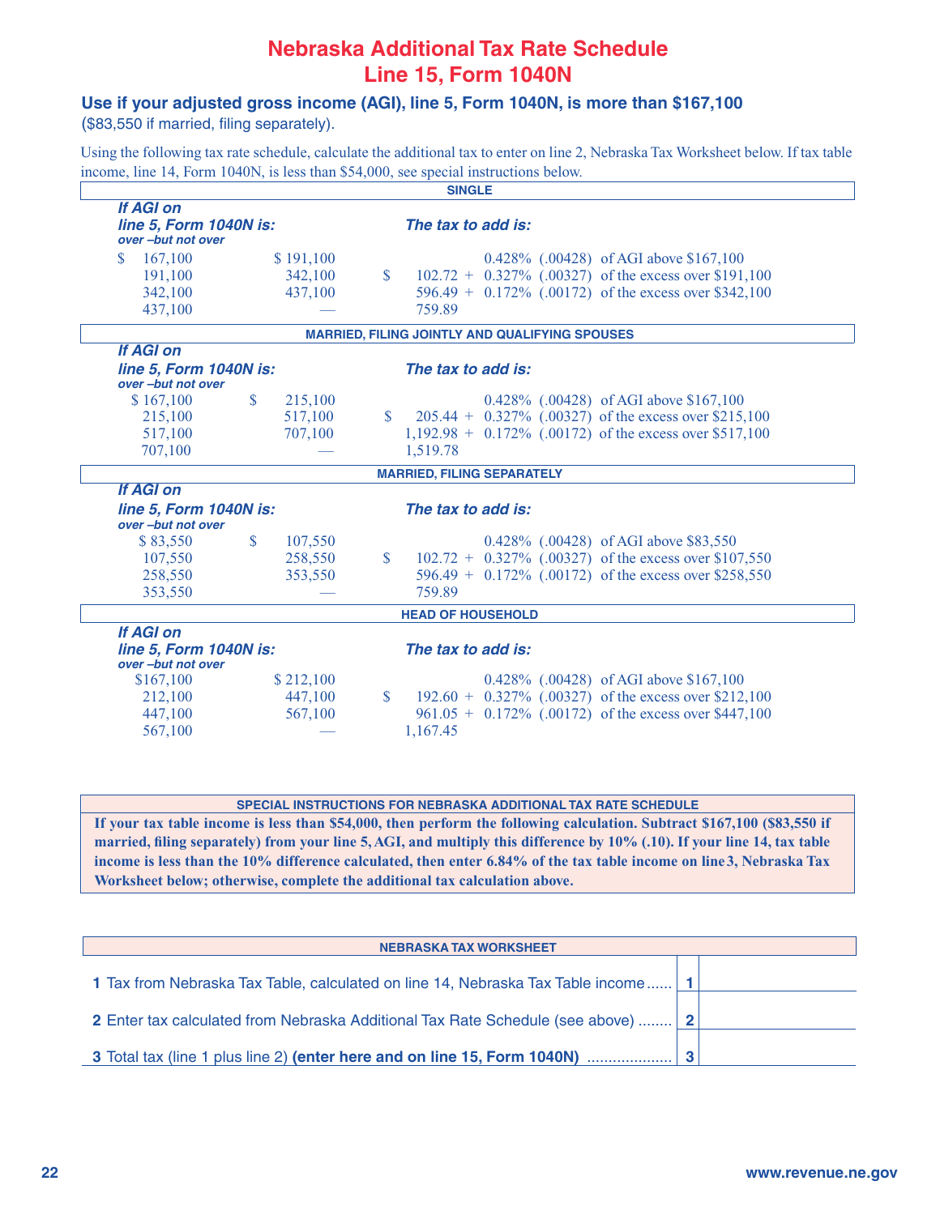# Nebraska Additional Tax Rate Schedule
## Line 15, Form 1040N

**Use if your adjusted gross income (AGI), line 5, Form 1040N, is more than $167,100**
($83,550 if married, filing separately).

Using the following tax rate schedule, calculate the additional tax to enter on line 2, Nebraska Tax Worksheet below. If tax table income, line 14, Form 1040N, is less than $54,000, see special instructions below.

### SINGLE

| If AGI on line 5, Form 1040N is: over – | but not over | The tax to add is: |
|---|---|---|
| $ 167,100 | $ 191,100 | 0.428% (.00428) of AGI above $167,100 |
| 191,100 | 342,100 | $ 102.72 + 0.327% (.00327) of the excess over $191,100 |
| 342,100 | 437,100 | 596.49 + 0.172% (.00172) of the excess over $342,100 |
| 437,100 | — | 759.89 |

### MARRIED, FILING JOINTLY AND QUALIFYING SPOUSES

| If AGI on line 5, Form 1040N is: over – | but not over | The tax to add is: |
|---|---|---|
| $ 167,100 | $ 215,100 | 0.428% (.00428) of AGI above $167,100 |
| 215,100 | 517,100 | $ 205.44 + 0.327% (.00327) of the excess over $215,100 |
| 517,100 | 707,100 | 1,192.98 + 0.172% (.00172) of the excess over $517,100 |
| 707,100 | — | 1,519.78 |

### MARRIED, FILING SEPARATELY

| If AGI on line 5, Form 1040N is: over – | but not over | The tax to add is: |
|---|---|---|
| $ 83,550 | $ 107,550 | 0.428% (.00428) of AGI above $83,550 |
| 107,550 | 258,550 | $ 102.72 + 0.327% (.00327) of the excess over $107,550 |
| 258,550 | 353,550 | 596.49 + 0.172% (.00172) of the excess over $258,550 |
| 353,550 | — | 759.89 |

### HEAD OF HOUSEHOLD

| If AGI on line 5, Form 1040N is: over – | but not over | The tax to add is: |
|---|---|---|
| $167,100 | $ 212,100 | 0.428% (.00428) of AGI above $167,100 |
| 212,100 | 447,100 | $ 192.60 + 0.327% (.00327) of the excess over $212,100 |
| 447,100 | 567,100 | 961.05 + 0.172% (.00172) of the excess over $447,100 |
| 567,100 | — | 1,167.45 |

### SPECIAL INSTRUCTIONS FOR NEBRASKA ADDITIONAL TAX RATE SCHEDULE

**If your tax table income is less than $54,000, then perform the following calculation. Subtract $167,100 ($83,550 if married, filing separately) from your line 5, AGI, and multiply this difference by 10% (.10). If your line 14, tax table income is less than the 10% difference calculated, then enter 6.84% of the tax table income on line 3, Nebraska Tax Worksheet below; otherwise, complete the additional tax calculation above.**

### NEBRASKA TAX WORKSHEET

| | | |
|---|---|---|
| **1** Tax from Nebraska Tax Table, calculated on line 14, Nebraska Tax Table income ...... | 1 | |
| **2** Enter tax calculated from Nebraska Additional Tax Rate Schedule (see above) ........ | 2 | |
| **3** Total tax (line 1 plus line 2) **(enter here and on line 15, Form 1040N)** .................... | 3 | |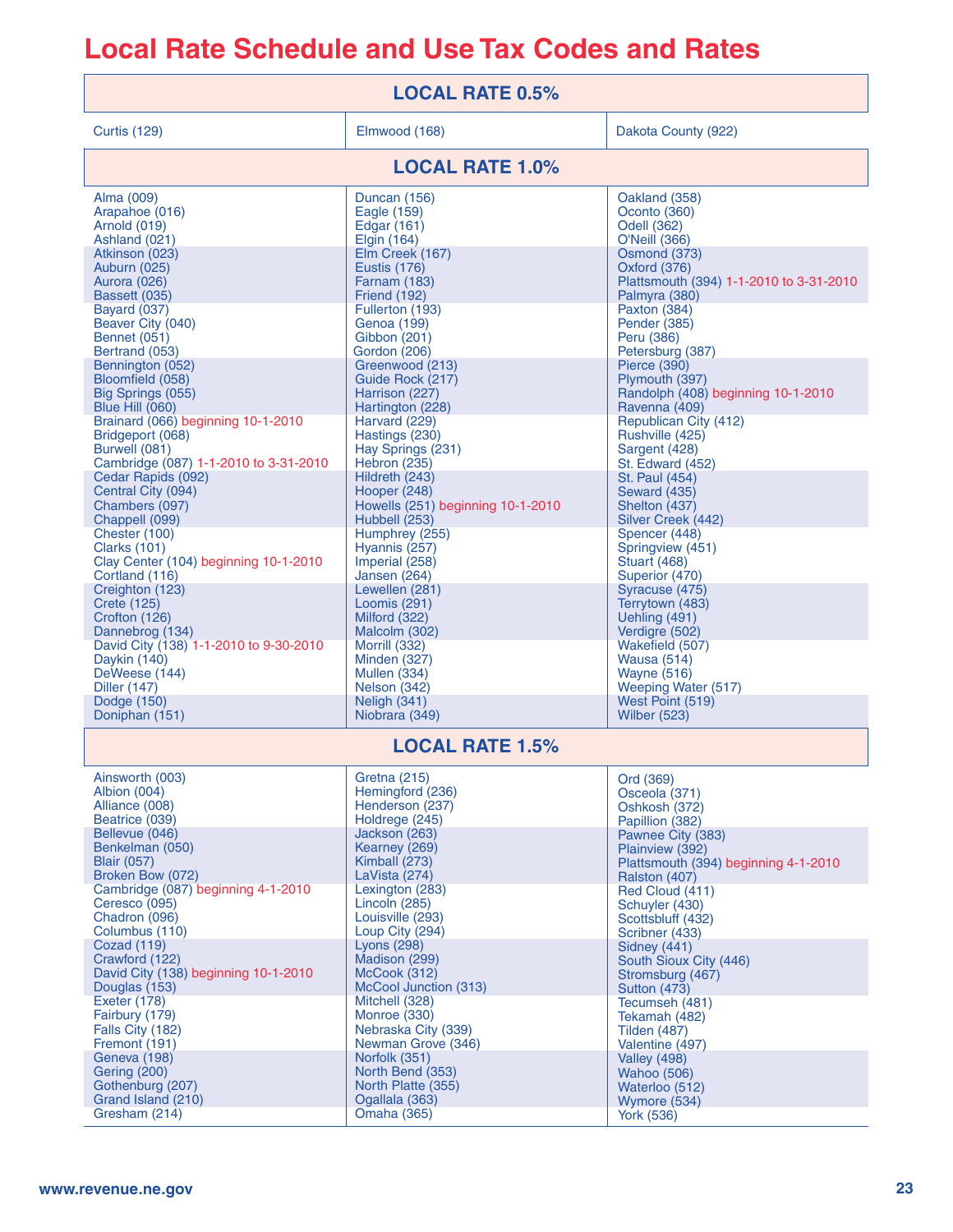# Local Rate Schedule and Use Tax Codes and Rates

## LOCAL RATE 0.5%

| | | |
|---|---|---|
| Curtis (129) | Elmwood (168) | Dakota County (922) |

## LOCAL RATE 1.0%

| | | |
|---|---|---|
| Alma (009) | Duncan (156) | Oakland (358) |
| Arapahoe (016) | Eagle (159) | Oconto (360) |
| Arnold (019) | Edgar (161) | Odell (362) |
| Ashland (021) | Elgin (164) | O'Neill (366) |
| Atkinson (023) | Elm Creek (167) | Osmond (373) |
| Auburn (025) | Eustis (176) | Oxford (376) |
| Aurora (026) | Farnam (183) | Plattsmouth (394) 1-1-2010 to 3-31-2010 |
| Bassett (035) | Friend (192) | Palmyra (380) |
| Bayard (037) | Fullerton (193) | Paxton (384) |
| Beaver City (040) | Genoa (199) | Pender (385) |
| Bennet (051) | Gibbon (201) | Peru (386) |
| Bertrand (053) | Gordon (206) | Petersburg (387) |
| Bennington (052) | Greenwood (213) | Pierce (390) |
| Bloomfield (058) | Guide Rock (217) | Plymouth (397) |
| Big Springs (055) | Harrison (227) | Randolph (408) beginning 10-1-2010 |
| Blue Hill (060) | Hartington (228) | Ravenna (409) |
| Brainard (066) beginning 10-1-2010 | Harvard (229) | Republican City (412) |
| Bridgeport (068) | Hastings (230) | Rushville (425) |
| Burwell (081) | Hay Springs (231) | Sargent (428) |
| Cambridge (087) 1-1-2010 to 3-31-2010 | Hebron (235) | St. Edward (452) |
| Cedar Rapids (092) | Hildreth (243) | St. Paul (454) |
| Central City (094) | Hooper (248) | Seward (435) |
| Chambers (097) | Howells (251) beginning 10-1-2010 | Shelton (437) |
| Chappell (099) | Hubbell (253) | Silver Creek (442) |
| Chester (100) | Humphrey (255) | Spencer (448) |
| Clarks (101) | Hyannis (257) | Springview (451) |
| Clay Center (104) beginning 10-1-2010 | Imperial (258) | Stuart (468) |
| Cortland (116) | Jansen (264) | Superior (470) |
| Creighton (123) | Lewellen (281) | Syracuse (475) |
| Crete (125) | Loomis (291) | Terrytown (483) |
| Crofton (126) | Milford (322) | Uehling (491) |
| Dannebrog (134) | Malcolm (302) | Verdigre (502) |
| David City (138) 1-1-2010 to 9-30-2010 | Morrill (332) | Wakefield (507) |
| Daykin (140) | Minden (327) | Wausa (514) |
| DeWeese (144) | Mullen (334) | Wayne (516) |
| Diller (147) | Nelson (342) | Weeping Water (517) |
| Dodge (150) | Neligh (341) | West Point (519) |
| Doniphan (151) | Niobrara (349) | Wilber (523) |

## LOCAL RATE 1.5%

| | | |
|---|---|---|
| Ainsworth (003) | Gretna (215) | Ord (369) |
| Albion (004) | Hemingford (236) | Osceola (371) |
| Alliance (008) | Henderson (237) | Oshkosh (372) |
| Beatrice (039) | Holdrege (245) | Papillion (382) |
| Bellevue (046) | Jackson (263) | Pawnee City (383) |
| Benkelman (050) | Kearney (269) | Plainview (392) |
| Blair (057) | Kimball (273) | Plattsmouth (394) beginning 4-1-2010 |
| Broken Bow (072) | LaVista (274) | Ralston (407) |
| Cambridge (087) beginning 4-1-2010 | Lexington (283) | Red Cloud (411) |
| Ceresco (095) | Lincoln (285) | Schuyler (430) |
| Chadron (096) | Louisville (293) | Scottsbluff (432) |
| Columbus (110) | Loup City (294) | Scribner (433) |
| Cozad (119) | Lyons (298) | Sidney (441) |
| Crawford (122) | Madison (299) | South Sioux City (446) |
| David City (138) beginning 10-1-2010 | McCook (312) | Stromsburg (467) |
| Douglas (153) | McCool Junction (313) | Sutton (473) |
| Exeter (178) | Mitchell (328) | Tecumseh (481) |
| Fairbury (179) | Monroe (330) | Tekamah (482) |
| Falls City (182) | Nebraska City (339) | Tilden (487) |
| Fremont (191) | Newman Grove (346) | Valentine (497) |
| Geneva (198) | Norfolk (351) | Valley (498) |
| Gering (200) | North Bend (353) | Wahoo (506) |
| Gothenburg (207) | North Platte (355) | Waterloo (512) |
| Grand Island (210) | Ogallala (363) | Wymore (534) |
| Gresham (214) | Omaha (365) | York (536) |

www.revenue.ne.gov